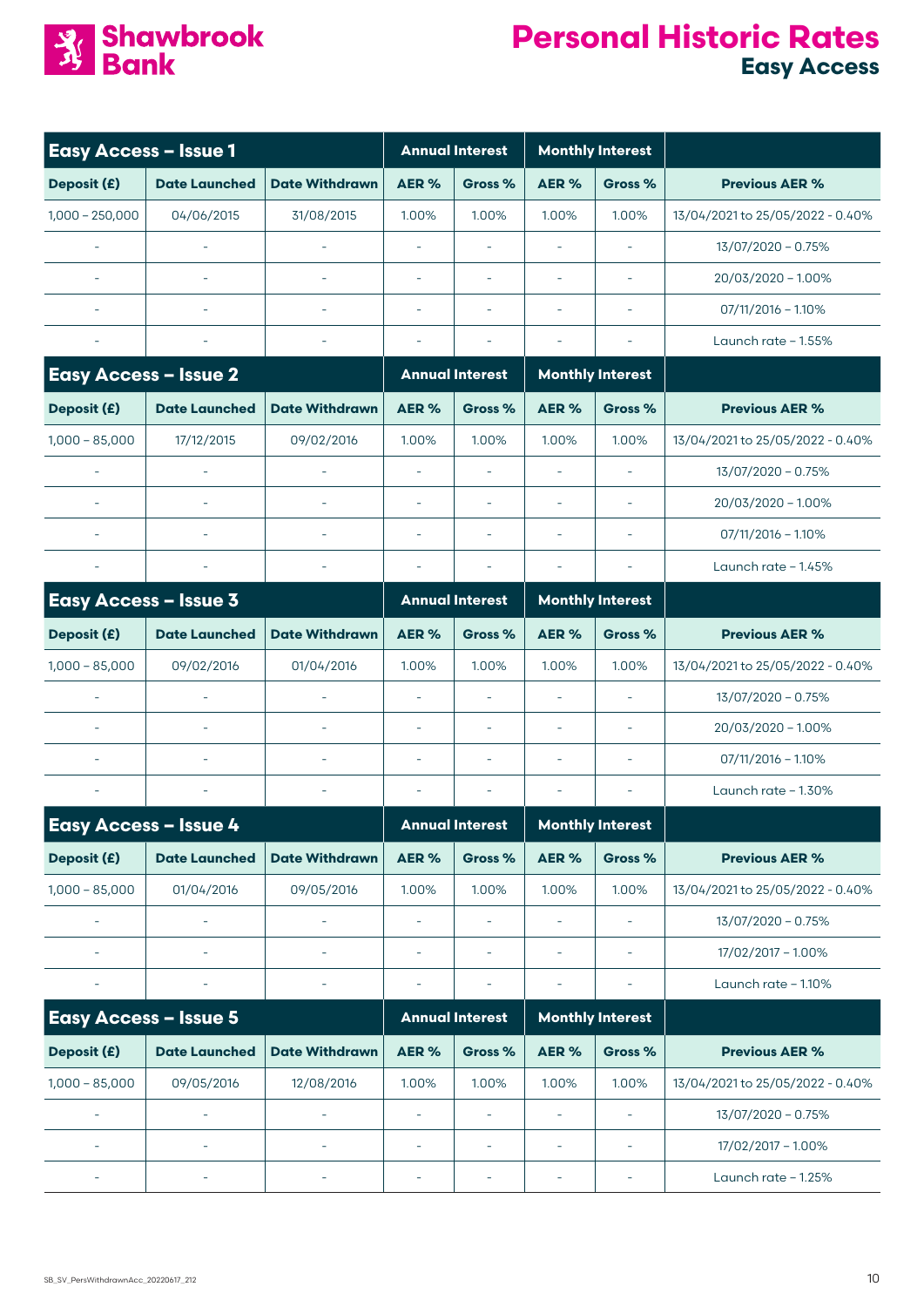# Shawbrook Bank

# Personal Historic Rates
## Easy Access

| Easy Access – Issue 1 | | | Annual Interest | | Monthly Interest | | |
|---|---|---|---|---|---|---|---|
| Deposit (£) | Date Launched | Date Withdrawn | AER % | Gross % | AER % | Gross % | Previous AER % |
| 1,000 – 250,000 | 04/06/2015 | 31/08/2015 | 1.00% | 1.00% | 1.00% | 1.00% | 13/04/2021 to 25/05/2022 - 0.40% |
| - | - | - | - | - | - | - | 13/07/2020 – 0.75% |
| - | - | - | - | - | - | - | 20/03/2020 – 1.00% |
| - | - | - | - | - | - | - | 07/11/2016 – 1.10% |
| - | - | - | - | - | - | - | Launch rate – 1.55% |

| Easy Access – Issue 2 | | | Annual Interest | | Monthly Interest | | |
|---|---|---|---|---|---|---|---|
| Deposit (£) | Date Launched | Date Withdrawn | AER % | Gross % | AER % | Gross % | Previous AER % |
| 1,000 – 85,000 | 17/12/2015 | 09/02/2016 | 1.00% | 1.00% | 1.00% | 1.00% | 13/04/2021 to 25/05/2022 - 0.40% |
| - | - | - | - | - | - | - | 13/07/2020 – 0.75% |
| - | - | - | - | - | - | - | 20/03/2020 – 1.00% |
| - | - | - | - | - | - | - | 07/11/2016 – 1.10% |
| - | - | - | - | - | - | - | Launch rate – 1.45% |

| Easy Access – Issue 3 | | | Annual Interest | | Monthly Interest | | |
|---|---|---|---|---|---|---|---|
| Deposit (£) | Date Launched | Date Withdrawn | AER % | Gross % | AER % | Gross % | Previous AER % |
| 1,000 – 85,000 | 09/02/2016 | 01/04/2016 | 1.00% | 1.00% | 1.00% | 1.00% | 13/04/2021 to 25/05/2022 - 0.40% |
| - | - | - | - | - | - | - | 13/07/2020 – 0.75% |
| - | - | - | - | - | - | - | 20/03/2020 – 1.00% |
| - | - | - | - | - | - | - | 07/11/2016 – 1.10% |
| - | - | - | - | - | - | - | Launch rate – 1.30% |

| Easy Access – Issue 4 | | | Annual Interest | | Monthly Interest | | |
|---|---|---|---|---|---|---|---|
| Deposit (£) | Date Launched | Date Withdrawn | AER % | Gross % | AER % | Gross % | Previous AER % |
| 1,000 – 85,000 | 01/04/2016 | 09/05/2016 | 1.00% | 1.00% | 1.00% | 1.00% | 13/04/2021 to 25/05/2022 - 0.40% |
| - | - | - | - | - | - | - | 13/07/2020 – 0.75% |
| - | - | - | - | - | - | - | 17/02/2017 – 1.00% |
| - | - | - | - | - | - | - | Launch rate – 1.10% |

| Easy Access – Issue 5 | | | Annual Interest | | Monthly Interest | | |
|---|---|---|---|---|---|---|---|
| Deposit (£) | Date Launched | Date Withdrawn | AER % | Gross % | AER % | Gross % | Previous AER % |
| 1,000 – 85,000 | 09/05/2016 | 12/08/2016 | 1.00% | 1.00% | 1.00% | 1.00% | 13/04/2021 to 25/05/2022 - 0.40% |
| - | - | - | - | - | - | - | 13/07/2020 – 0.75% |
| - | - | - | - | - | - | - | 17/02/2017 – 1.00% |
| - | - | - | - | - | - | - | Launch rate – 1.25% |

SB_SV_PersWithdrawnAcc_20220617_212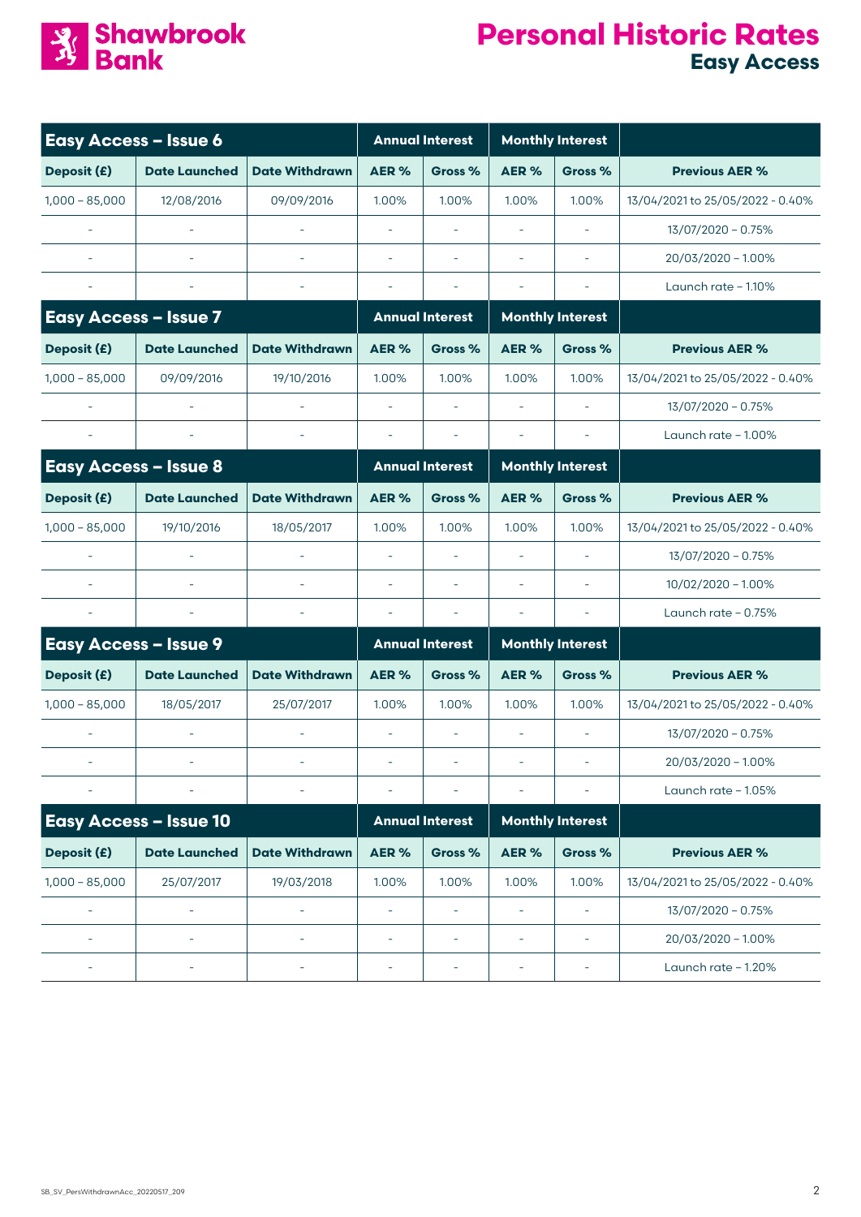# Personal Historic Rates
## Easy Access

| Easy Access – Issue 6 | | | Annual Interest | | Monthly Interest | | |
|---|---|---|---|---|---|---|---|
| Deposit (£) | Date Launched | Date Withdrawn | AER % | Gross % | AER % | Gross % | Previous AER % |
| 1,000 – 85,000 | 12/08/2016 | 09/09/2016 | 1.00% | 1.00% | 1.00% | 1.00% | 13/04/2021 to 25/05/2022 - 0.40% |
| - | - | - | - | - | - | - | 13/07/2020 – 0.75% |
| - | - | - | - | - | - | - | 20/03/2020 – 1.00% |
| - | - | - | - | - | - | - | Launch rate – 1.10% |

| Easy Access – Issue 7 | | | Annual Interest | | Monthly Interest | | |
|---|---|---|---|---|---|---|---|
| Deposit (£) | Date Launched | Date Withdrawn | AER % | Gross % | AER % | Gross % | Previous AER % |
| 1,000 – 85,000 | 09/09/2016 | 19/10/2016 | 1.00% | 1.00% | 1.00% | 1.00% | 13/04/2021 to 25/05/2022 - 0.40% |
| - | - | - | - | - | - | - | 13/07/2020 – 0.75% |
| - | - | - | - | - | - | - | Launch rate – 1.00% |

| Easy Access – Issue 8 | | | Annual Interest | | Monthly Interest | | |
|---|---|---|---|---|---|---|---|
| Deposit (£) | Date Launched | Date Withdrawn | AER % | Gross % | AER % | Gross % | Previous AER % |
| 1,000 – 85,000 | 19/10/2016 | 18/05/2017 | 1.00% | 1.00% | 1.00% | 1.00% | 13/04/2021 to 25/05/2022 - 0.40% |
| - | - | - | - | - | - | - | 13/07/2020 – 0.75% |
| - | - | - | - | - | - | - | 10/02/2020 – 1.00% |
| - | - | - | - | - | - | - | Launch rate – 0.75% |

| Easy Access – Issue 9 | | | Annual Interest | | Monthly Interest | | |
|---|---|---|---|---|---|---|---|
| Deposit (£) | Date Launched | Date Withdrawn | AER % | Gross % | AER % | Gross % | Previous AER % |
| 1,000 – 85,000 | 18/05/2017 | 25/07/2017 | 1.00% | 1.00% | 1.00% | 1.00% | 13/04/2021 to 25/05/2022 - 0.40% |
| - | - | - | - | - | - | - | 13/07/2020 – 0.75% |
| - | - | - | - | - | - | - | 20/03/2020 – 1.00% |
| - | - | - | - | - | - | - | Launch rate – 1.05% |

| Easy Access – Issue 10 | | | Annual Interest | | Monthly Interest | | |
|---|---|---|---|---|---|---|---|
| Deposit (£) | Date Launched | Date Withdrawn | AER % | Gross % | AER % | Gross % | Previous AER % |
| 1,000 – 85,000 | 25/07/2017 | 19/03/2018 | 1.00% | 1.00% | 1.00% | 1.00% | 13/04/2021 to 25/05/2022 - 0.40% |
| - | - | - | - | - | - | - | 13/07/2020 – 0.75% |
| - | - | - | - | - | - | - | 20/03/2020 – 1.00% |
| - | - | - | - | - | - | - | Launch rate – 1.20% |

SB_SV_PersWithdrawnAcc_20220517_209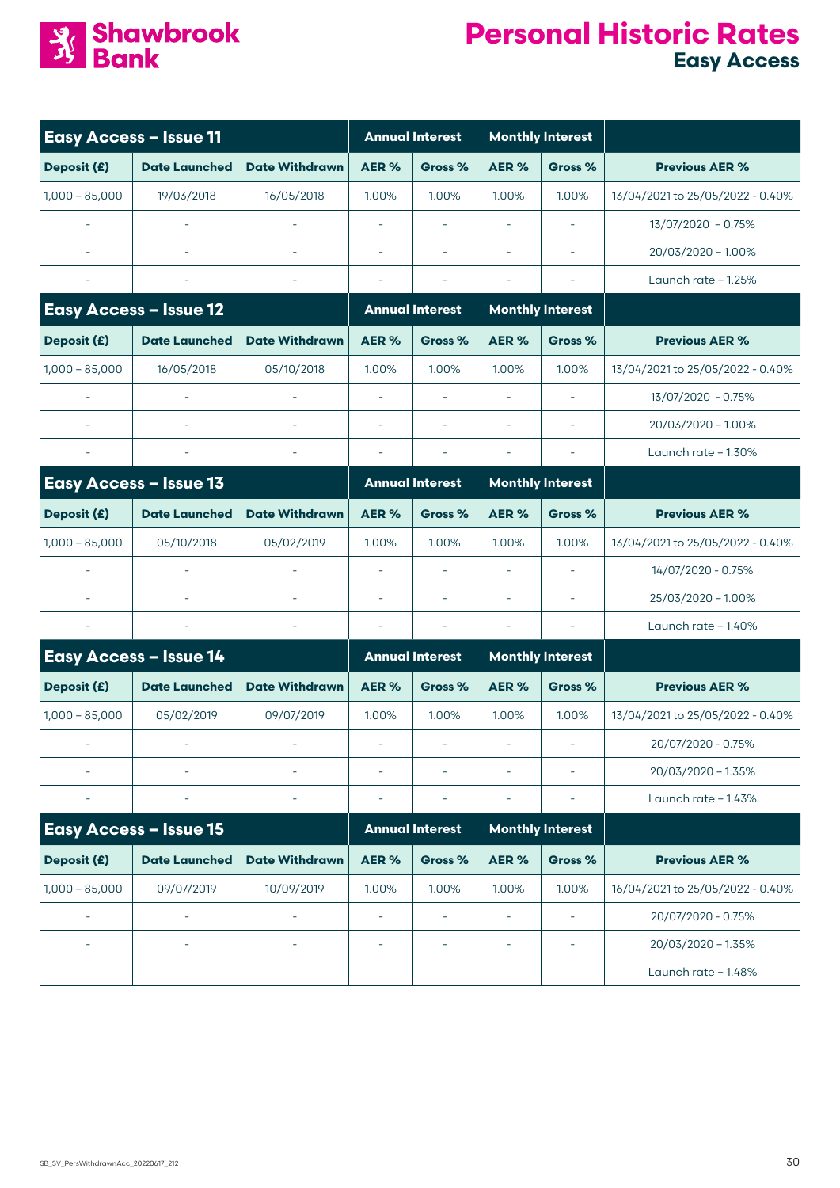# Shawbrook Bank

# Personal Historic Rates
## Easy Access

| Easy Access – Issue 11 | | | Annual Interest | | Monthly Interest | | |
|---|---|---|---|---|---|---|---|
| Deposit (£) | Date Launched | Date Withdrawn | AER % | Gross % | AER % | Gross % | Previous AER % |
| 1,000 – 85,000 | 19/03/2018 | 16/05/2018 | 1.00% | 1.00% | 1.00% | 1.00% | 13/04/2021 to 25/05/2022 - 0.40% |
| - | - | - | - | - | - | - | 13/07/2020 – 0.75% |
| - | - | - | - | - | - | - | 20/03/2020 – 1.00% |
| - | - | - | - | - | - | - | Launch rate – 1.25% |

| Easy Access – Issue 12 | | | Annual Interest | | Monthly Interest | | |
|---|---|---|---|---|---|---|---|
| Deposit (£) | Date Launched | Date Withdrawn | AER % | Gross % | AER % | Gross % | Previous AER % |
| 1,000 – 85,000 | 16/05/2018 | 05/10/2018 | 1.00% | 1.00% | 1.00% | 1.00% | 13/04/2021 to 25/05/2022 - 0.40% |
| - | - | - | - | - | - | - | 13/07/2020 - 0.75% |
| - | - | - | - | - | - | - | 20/03/2020 – 1.00% |
| - | - | - | - | - | - | - | Launch rate – 1.30% |

| Easy Access – Issue 13 | | | Annual Interest | | Monthly Interest | | |
|---|---|---|---|---|---|---|---|
| Deposit (£) | Date Launched | Date Withdrawn | AER % | Gross % | AER % | Gross % | Previous AER % |
| 1,000 – 85,000 | 05/10/2018 | 05/02/2019 | 1.00% | 1.00% | 1.00% | 1.00% | 13/04/2021 to 25/05/2022 - 0.40% |
| - | - | - | - | - | - | - | 14/07/2020 - 0.75% |
| - | - | - | - | - | - | - | 25/03/2020 – 1.00% |
| - | - | - | - | - | - | - | Launch rate – 1.40% |

| Easy Access – Issue 14 | | | Annual Interest | | Monthly Interest | | |
|---|---|---|---|---|---|---|---|
| Deposit (£) | Date Launched | Date Withdrawn | AER % | Gross % | AER % | Gross % | Previous AER % |
| 1,000 – 85,000 | 05/02/2019 | 09/07/2019 | 1.00% | 1.00% | 1.00% | 1.00% | 13/04/2021 to 25/05/2022 - 0.40% |
| - | - | - | - | - | - | - | 20/07/2020 - 0.75% |
| - | - | - | - | - | - | - | 20/03/2020 – 1.35% |
| - | - | - | - | - | - | - | Launch rate – 1.43% |

| Easy Access – Issue 15 | | | Annual Interest | | Monthly Interest | | |
|---|---|---|---|---|---|---|---|
| Deposit (£) | Date Launched | Date Withdrawn | AER % | Gross % | AER % | Gross % | Previous AER % |
| 1,000 – 85,000 | 09/07/2019 | 10/09/2019 | 1.00% | 1.00% | 1.00% | 1.00% | 16/04/2021 to 25/05/2022 - 0.40% |
| - | - | - | - | - | - | - | 20/07/2020 - 0.75% |
| - | - | - | - | - | - | - | 20/03/2020 – 1.35% |
| | | | | | | | Launch rate – 1.48% |

SB_SV_PersWithdrawnAcc_20220617_212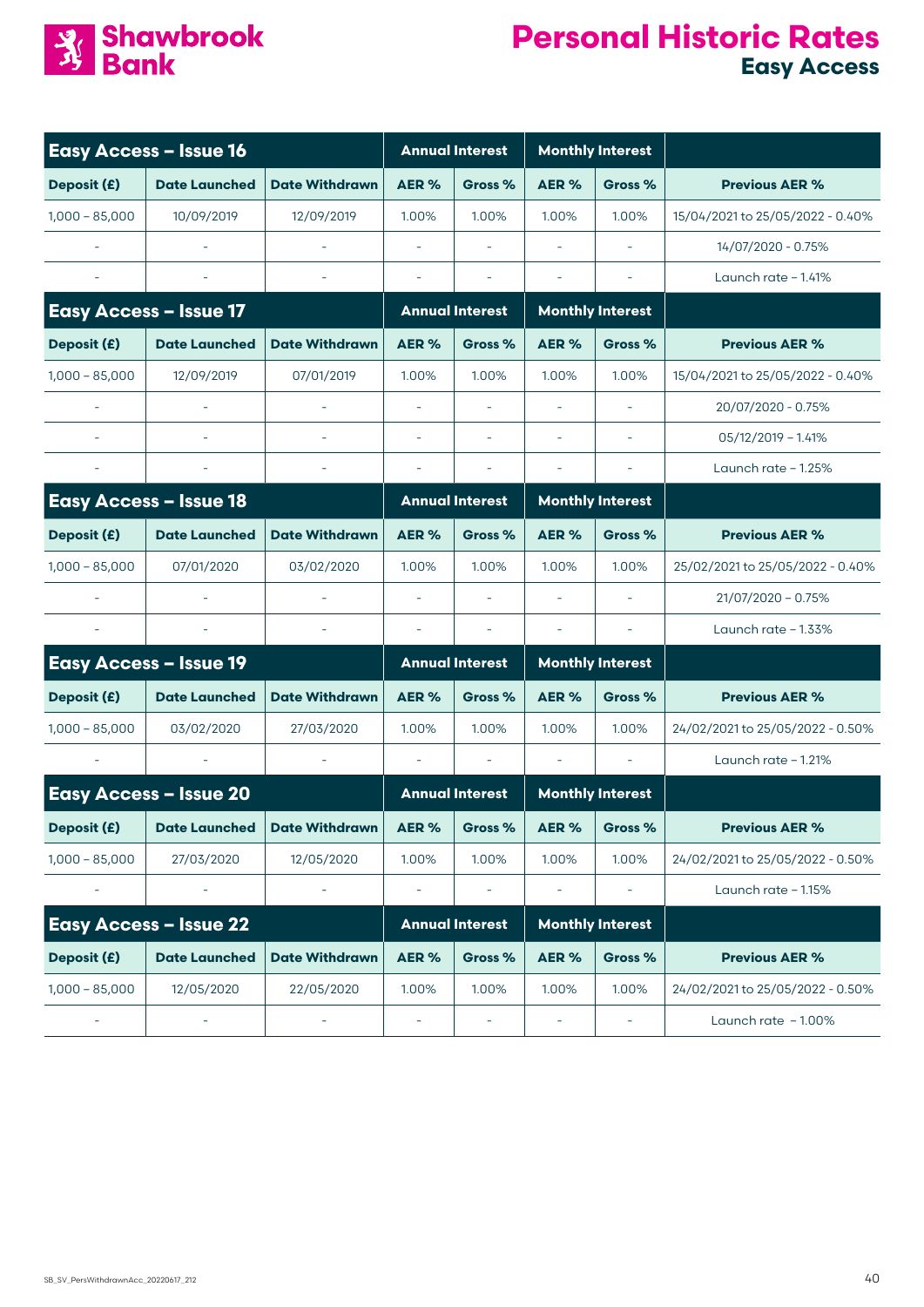# Personal Historic Rates

## Easy Access

| Easy Access – Issue 16 | | | Annual Interest | | Monthly Interest | | |
|---|---|---|---|---|---|---|---|
| **Deposit (£)** | **Date Launched** | **Date Withdrawn** | **AER %** | **Gross %** | **AER %** | **Gross %** | **Previous AER %** |
| 1,000 – 85,000 | 10/09/2019 | 12/09/2019 | 1.00% | 1.00% | 1.00% | 1.00% | 15/04/2021 to 25/05/2022 - 0.40% |
| - | - | - | - | - | - | - | 14/07/2020 - 0.75% |
| - | - | - | - | - | - | - | Launch rate – 1.41% |

| Easy Access – Issue 17 | | | Annual Interest | | Monthly Interest | | |
|---|---|---|---|---|---|---|---|
| **Deposit (£)** | **Date Launched** | **Date Withdrawn** | **AER %** | **Gross %** | **AER %** | **Gross %** | **Previous AER %** |
| 1,000 – 85,000 | 12/09/2019 | 07/01/2019 | 1.00% | 1.00% | 1.00% | 1.00% | 15/04/2021 to 25/05/2022 - 0.40% |
| - | - | - | - | - | - | - | 20/07/2020 - 0.75% |
| - | - | - | - | - | - | - | 05/12/2019 – 1.41% |
| - | - | - | - | - | - | - | Launch rate – 1.25% |

| Easy Access – Issue 18 | | | Annual Interest | | Monthly Interest | | |
|---|---|---|---|---|---|---|---|
| **Deposit (£)** | **Date Launched** | **Date Withdrawn** | **AER %** | **Gross %** | **AER %** | **Gross %** | **Previous AER %** |
| 1,000 – 85,000 | 07/01/2020 | 03/02/2020 | 1.00% | 1.00% | 1.00% | 1.00% | 25/02/2021 to 25/05/2022 - 0.40% |
| - | - | - | - | - | - | - | 21/07/2020 – 0.75% |
| - | - | - | - | - | - | - | Launch rate – 1.33% |

| Easy Access – Issue 19 | | | Annual Interest | | Monthly Interest | | |
|---|---|---|---|---|---|---|---|
| **Deposit (£)** | **Date Launched** | **Date Withdrawn** | **AER %** | **Gross %** | **AER %** | **Gross %** | **Previous AER %** |
| 1,000 – 85,000 | 03/02/2020 | 27/03/2020 | 1.00% | 1.00% | 1.00% | 1.00% | 24/02/2021 to 25/05/2022 - 0.50% |
| - | - | - | - | - | - | - | Launch rate – 1.21% |

| Easy Access – Issue 20 | | | Annual Interest | | Monthly Interest | | |
|---|---|---|---|---|---|---|---|
| **Deposit (£)** | **Date Launched** | **Date Withdrawn** | **AER %** | **Gross %** | **AER %** | **Gross %** | **Previous AER %** |
| 1,000 – 85,000 | 27/03/2020 | 12/05/2020 | 1.00% | 1.00% | 1.00% | 1.00% | 24/02/2021 to 25/05/2022 - 0.50% |
| - | - | - | - | - | - | - | Launch rate – 1.15% |

| Easy Access – Issue 22 | | | Annual Interest | | Monthly Interest | | |
|---|---|---|---|---|---|---|---|
| **Deposit (£)** | **Date Launched** | **Date Withdrawn** | **AER %** | **Gross %** | **AER %** | **Gross %** | **Previous AER %** |
| 1,000 – 85,000 | 12/05/2020 | 22/05/2020 | 1.00% | 1.00% | 1.00% | 1.00% | 24/02/2021 to 25/05/2022 - 0.50% |
| - | - | - | - | - | - | - | Launch rate – 1.00% |

SB_SV_PersWithdrawnAcc_20220617_212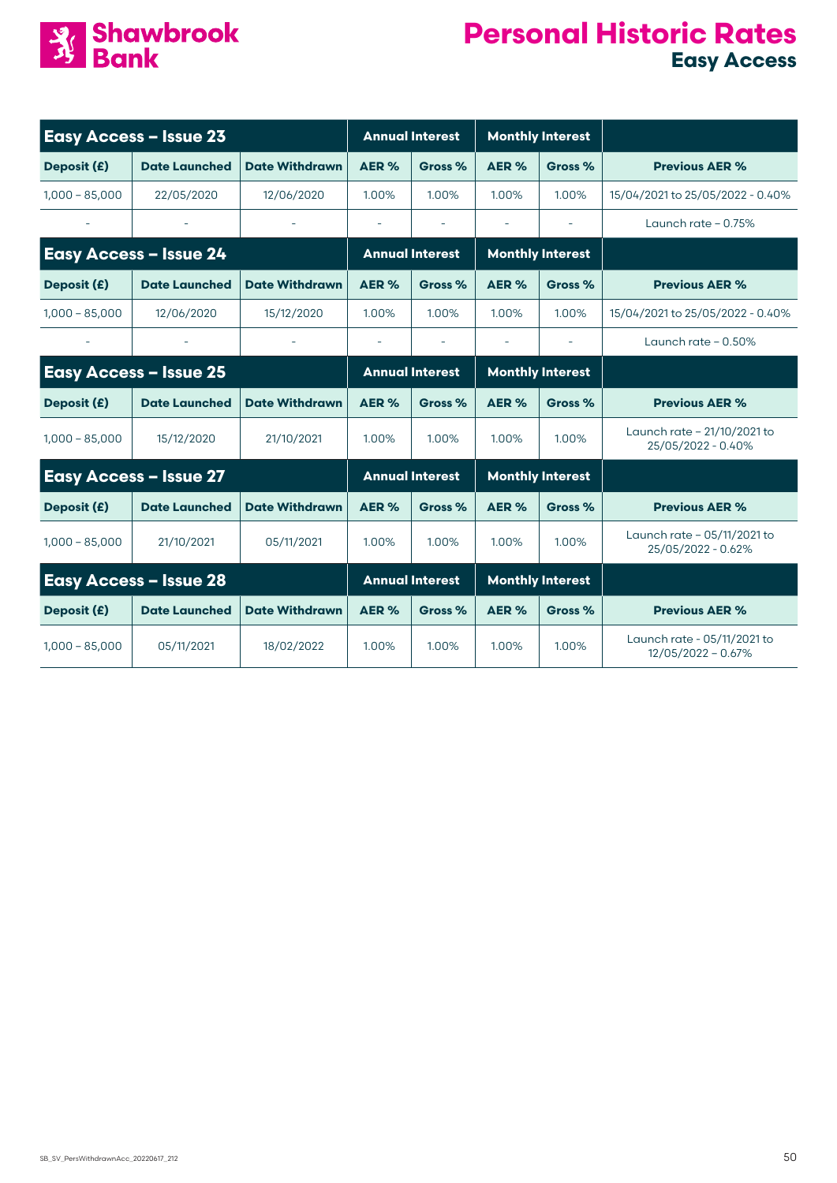# Personal Historic Rates

## Easy Access

| Easy Access – Issue 23 | | | Annual Interest | | Monthly Interest | | |
|---|---|---|---|---|---|---|---|
| **Deposit (£)** | **Date Launched** | **Date Withdrawn** | **AER %** | **Gross %** | **AER %** | **Gross %** | **Previous AER %** |
| 1,000 – 85,000 | 22/05/2020 | 12/06/2020 | 1.00% | 1.00% | 1.00% | 1.00% | 15/04/2021 to 25/05/2022 - 0.40% |
| - | - | - | - | - | - | - | Launch rate – 0.75% |

| Easy Access – Issue 24 | | | Annual Interest | | Monthly Interest | | |
|---|---|---|---|---|---|---|---|
| **Deposit (£)** | **Date Launched** | **Date Withdrawn** | **AER %** | **Gross %** | **AER %** | **Gross %** | **Previous AER %** |
| 1,000 – 85,000 | 12/06/2020 | 15/12/2020 | 1.00% | 1.00% | 1.00% | 1.00% | 15/04/2021 to 25/05/2022 - 0.40% |
| - | - | - | - | - | - | - | Launch rate – 0.50% |

| Easy Access – Issue 25 | | | Annual Interest | | Monthly Interest | | |
|---|---|---|---|---|---|---|---|
| **Deposit (£)** | **Date Launched** | **Date Withdrawn** | **AER %** | **Gross %** | **AER %** | **Gross %** | **Previous AER %** |
| 1,000 – 85,000 | 15/12/2020 | 21/10/2021 | 1.00% | 1.00% | 1.00% | 1.00% | Launch rate – 21/10/2021 to 25/05/2022 - 0.40% |

| Easy Access – Issue 27 | | | Annual Interest | | Monthly Interest | | |
|---|---|---|---|---|---|---|---|
| **Deposit (£)** | **Date Launched** | **Date Withdrawn** | **AER %** | **Gross %** | **AER %** | **Gross %** | **Previous AER %** |
| 1,000 – 85,000 | 21/10/2021 | 05/11/2021 | 1.00% | 1.00% | 1.00% | 1.00% | Launch rate – 05/11/2021 to 25/05/2022 - 0.62% |

| Easy Access – Issue 28 | | | Annual Interest | | Monthly Interest | | |
|---|---|---|---|---|---|---|---|
| **Deposit (£)** | **Date Launched** | **Date Withdrawn** | **AER %** | **Gross %** | **AER %** | **Gross %** | **Previous AER %** |
| 1,000 – 85,000 | 05/11/2021 | 18/02/2022 | 1.00% | 1.00% | 1.00% | 1.00% | Launch rate - 05/11/2021 to 12/05/2022 – 0.67% |

SB_SV_PersWithdrawnAcc_20220617_212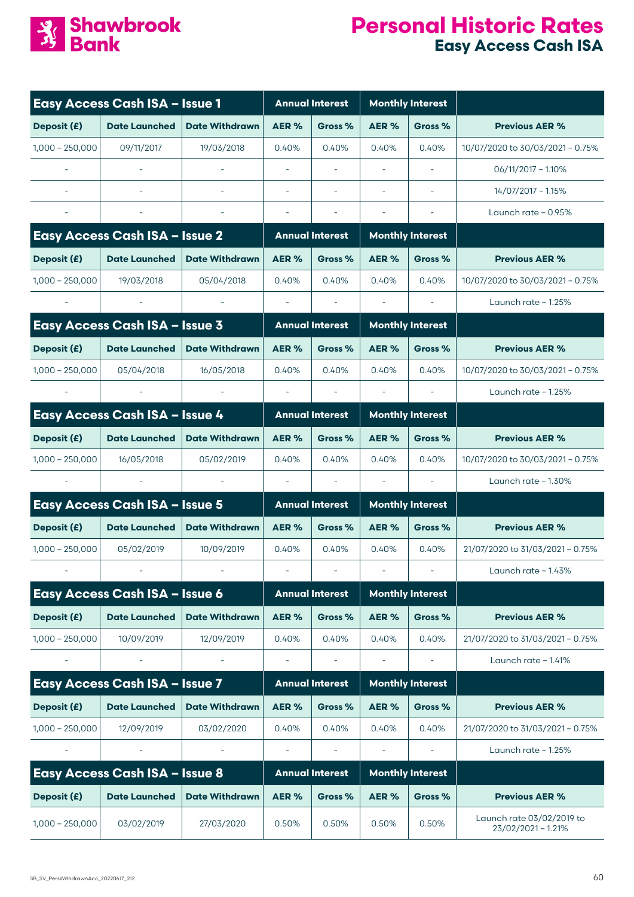# Shawbrook Bank

# Personal Historic Rates
## Easy Access Cash ISA

| Easy Access Cash ISA – Issue 1 | | | Annual Interest | | Monthly Interest | | |
|---|---|---|---|---|---|---|---|
| Deposit (£) | Date Launched | Date Withdrawn | AER % | Gross % | AER % | Gross % | Previous AER % |
| 1,000 – 250,000 | 09/11/2017 | 19/03/2018 | 0.40% | 0.40% | 0.40% | 0.40% | 10/07/2020 to 30/03/2021 – 0.75% |
| - | - | - | - | - | - | - | 06/11/2017 – 1.10% |
| - | - | - | - | - | - | - | 14/07/2017 – 1.15% |
| - | - | - | - | - | - | - | Launch rate – 0.95% |

| Easy Access Cash ISA – Issue 2 | | | Annual Interest | | Monthly Interest | | |
|---|---|---|---|---|---|---|---|
| Deposit (£) | Date Launched | Date Withdrawn | AER % | Gross % | AER % | Gross % | Previous AER % |
| 1,000 – 250,000 | 19/03/2018 | 05/04/2018 | 0.40% | 0.40% | 0.40% | 0.40% | 10/07/2020 to 30/03/2021 – 0.75% |
| - | - | - | - | - | - | - | Launch rate – 1.25% |

| Easy Access Cash ISA – Issue 3 | | | Annual Interest | | Monthly Interest | | |
|---|---|---|---|---|---|---|---|
| Deposit (£) | Date Launched | Date Withdrawn | AER % | Gross % | AER % | Gross % | Previous AER % |
| 1,000 – 250,000 | 05/04/2018 | 16/05/2018 | 0.40% | 0.40% | 0.40% | 0.40% | 10/07/2020 to 30/03/2021 – 0.75% |
| - | - | - | - | - | - | - | Launch rate – 1.25% |

| Easy Access Cash ISA – Issue 4 | | | Annual Interest | | Monthly Interest | | |
|---|---|---|---|---|---|---|---|
| Deposit (£) | Date Launched | Date Withdrawn | AER % | Gross % | AER % | Gross % | Previous AER % |
| 1,000 – 250,000 | 16/05/2018 | 05/02/2019 | 0.40% | 0.40% | 0.40% | 0.40% | 10/07/2020 to 30/03/2021 – 0.75% |
| - | - | - | - | - | - | - | Launch rate – 1.30% |

| Easy Access Cash ISA – Issue 5 | | | Annual Interest | | Monthly Interest | | |
|---|---|---|---|---|---|---|---|
| Deposit (£) | Date Launched | Date Withdrawn | AER % | Gross % | AER % | Gross % | Previous AER % |
| 1,000 – 250,000 | 05/02/2019 | 10/09/2019 | 0.40% | 0.40% | 0.40% | 0.40% | 21/07/2020 to 31/03/2021 – 0.75% |
| - | - | - | - | - | - | - | Launch rate – 1.43% |

| Easy Access Cash ISA – Issue 6 | | | Annual Interest | | Monthly Interest | | |
|---|---|---|---|---|---|---|---|
| Deposit (£) | Date Launched | Date Withdrawn | AER % | Gross % | AER % | Gross % | Previous AER % |
| 1,000 – 250,000 | 10/09/2019 | 12/09/2019 | 0.40% | 0.40% | 0.40% | 0.40% | 21/07/2020 to 31/03/2021 – 0.75% |
| - | - | - | - | - | - | - | Launch rate – 1.41% |

| Easy Access Cash ISA – Issue 7 | | | Annual Interest | | Monthly Interest | | |
|---|---|---|---|---|---|---|---|
| Deposit (£) | Date Launched | Date Withdrawn | AER % | Gross % | AER % | Gross % | Previous AER % |
| 1,000 – 250,000 | 12/09/2019 | 03/02/2020 | 0.40% | 0.40% | 0.40% | 0.40% | 21/07/2020 to 31/03/2021 – 0.75% |
| - | - | - | - | - | - | - | Launch rate – 1.25% |

| Easy Access Cash ISA – Issue 8 | | | Annual Interest | | Monthly Interest | | |
|---|---|---|---|---|---|---|---|
| Deposit (£) | Date Launched | Date Withdrawn | AER % | Gross % | AER % | Gross % | Previous AER % |
| 1,000 – 250,000 | 03/02/2019 | 27/03/2020 | 0.50% | 0.50% | 0.50% | 0.50% | Launch rate 03/02/2019 to 23/02/2021 – 1.21% |

SB_SV_PersWithdrawnAcc_20220617_212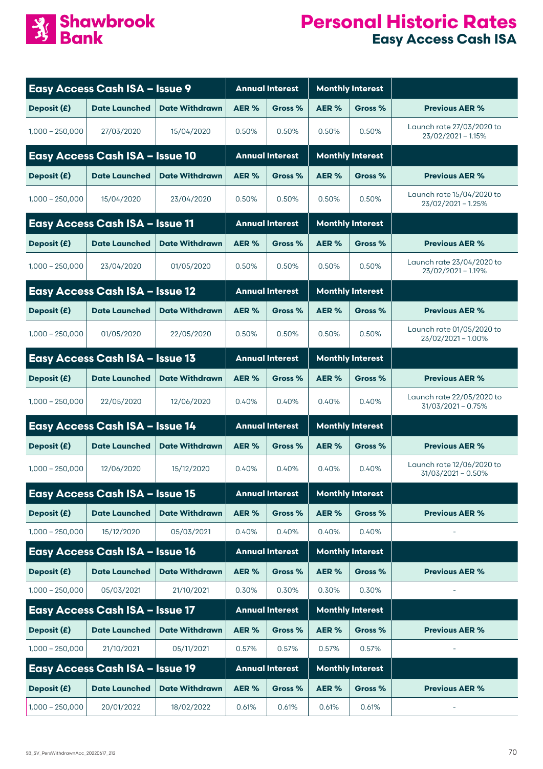# Shawbrook Bank

# Personal Historic Rates

## Easy Access Cash ISA

| Easy Access Cash ISA – Issue 9 | | | Annual Interest | | Monthly Interest | | |
|---|---|---|---|---|---|---|---|
| **Deposit (£)** | **Date Launched** | **Date Withdrawn** | **AER %** | **Gross %** | **AER %** | **Gross %** | **Previous AER %** |
| 1,000 – 250,000 | 27/03/2020 | 15/04/2020 | 0.50% | 0.50% | 0.50% | 0.50% | Launch rate 27/03/2020 to 23/02/2021 – 1.15% |

| Easy Access Cash ISA – Issue 10 | | | Annual Interest | | Monthly Interest | | |
|---|---|---|---|---|---|---|---|
| **Deposit (£)** | **Date Launched** | **Date Withdrawn** | **AER %** | **Gross %** | **AER %** | **Gross %** | **Previous AER %** |
| 1,000 – 250,000 | 15/04/2020 | 23/04/2020 | 0.50% | 0.50% | 0.50% | 0.50% | Launch rate 15/04/2020 to 23/02/2021 – 1.25% |

| Easy Access Cash ISA – Issue 11 | | | Annual Interest | | Monthly Interest | | |
|---|---|---|---|---|---|---|---|
| **Deposit (£)** | **Date Launched** | **Date Withdrawn** | **AER %** | **Gross %** | **AER %** | **Gross %** | **Previous AER %** |
| 1,000 – 250,000 | 23/04/2020 | 01/05/2020 | 0.50% | 0.50% | 0.50% | 0.50% | Launch rate 23/04/2020 to 23/02/2021 – 1.19% |

| Easy Access Cash ISA – Issue 12 | | | Annual Interest | | Monthly Interest | | |
|---|---|---|---|---|---|---|---|
| **Deposit (£)** | **Date Launched** | **Date Withdrawn** | **AER %** | **Gross %** | **AER %** | **Gross %** | **Previous AER %** |
| 1,000 – 250,000 | 01/05/2020 | 22/05/2020 | 0.50% | 0.50% | 0.50% | 0.50% | Launch rate 01/05/2020 to 23/02/2021 – 1.00% |

| Easy Access Cash ISA – Issue 13 | | | Annual Interest | | Monthly Interest | | |
|---|---|---|---|---|---|---|---|
| **Deposit (£)** | **Date Launched** | **Date Withdrawn** | **AER %** | **Gross %** | **AER %** | **Gross %** | **Previous AER %** |
| 1,000 – 250,000 | 22/05/2020 | 12/06/2020 | 0.40% | 0.40% | 0.40% | 0.40% | Launch rate 22/05/2020 to 31/03/2021 – 0.75% |

| Easy Access Cash ISA – Issue 14 | | | Annual Interest | | Monthly Interest | | |
|---|---|---|---|---|---|---|---|
| **Deposit (£)** | **Date Launched** | **Date Withdrawn** | **AER %** | **Gross %** | **AER %** | **Gross %** | **Previous AER %** |
| 1,000 – 250,000 | 12/06/2020 | 15/12/2020 | 0.40% | 0.40% | 0.40% | 0.40% | Launch rate 12/06/2020 to 31/03/2021 – 0.50% |

| Easy Access Cash ISA – Issue 15 | | | Annual Interest | | Monthly Interest | | |
|---|---|---|---|---|---|---|---|
| **Deposit (£)** | **Date Launched** | **Date Withdrawn** | **AER %** | **Gross %** | **AER %** | **Gross %** | **Previous AER %** |
| 1,000 – 250,000 | 15/12/2020 | 05/03/2021 | 0.40% | 0.40% | 0.40% | 0.40% | - |

| Easy Access Cash ISA – Issue 16 | | | Annual Interest | | Monthly Interest | | |
|---|---|---|---|---|---|---|---|
| **Deposit (£)** | **Date Launched** | **Date Withdrawn** | **AER %** | **Gross %** | **AER %** | **Gross %** | **Previous AER %** |
| 1,000 – 250,000 | 05/03/2021 | 21/10/2021 | 0.30% | 0.30% | 0.30% | 0.30% | - |

| Easy Access Cash ISA – Issue 17 | | | Annual Interest | | Monthly Interest | | |
|---|---|---|---|---|---|---|---|
| **Deposit (£)** | **Date Launched** | **Date Withdrawn** | **AER %** | **Gross %** | **AER %** | **Gross %** | **Previous AER %** |
| 1,000 – 250,000 | 21/10/2021 | 05/11/2021 | 0.57% | 0.57% | 0.57% | 0.57% | - |

| Easy Access Cash ISA – Issue 19 | | | Annual Interest | | Monthly Interest | | |
|---|---|---|---|---|---|---|---|
| **Deposit (£)** | **Date Launched** | **Date Withdrawn** | **AER %** | **Gross %** | **AER %** | **Gross %** | **Previous AER %** |
| 1,000 – 250,000 | 20/01/2022 | 18/02/2022 | 0.61% | 0.61% | 0.61% | 0.61% | - |

SB_SV_PersWithdrawnAcc_20220617_212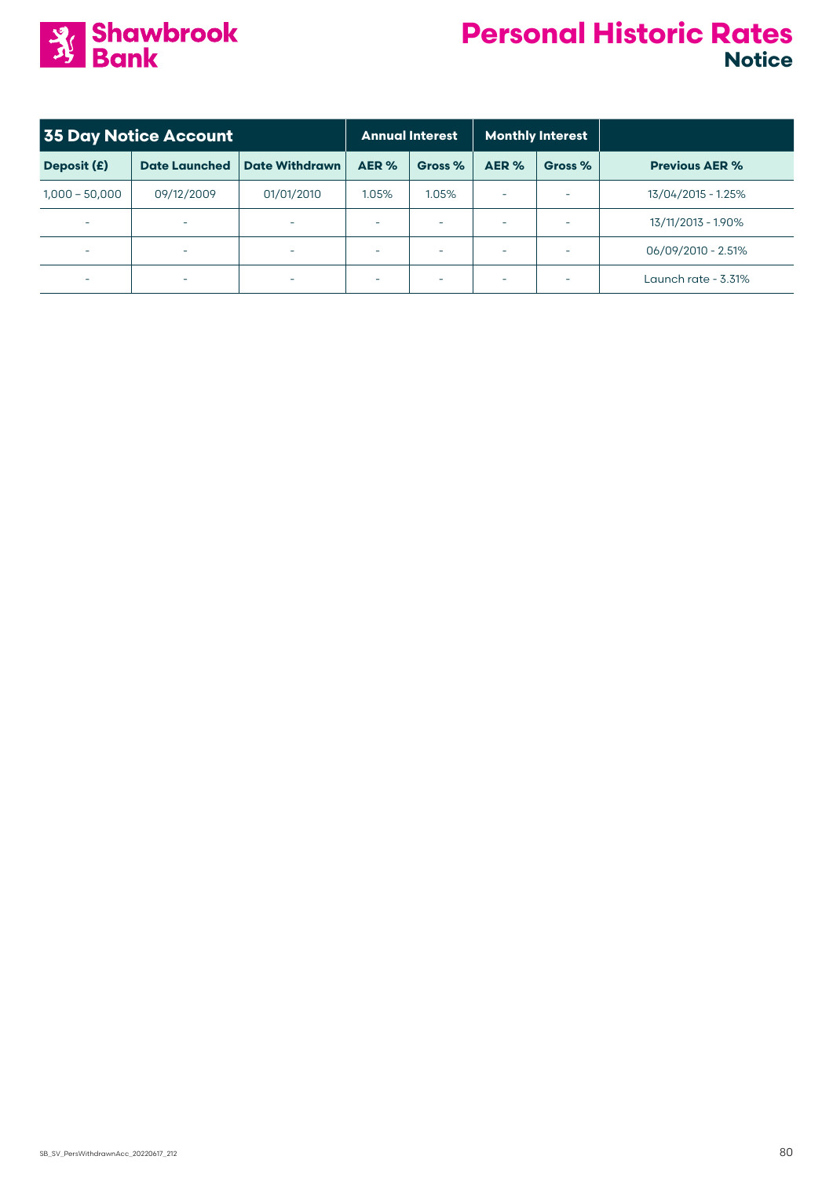# Personal Historic Rates

## Notice

| 35 Day Notice Account | | | Annual Interest | | Monthly Interest | | |
|---|---|---|---|---|---|---|---|
| Deposit (£) | Date Launched | Date Withdrawn | AER % | Gross % | AER % | Gross % | Previous AER % |
| 1,000 – 50,000 | 09/12/2009 | 01/01/2010 | 1.05% | 1.05% | - | - | 13/04/2015 - 1.25% |
| - | - | - | - | - | - | - | 13/11/2013 - 1.90% |
| - | - | - | - | - | - | - | 06/09/2010 - 2.51% |
| - | - | - | - | - | - | - | Launch rate - 3.31% |

SB_SV_PersWithdrawnAcc_20220617_212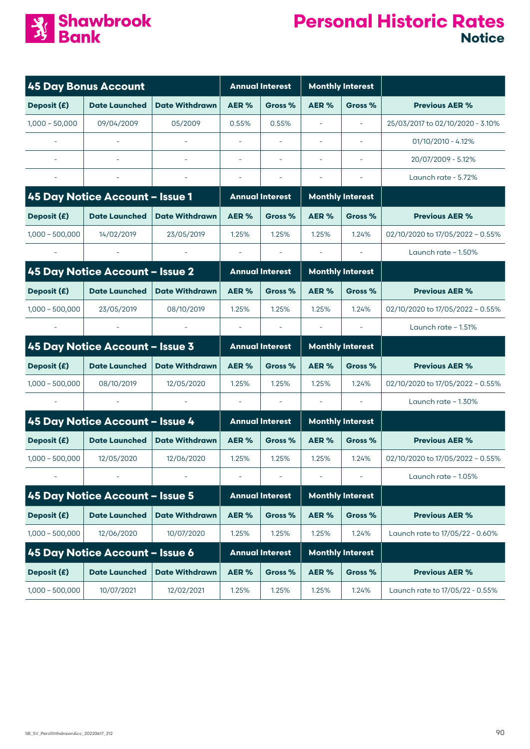# Shawbrook Bank

# Personal Historic Rates

## Notice

| 45 Day Bonus Account | | | Annual Interest | | Monthly Interest | | |
|---|---|---|---|---|---|---|---|
| Deposit (£) | Date Launched | Date Withdrawn | AER % | Gross % | AER % | Gross % | Previous AER % |
| 1,000 – 50,000 | 09/04/2009 | 05/2009 | 0.55% | 0.55% | - | - | 25/03/2017 to 02/10/2020 - 3.10% |
| - | - | - | - | - | - | - | 01/10/2010 - 4.12% |
| - | - | - | - | - | - | - | 20/07/2009 - 5.12% |
| - | - | - | - | - | - | - | Launch rate - 5.72% |

| 45 Day Notice Account – Issue 1 | | | Annual Interest | | Monthly Interest | | |
|---|---|---|---|---|---|---|---|
| Deposit (£) | Date Launched | Date Withdrawn | AER % | Gross % | AER % | Gross % | Previous AER % |
| 1,000 – 500,000 | 14/02/2019 | 23/05/2019 | 1.25% | 1.25% | 1.25% | 1.24% | 02/10/2020 to 17/05/2022 – 0.55% |
| - | - | - | - | - | - | - | Launch rate – 1.50% |

| 45 Day Notice Account – Issue 2 | | | Annual Interest | | Monthly Interest | | |
|---|---|---|---|---|---|---|---|
| Deposit (£) | Date Launched | Date Withdrawn | AER % | Gross % | AER % | Gross % | Previous AER % |
| 1,000 – 500,000 | 23/05/2019 | 08/10/2019 | 1.25% | 1.25% | 1.25% | 1.24% | 02/10/2020 to 17/05/2022 – 0.55% |
| - | - | - | - | - | - | - | Launch rate – 1.51% |

| 45 Day Notice Account – Issue 3 | | | Annual Interest | | Monthly Interest | | |
|---|---|---|---|---|---|---|---|
| Deposit (£) | Date Launched | Date Withdrawn | AER % | Gross % | AER % | Gross % | Previous AER % |
| 1,000 – 500,000 | 08/10/2019 | 12/05/2020 | 1.25% | 1.25% | 1.25% | 1.24% | 02/10/2020 to 17/05/2022 – 0.55% |
| - | - | - | - | - | - | - | Launch rate – 1.30% |

| 45 Day Notice Account – Issue 4 | | | Annual Interest | | Monthly Interest | | |
|---|---|---|---|---|---|---|---|
| Deposit (£) | Date Launched | Date Withdrawn | AER % | Gross % | AER % | Gross % | Previous AER % |
| 1,000 – 500,000 | 12/05/2020 | 12/06/2020 | 1.25% | 1.25% | 1.25% | 1.24% | 02/10/2020 to 17/05/2022 – 0.55% |
| - | - | - | - | - | - | - | Launch rate – 1.05% |

| 45 Day Notice Account – Issue 5 | | | Annual Interest | | Monthly Interest | | |
|---|---|---|---|---|---|---|---|
| Deposit (£) | Date Launched | Date Withdrawn | AER % | Gross % | AER % | Gross % | Previous AER % |
| 1,000 – 500,000 | 12/06/2020 | 10/07/2020 | 1.25% | 1.25% | 1.25% | 1.24% | Launch rate to 17/05/22 - 0.60% |

| 45 Day Notice Account – Issue 6 | | | Annual Interest | | Monthly Interest | | |
|---|---|---|---|---|---|---|---|
| Deposit (£) | Date Launched | Date Withdrawn | AER % | Gross % | AER % | Gross % | Previous AER % |
| 1,000 – 500,000 | 10/07/2021 | 12/02/2021 | 1.25% | 1.25% | 1.25% | 1.24% | Launch rate to 17/05/22 - 0.55% |

SB_SV_PersWithdrawnAcc_20220617_212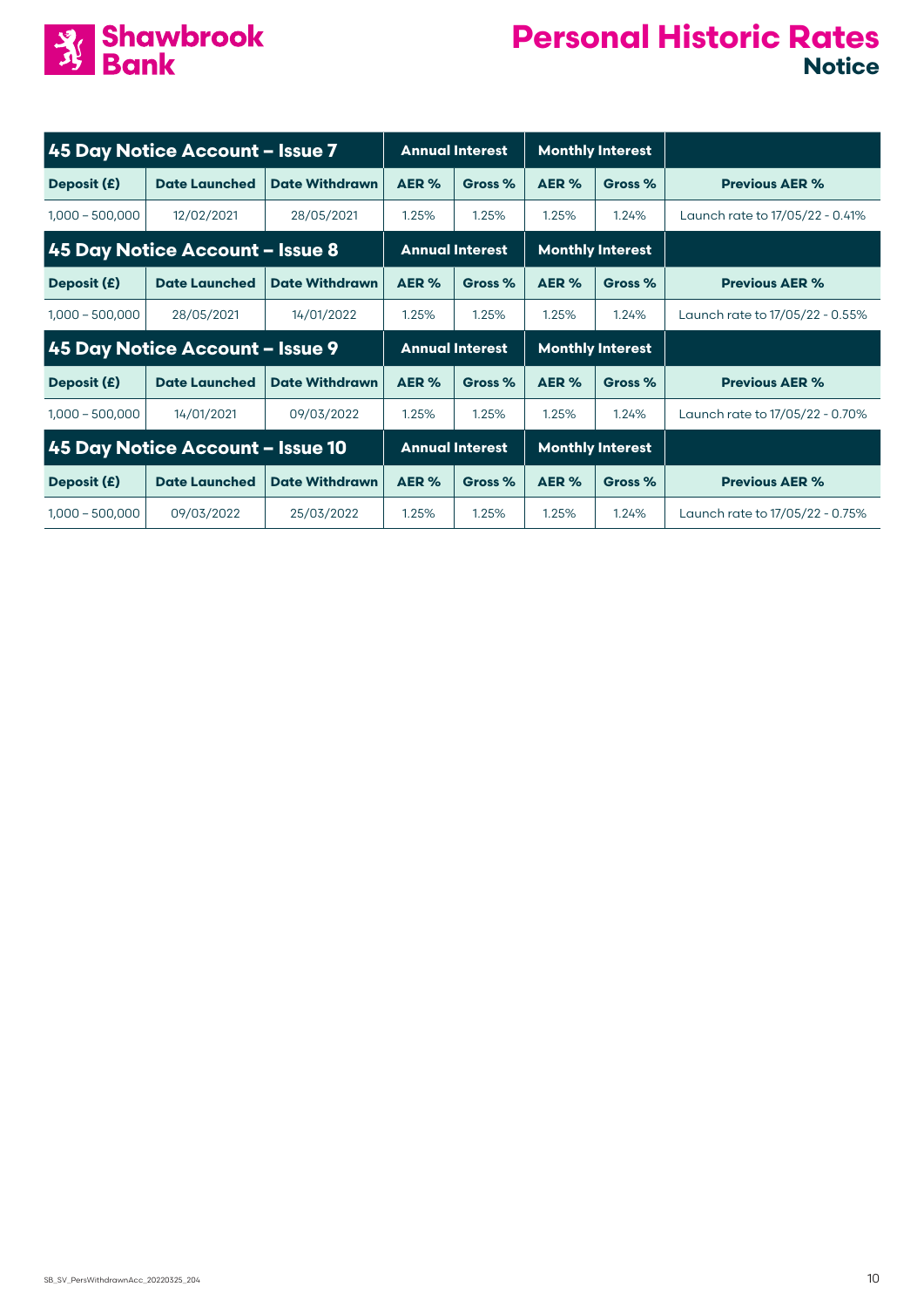# Personal Historic Rates

## Notice

| 45 Day Notice Account – Issue 7 | | | Annual Interest | | Monthly Interest | | |
|---|---|---|---|---|---|---|---|
| Deposit (£) | Date Launched | Date Withdrawn | AER % | Gross % | AER % | Gross % | Previous AER % |
| 1,000 – 500,000 | 12/02/2021 | 28/05/2021 | 1.25% | 1.25% | 1.25% | 1.24% | Launch rate to 17/05/22 - 0.41% |

| 45 Day Notice Account – Issue 8 | | | Annual Interest | | Monthly Interest | | |
|---|---|---|---|---|---|---|---|
| Deposit (£) | Date Launched | Date Withdrawn | AER % | Gross % | AER % | Gross % | Previous AER % |
| 1,000 – 500,000 | 28/05/2021 | 14/01/2022 | 1.25% | 1.25% | 1.25% | 1.24% | Launch rate to 17/05/22 - 0.55% |

| 45 Day Notice Account – Issue 9 | | | Annual Interest | | Monthly Interest | | |
|---|---|---|---|---|---|---|---|
| Deposit (£) | Date Launched | Date Withdrawn | AER % | Gross % | AER % | Gross % | Previous AER % |
| 1,000 – 500,000 | 14/01/2021 | 09/03/2022 | 1.25% | 1.25% | 1.25% | 1.24% | Launch rate to 17/05/22 - 0.70% |

| 45 Day Notice Account – Issue 10 | | | Annual Interest | | Monthly Interest | | |
|---|---|---|---|---|---|---|---|
| Deposit (£) | Date Launched | Date Withdrawn | AER % | Gross % | AER % | Gross % | Previous AER % |
| 1,000 – 500,000 | 09/03/2022 | 25/03/2022 | 1.25% | 1.25% | 1.25% | 1.24% | Launch rate to 17/05/22 - 0.75% |

SB_SV_PersWithdrawnAcc_20220325_204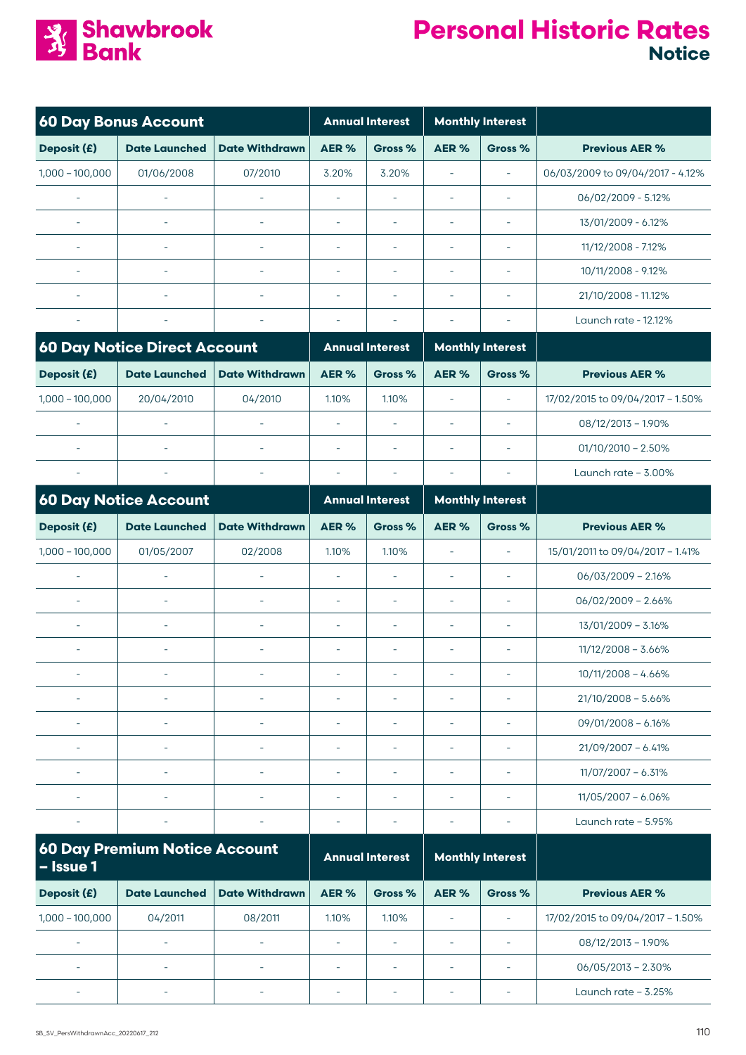# Personal Historic Rates

## Notice

| 60 Day Bonus Account | | | Annual Interest | | Monthly Interest | | |
|---|---|---|---|---|---|---|---|
| Deposit (£) | Date Launched | Date Withdrawn | AER % | Gross % | AER % | Gross % | Previous AER % |
| 1,000 – 100,000 | 01/06/2008 | 07/2010 | 3.20% | 3.20% | - | - | 06/03/2009 to 09/04/2017 - 4.12% |
| - | - | - | - | - | - | - | 06/02/2009 - 5.12% |
| - | - | - | - | - | - | - | 13/01/2009 - 6.12% |
| - | - | - | - | - | - | - | 11/12/2008 - 7.12% |
| - | - | - | - | - | - | - | 10/11/2008 - 9.12% |
| - | - | - | - | - | - | - | 21/10/2008 - 11.12% |
| - | - | - | - | - | - | - | Launch rate - 12.12% |

| 60 Day Notice Direct Account | | | Annual Interest | | Monthly Interest | | |
|---|---|---|---|---|---|---|---|
| Deposit (£) | Date Launched | Date Withdrawn | AER % | Gross % | AER % | Gross % | Previous AER % |
| 1,000 – 100,000 | 20/04/2010 | 04/2010 | 1.10% | 1.10% | - | - | 17/02/2015 to 09/04/2017 – 1.50% |
| - | - | - | - | - | - | - | 08/12/2013 – 1.90% |
| - | - | - | - | - | - | - | 01/10/2010 – 2.50% |
| - | - | - | - | - | - | - | Launch rate – 3.00% |

| 60 Day Notice Account | | | Annual Interest | | Monthly Interest | | |
|---|---|---|---|---|---|---|---|
| Deposit (£) | Date Launched | Date Withdrawn | AER % | Gross % | AER % | Gross % | Previous AER % |
| 1,000 – 100,000 | 01/05/2007 | 02/2008 | 1.10% | 1.10% | - | - | 15/01/2011 to 09/04/2017 – 1.41% |
| - | - | - | - | - | - | - | 06/03/2009 – 2.16% |
| - | - | - | - | - | - | - | 06/02/2009 – 2.66% |
| - | - | - | - | - | - | - | 13/01/2009 – 3.16% |
| - | - | - | - | - | - | - | 11/12/2008 – 3.66% |
| - | - | - | - | - | - | - | 10/11/2008 – 4.66% |
| - | - | - | - | - | - | - | 21/10/2008 – 5.66% |
| - | - | - | - | - | - | - | 09/01/2008 – 6.16% |
| - | - | - | - | - | - | - | 21/09/2007 – 6.41% |
| - | - | - | - | - | - | - | 11/07/2007 – 6.31% |
| - | - | - | - | - | - | - | 11/05/2007 – 6.06% |
| - | - | - | - | - | - | - | Launch rate – 5.95% |

| 60 Day Premium Notice Account – Issue 1 | | | Annual Interest | | Monthly Interest | | |
|---|---|---|---|---|---|---|---|
| Deposit (£) | Date Launched | Date Withdrawn | AER % | Gross % | AER % | Gross % | Previous AER % |
| 1,000 – 100,000 | 04/2011 | 08/2011 | 1.10% | 1.10% | - | - | 17/02/2015 to 09/04/2017 – 1.50% |
| - | - | - | - | - | - | - | 08/12/2013 – 1.90% |
| - | - | - | - | - | - | - | 06/05/2013 – 2.30% |
| - | - | - | - | - | - | - | Launch rate – 3.25% |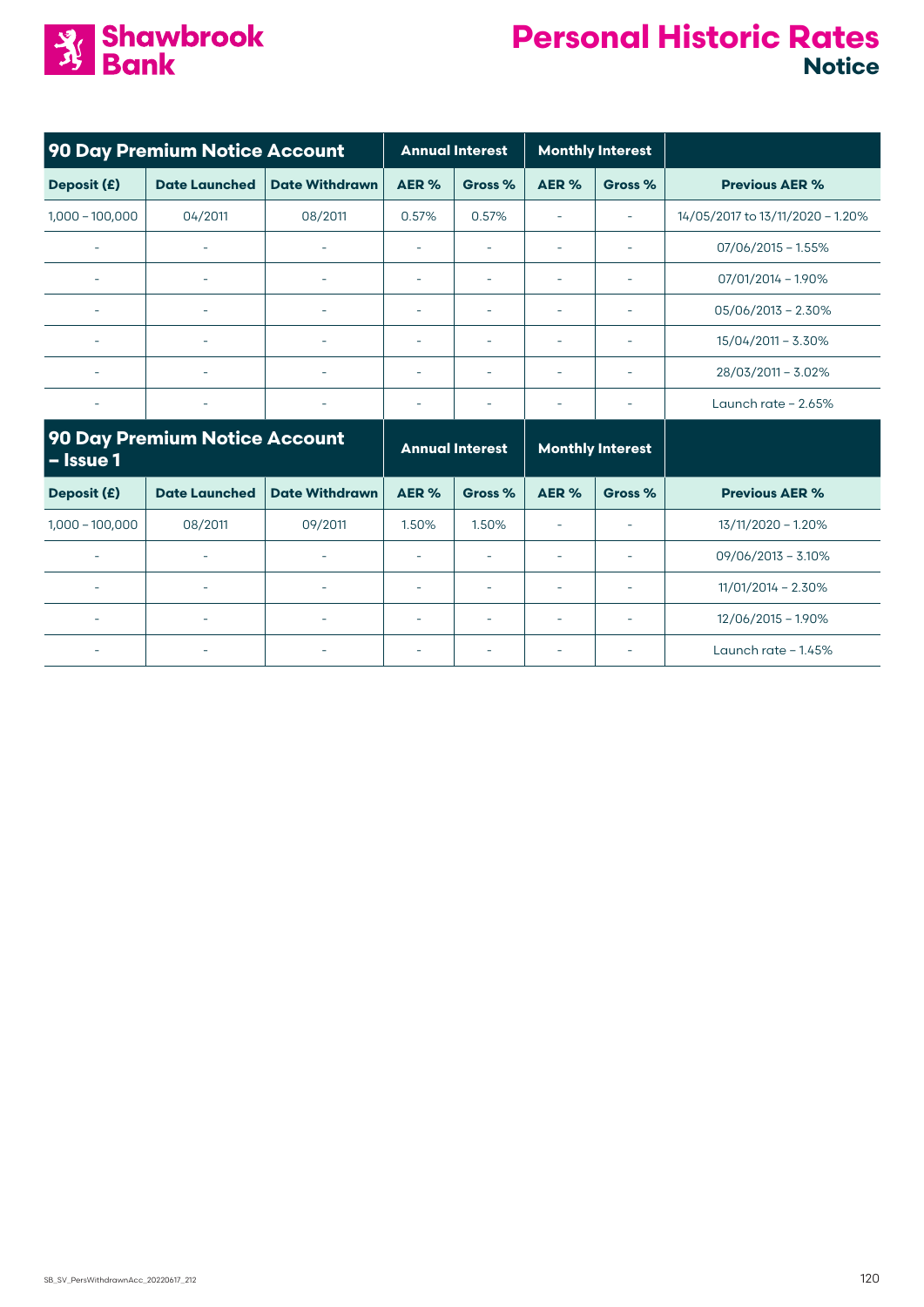# Personal Historic Rates

## Notice

| 90 Day Premium Notice Account | | | Annual Interest | | Monthly Interest | | |
|---|---|---|---|---|---|---|---|
| Deposit (£) | Date Launched | Date Withdrawn | AER % | Gross % | AER % | Gross % | Previous AER % |
| 1,000 – 100,000 | 04/2011 | 08/2011 | 0.57% | 0.57% | - | - | 14/05/2017 to 13/11/2020 – 1.20% |
| - | - | - | - | - | - | - | 07/06/2015 – 1.55% |
| - | - | - | - | - | - | - | 07/01/2014 – 1.90% |
| - | - | - | - | - | - | - | 05/06/2013 – 2.30% |
| - | - | - | - | - | - | - | 15/04/2011 – 3.30% |
| - | - | - | - | - | - | - | 28/03/2011 – 3.02% |
| - | - | - | - | - | - | - | Launch rate – 2.65% |

| 90 Day Premium Notice Account – Issue 1 | | | Annual Interest | | Monthly Interest | | |
|---|---|---|---|---|---|---|---|
| Deposit (£) | Date Launched | Date Withdrawn | AER % | Gross % | AER % | Gross % | Previous AER % |
| 1,000 – 100,000 | 08/2011 | 09/2011 | 1.50% | 1.50% | - | - | 13/11/2020 – 1.20% |
| - | - | - | - | - | - | - | 09/06/2013 – 3.10% |
| - | - | - | - | - | - | - | 11/01/2014 – 2.30% |
| - | - | - | - | - | - | - | 12/06/2015 – 1.90% |
| - | - | - | - | - | - | - | Launch rate – 1.45% |

SB_SV_PersWithdrawnAcc_20220617_212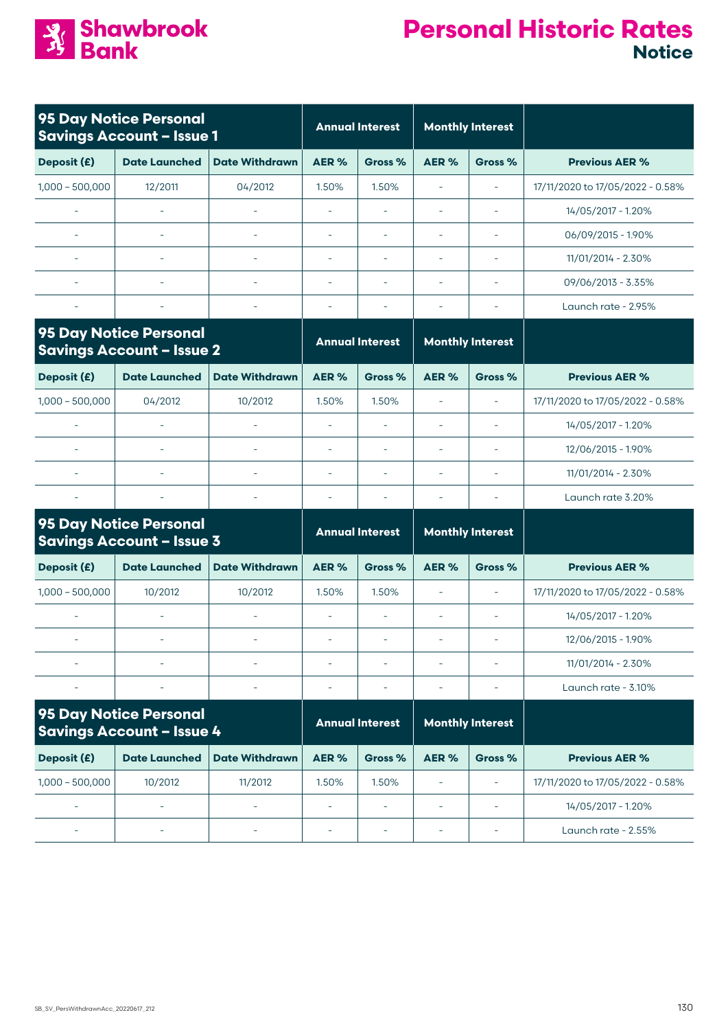# Personal Historic Rates

## Notice

| 95 Day Notice Personal Savings Account – Issue 1 | | | Annual Interest | | Monthly Interest | | |
|---|---|---|---|---|---|---|---|
| **Deposit (£)** | **Date Launched** | **Date Withdrawn** | **AER %** | **Gross %** | **AER %** | **Gross %** | **Previous AER %** |
| 1,000 – 500,000 | 12/2011 | 04/2012 | 1.50% | 1.50% | - | - | 17/11/2020 to 17/05/2022 - 0.58% |
| - | - | - | - | - | - | - | 14/05/2017 - 1.20% |
| - | - | - | - | - | - | - | 06/09/2015 - 1.90% |
| - | - | - | - | - | - | - | 11/01/2014 - 2.30% |
| - | - | - | - | - | - | - | 09/06/2013 - 3.35% |
| - | - | - | - | - | - | - | Launch rate - 2.95% |

| 95 Day Notice Personal Savings Account – Issue 2 | | | Annual Interest | | Monthly Interest | | |
|---|---|---|---|---|---|---|---|
| **Deposit (£)** | **Date Launched** | **Date Withdrawn** | **AER %** | **Gross %** | **AER %** | **Gross %** | **Previous AER %** |
| 1,000 – 500,000 | 04/2012 | 10/2012 | 1.50% | 1.50% | - | - | 17/11/2020 to 17/05/2022 - 0.58% |
| - | - | - | - | - | - | - | 14/05/2017 - 1.20% |
| - | - | - | - | - | - | - | 12/06/2015 - 1.90% |
| - | - | - | - | - | - | - | 11/01/2014 - 2.30% |
| - | - | - | - | - | - | - | Launch rate 3.20% |

| 95 Day Notice Personal Savings Account – Issue 3 | | | Annual Interest | | Monthly Interest | | |
|---|---|---|---|---|---|---|---|
| **Deposit (£)** | **Date Launched** | **Date Withdrawn** | **AER %** | **Gross %** | **AER %** | **Gross %** | **Previous AER %** |
| 1,000 – 500,000 | 10/2012 | 10/2012 | 1.50% | 1.50% | - | - | 17/11/2020 to 17/05/2022 - 0.58% |
| - | - | - | - | - | - | - | 14/05/2017 - 1.20% |
| - | - | - | - | - | - | - | 12/06/2015 - 1.90% |
| - | - | - | - | - | - | - | 11/01/2014 - 2.30% |
| - | - | - | - | - | - | - | Launch rate - 3.10% |

| 95 Day Notice Personal Savings Account – Issue 4 | | | Annual Interest | | Monthly Interest | | |
|---|---|---|---|---|---|---|---|
| **Deposit (£)** | **Date Launched** | **Date Withdrawn** | **AER %** | **Gross %** | **AER %** | **Gross %** | **Previous AER %** |
| 1,000 – 500,000 | 10/2012 | 11/2012 | 1.50% | 1.50% | - | - | 17/11/2020 to 17/05/2022 - 0.58% |
| - | - | - | - | - | - | - | 14/05/2017 - 1.20% |
| - | - | - | - | - | - | - | Launch rate - 2.55% |

SB_SV_PersWithdrawnAcc_20220617_212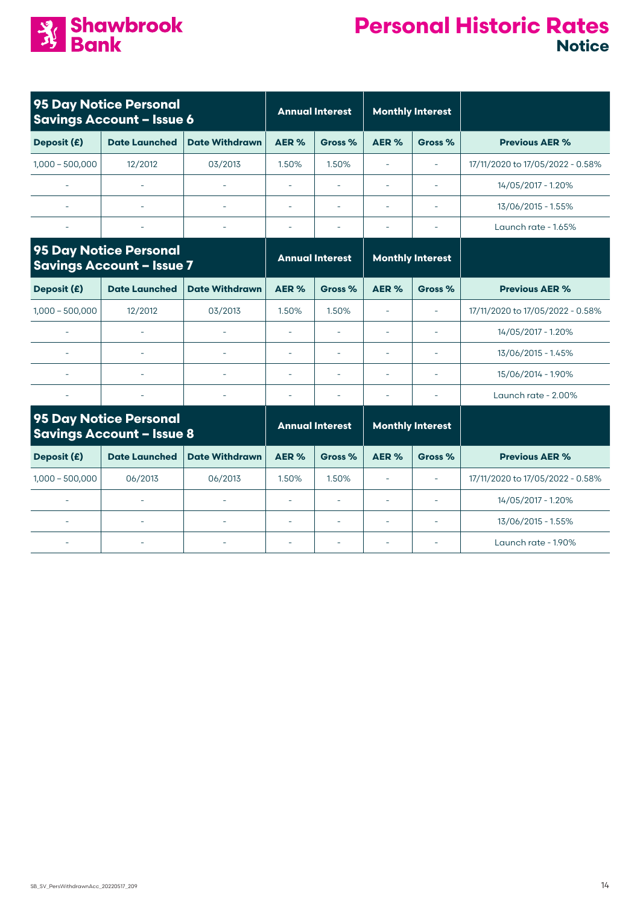# Personal Historic Rates

## Notice

| 95 Day Notice Personal Savings Account – Issue 6 | | | Annual Interest | | Monthly Interest | | |
|---|---|---|---|---|---|---|---|
| **Deposit (£)** | **Date Launched** | **Date Withdrawn** | **AER %** | **Gross %** | **AER %** | **Gross %** | **Previous AER %** |
| 1,000 – 500,000 | 12/2012 | 03/2013 | 1.50% | 1.50% | - | - | 17/11/2020 to 17/05/2022 - 0.58% |
| - | - | - | - | - | - | - | 14/05/2017 - 1.20% |
| - | - | - | - | - | - | - | 13/06/2015 - 1.55% |
| - | - | - | - | - | - | - | Launch rate - 1.65% |

| 95 Day Notice Personal Savings Account – Issue 7 | | | Annual Interest | | Monthly Interest | | |
|---|---|---|---|---|---|---|---|
| **Deposit (£)** | **Date Launched** | **Date Withdrawn** | **AER %** | **Gross %** | **AER %** | **Gross %** | **Previous AER %** |
| 1,000 – 500,000 | 12/2012 | 03/2013 | 1.50% | 1.50% | - | - | 17/11/2020 to 17/05/2022 - 0.58% |
| - | - | - | - | - | - | - | 14/05/2017 - 1.20% |
| - | - | - | - | - | - | - | 13/06/2015 - 1.45% |
| - | - | - | - | - | - | - | 15/06/2014 - 1.90% |
| - | - | - | - | - | - | - | Launch rate - 2.00% |

| 95 Day Notice Personal Savings Account – Issue 8 | | | Annual Interest | | Monthly Interest | | |
|---|---|---|---|---|---|---|---|
| **Deposit (£)** | **Date Launched** | **Date Withdrawn** | **AER %** | **Gross %** | **AER %** | **Gross %** | **Previous AER %** |
| 1,000 – 500,000 | 06/2013 | 06/2013 | 1.50% | 1.50% | - | - | 17/11/2020 to 17/05/2022 - 0.58% |
| - | - | - | - | - | - | - | 14/05/2017 - 1.20% |
| - | - | - | - | - | - | - | 13/06/2015 - 1.55% |
| - | - | - | - | - | - | - | Launch rate - 1.90% |

SB_SV_PersWithdrawnAcc_20220517_209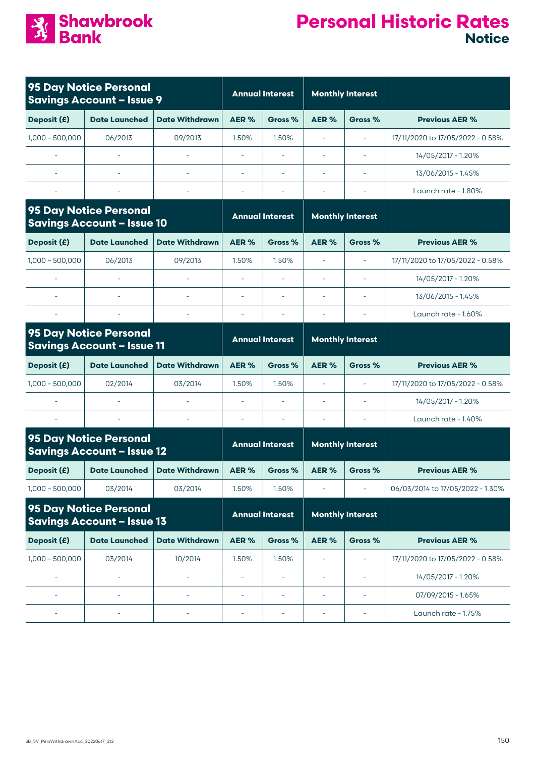# Personal Historic Rates

## Notice

| 95 Day Notice Personal Savings Account – Issue 9 | | | Annual Interest | | Monthly Interest | | |
|---|---|---|---|---|---|---|---|
| Deposit (£) | Date Launched | Date Withdrawn | AER % | Gross % | AER % | Gross % | Previous AER % |
| 1,000 – 500,000 | 06/2013 | 09/2013 | 1.50% | 1.50% | - | - | 17/11/2020 to 17/05/2022 - 0.58% |
| - | - | - | - | - | - | - | 14/05/2017 - 1.20% |
| - | - | - | - | - | - | - | 13/06/2015 - 1.45% |
| - | - | - | - | - | - | - | Launch rate - 1.80% |

| 95 Day Notice Personal Savings Account – Issue 10 | | | Annual Interest | | Monthly Interest | | |
|---|---|---|---|---|---|---|---|
| Deposit (£) | Date Launched | Date Withdrawn | AER % | Gross % | AER % | Gross % | Previous AER % |
| 1,000 – 500,000 | 06/2013 | 09/2013 | 1.50% | 1.50% | - | - | 17/11/2020 to 17/05/2022 - 0.58% |
| - | - | - | - | - | - | - | 14/05/2017 - 1.20% |
| - | - | - | - | - | - | - | 13/06/2015 - 1.45% |
| - | - | - | - | - | - | - | Launch rate - 1.60% |

| 95 Day Notice Personal Savings Account – Issue 11 | | | Annual Interest | | Monthly Interest | | |
|---|---|---|---|---|---|---|---|
| Deposit (£) | Date Launched | Date Withdrawn | AER % | Gross % | AER % | Gross % | Previous AER % |
| 1,000 – 500,000 | 02/2014 | 03/2014 | 1.50% | 1.50% | - | - | 17/11/2020 to 17/05/2022 - 0.58% |
| - | - | - | - | - | - | - | 14/05/2017 - 1.20% |
| - | - | - | - | - | - | - | Launch rate - 1.40% |

| 95 Day Notice Personal Savings Account – Issue 12 | | | Annual Interest | | Monthly Interest | | |
|---|---|---|---|---|---|---|---|
| Deposit (£) | Date Launched | Date Withdrawn | AER % | Gross % | AER % | Gross % | Previous AER % |
| 1,000 – 500,000 | 03/2014 | 03/2014 | 1.50% | 1.50% | - | - | 06/03/2014 to 17/05/2022 - 1.30% |

| 95 Day Notice Personal Savings Account – Issue 13 | | | Annual Interest | | Monthly Interest | | |
|---|---|---|---|---|---|---|---|
| Deposit (£) | Date Launched | Date Withdrawn | AER % | Gross % | AER % | Gross % | Previous AER % |
| 1,000 – 500,000 | 03/2014 | 10/2014 | 1.50% | 1.50% | - | - | 17/11/2020 to 17/05/2022 - 0.58% |
| - | - | - | - | - | - | - | 14/05/2017 - 1.20% |
| - | - | - | - | - | - | - | 07/09/2015 - 1.65% |
| - | - | - | - | - | - | - | Launch rate - 1.75% |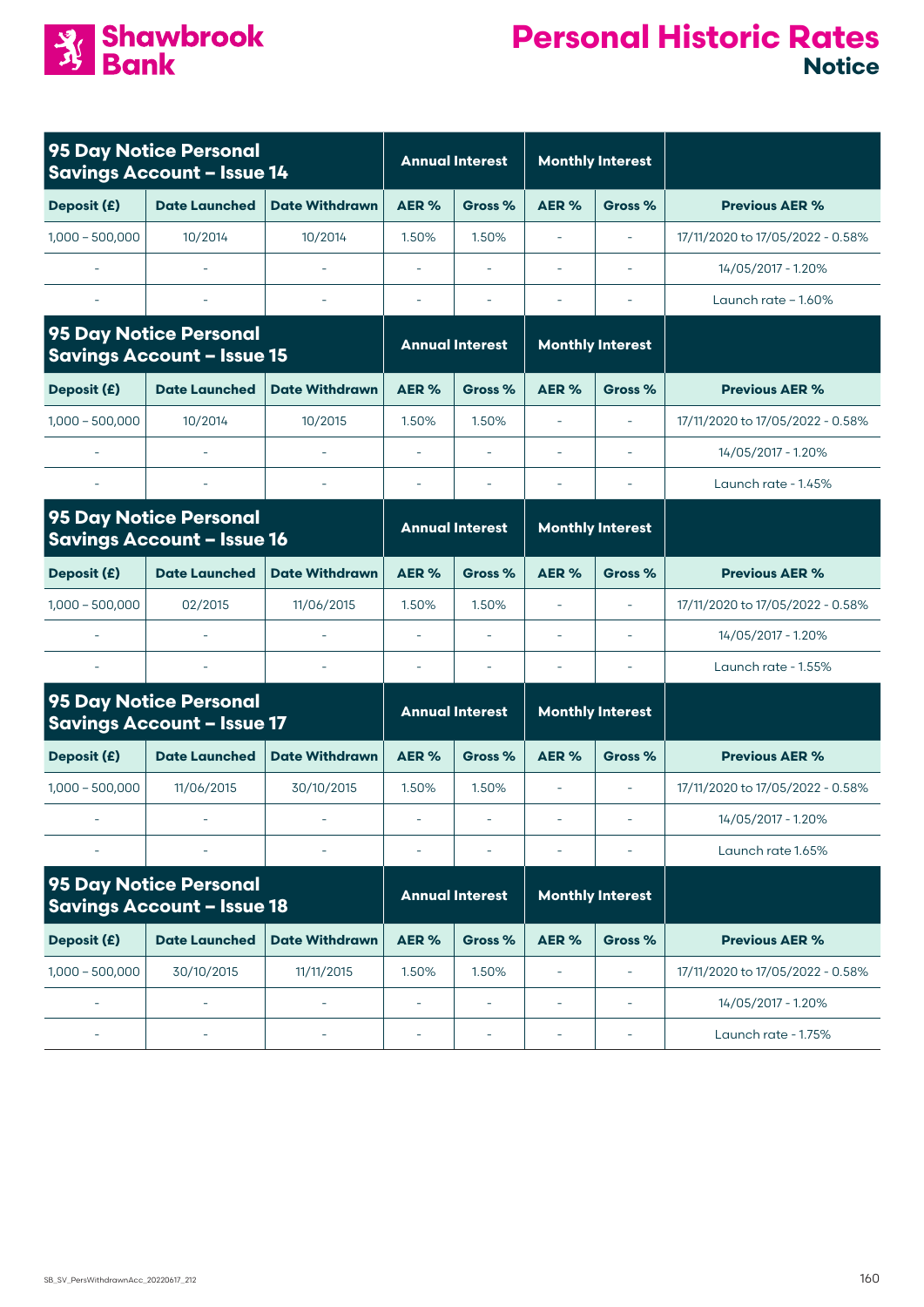# Shawbrook Bank

# Personal Historic Rates

## Notice

| 95 Day Notice Personal Savings Account – Issue 14 | | | Annual Interest | | Monthly Interest | | |
|---|---|---|---|---|---|---|---|
| Deposit (£) | Date Launched | Date Withdrawn | AER % | Gross % | AER % | Gross % | Previous AER % |
| 1,000 – 500,000 | 10/2014 | 10/2014 | 1.50% | 1.50% | - | - | 17/11/2020 to 17/05/2022 - 0.58% |
| - | - | - | - | - | - | - | 14/05/2017 - 1.20% |
| - | - | - | - | - | - | - | Launch rate – 1.60% |

| 95 Day Notice Personal Savings Account – Issue 15 | | | Annual Interest | | Monthly Interest | | |
|---|---|---|---|---|---|---|---|
| Deposit (£) | Date Launched | Date Withdrawn | AER % | Gross % | AER % | Gross % | Previous AER % |
| 1,000 – 500,000 | 10/2014 | 10/2015 | 1.50% | 1.50% | - | - | 17/11/2020 to 17/05/2022 - 0.58% |
| - | - | - | - | - | - | - | 14/05/2017 - 1.20% |
| - | - | - | - | - | - | - | Launch rate - 1.45% |

| 95 Day Notice Personal Savings Account – Issue 16 | | | Annual Interest | | Monthly Interest | | |
|---|---|---|---|---|---|---|---|
| Deposit (£) | Date Launched | Date Withdrawn | AER % | Gross % | AER % | Gross % | Previous AER % |
| 1,000 – 500,000 | 02/2015 | 11/06/2015 | 1.50% | 1.50% | - | - | 17/11/2020 to 17/05/2022 - 0.58% |
| - | - | - | - | - | - | - | 14/05/2017 - 1.20% |
| - | - | - | - | - | - | - | Launch rate - 1.55% |

| 95 Day Notice Personal Savings Account – Issue 17 | | | Annual Interest | | Monthly Interest | | |
|---|---|---|---|---|---|---|---|
| Deposit (£) | Date Launched | Date Withdrawn | AER % | Gross % | AER % | Gross % | Previous AER % |
| 1,000 – 500,000 | 11/06/2015 | 30/10/2015 | 1.50% | 1.50% | - | - | 17/11/2020 to 17/05/2022 - 0.58% |
| - | - | - | - | - | - | - | 14/05/2017 - 1.20% |
| - | - | - | - | - | - | - | Launch rate 1.65% |

| 95 Day Notice Personal Savings Account – Issue 18 | | | Annual Interest | | Monthly Interest | | |
|---|---|---|---|---|---|---|---|
| Deposit (£) | Date Launched | Date Withdrawn | AER % | Gross % | AER % | Gross % | Previous AER % |
| 1,000 – 500,000 | 30/10/2015 | 11/11/2015 | 1.50% | 1.50% | - | - | 17/11/2020 to 17/05/2022 - 0.58% |
| - | - | - | - | - | - | - | 14/05/2017 - 1.20% |
| - | - | - | - | - | - | - | Launch rate - 1.75% |

SB_SV_PersWithdrawnAcc_20220617_212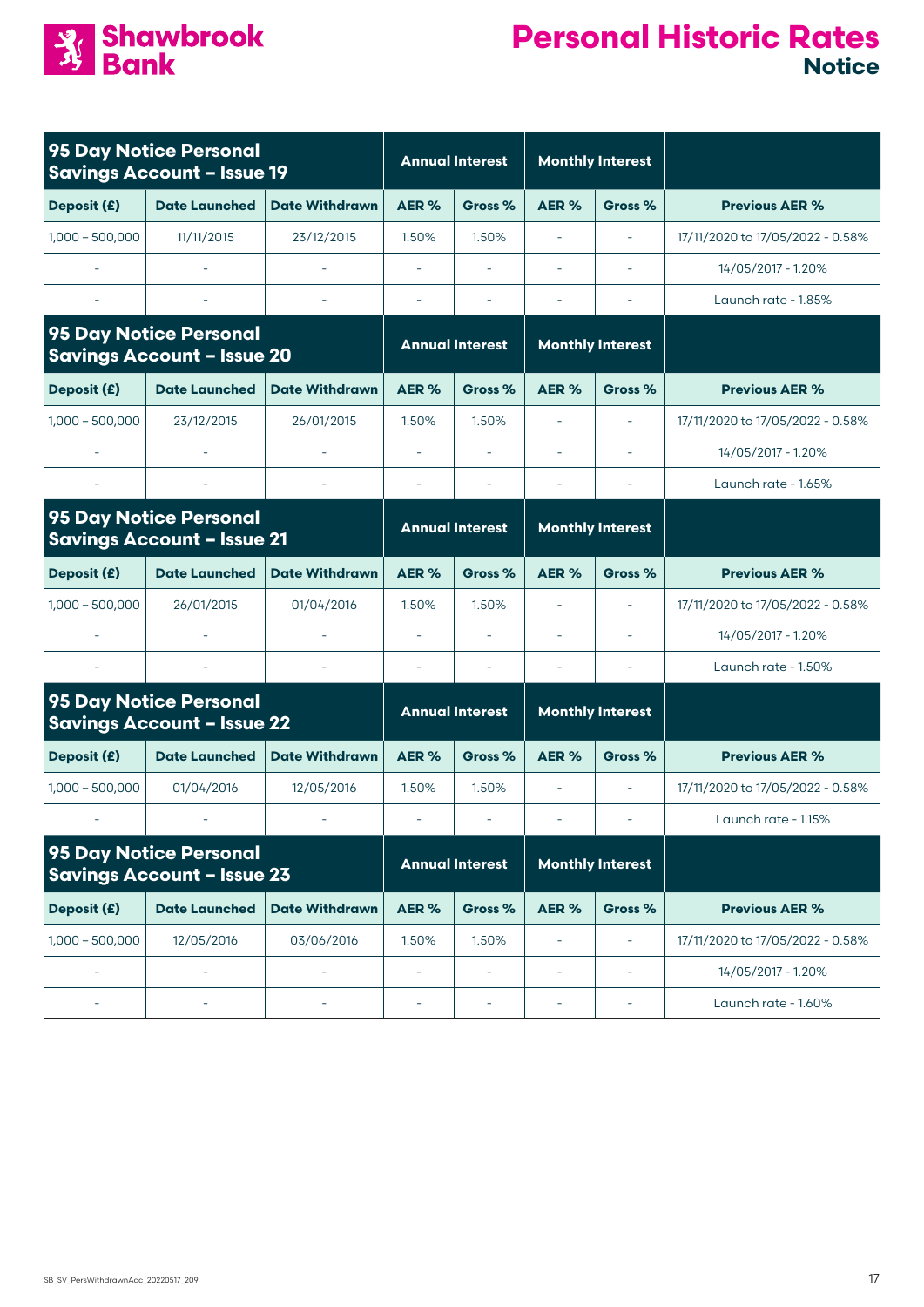# Personal Historic Rates

## Notice

| 95 Day Notice Personal Savings Account – Issue 19 | | | Annual Interest | | Monthly Interest | | |
|---|---|---|---|---|---|---|---|
| **Deposit (£)** | **Date Launched** | **Date Withdrawn** | **AER %** | **Gross %** | **AER %** | **Gross %** | **Previous AER %** |
| 1,000 – 500,000 | 11/11/2015 | 23/12/2015 | 1.50% | 1.50% | - | - | 17/11/2020 to 17/05/2022 - 0.58% |
| - | - | - | - | - | - | - | 14/05/2017 - 1.20% |
| - | - | - | - | - | - | - | Launch rate - 1.85% |

| 95 Day Notice Personal Savings Account – Issue 20 | | | Annual Interest | | Monthly Interest | | |
|---|---|---|---|---|---|---|---|
| **Deposit (£)** | **Date Launched** | **Date Withdrawn** | **AER %** | **Gross %** | **AER %** | **Gross %** | **Previous AER %** |
| 1,000 – 500,000 | 23/12/2015 | 26/01/2015 | 1.50% | 1.50% | - | - | 17/11/2020 to 17/05/2022 - 0.58% |
| - | - | - | - | - | - | - | 14/05/2017 - 1.20% |
| - | - | - | - | - | - | - | Launch rate - 1.65% |

| 95 Day Notice Personal Savings Account – Issue 21 | | | Annual Interest | | Monthly Interest | | |
|---|---|---|---|---|---|---|---|
| **Deposit (£)** | **Date Launched** | **Date Withdrawn** | **AER %** | **Gross %** | **AER %** | **Gross %** | **Previous AER %** |
| 1,000 – 500,000 | 26/01/2015 | 01/04/2016 | 1.50% | 1.50% | - | - | 17/11/2020 to 17/05/2022 - 0.58% |
| - | - | - | - | - | - | - | 14/05/2017 - 1.20% |
| - | - | - | - | - | - | - | Launch rate - 1.50% |

| 95 Day Notice Personal Savings Account – Issue 22 | | | Annual Interest | | Monthly Interest | | |
|---|---|---|---|---|---|---|---|
| **Deposit (£)** | **Date Launched** | **Date Withdrawn** | **AER %** | **Gross %** | **AER %** | **Gross %** | **Previous AER %** |
| 1,000 – 500,000 | 01/04/2016 | 12/05/2016 | 1.50% | 1.50% | - | - | 17/11/2020 to 17/05/2022 - 0.58% |
| - | - | - | - | - | - | - | Launch rate - 1.15% |

| 95 Day Notice Personal Savings Account – Issue 23 | | | Annual Interest | | Monthly Interest | | |
|---|---|---|---|---|---|---|---|
| **Deposit (£)** | **Date Launched** | **Date Withdrawn** | **AER %** | **Gross %** | **AER %** | **Gross %** | **Previous AER %** |
| 1,000 – 500,000 | 12/05/2016 | 03/06/2016 | 1.50% | 1.50% | - | - | 17/11/2020 to 17/05/2022 - 0.58% |
| - | - | - | - | - | - | - | 14/05/2017 - 1.20% |
| - | - | - | - | - | - | - | Launch rate - 1.60% |

SB_SV_PersWithdrawnAcc_20220517_209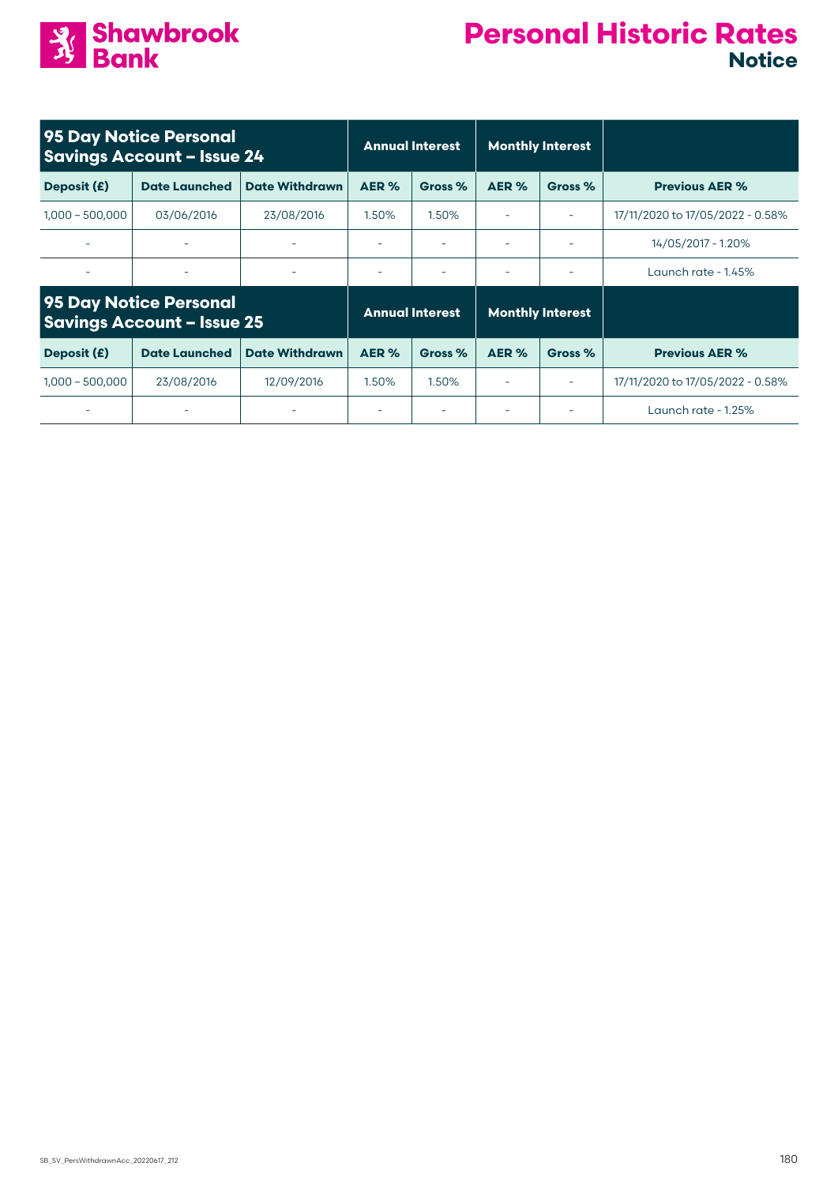# Personal Historic Rates

## Notice

| 95 Day Notice Personal Savings Account – Issue 24 | | | Annual Interest | | Monthly Interest | | |
|---|---|---|---|---|---|---|---|
| **Deposit (£)** | **Date Launched** | **Date Withdrawn** | **AER %** | **Gross %** | **AER %** | **Gross %** | **Previous AER %** |
| 1,000 – 500,000 | 03/06/2016 | 23/08/2016 | 1.50% | 1.50% | - | - | 17/11/2020 to 17/05/2022 - 0.58% |
| - | - | - | - | - | - | - | 14/05/2017 - 1.20% |
| - | - | - | - | - | - | - | Launch rate - 1.45% |

| 95 Day Notice Personal Savings Account – Issue 25 | | | Annual Interest | | Monthly Interest | | |
|---|---|---|---|---|---|---|---|
| **Deposit (£)** | **Date Launched** | **Date Withdrawn** | **AER %** | **Gross %** | **AER %** | **Gross %** | **Previous AER %** |
| 1,000 – 500,000 | 23/08/2016 | 12/09/2016 | 1.50% | 1.50% | - | - | 17/11/2020 to 17/05/2022 - 0.58% |
| - | - | - | - | - | - | - | Launch rate - 1.25% |

SB_SV_PersWithdrawnAcc_20220617_212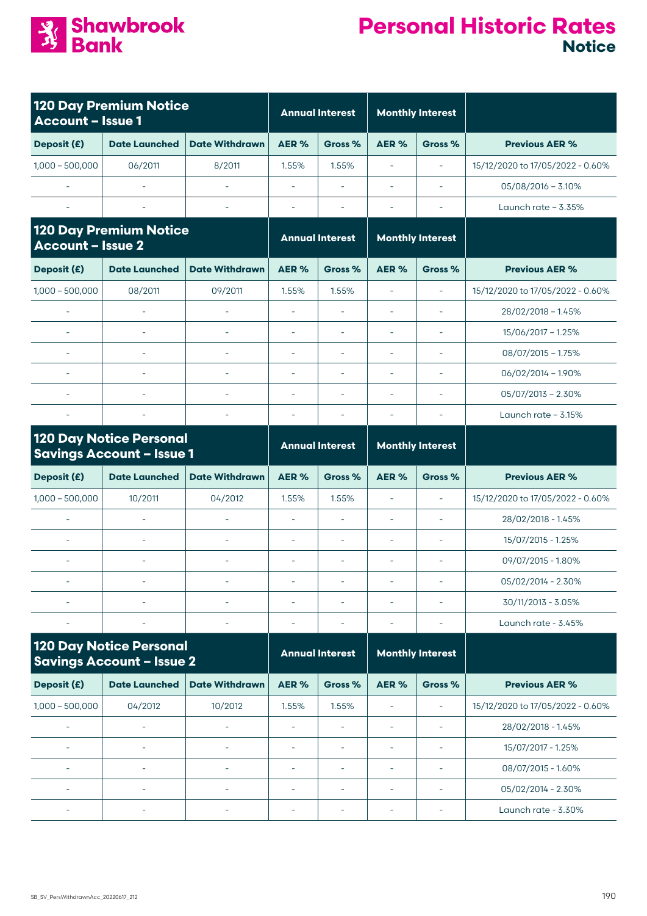# Shawbrook Bank

# Personal Historic Rates

## Notice

| 120 Day Premium Notice Account – Issue 1 | | | Annual Interest | | Monthly Interest | | |
|---|---|---|---|---|---|---|---|
| Deposit (£) | Date Launched | Date Withdrawn | AER % | Gross % | AER % | Gross % | Previous AER % |
| 1,000 – 500,000 | 06/2011 | 8/2011 | 1.55% | 1.55% | - | - | 15/12/2020 to 17/05/2022 - 0.60% |
| - | - | - | - | - | - | - | 05/08/2016 – 3.10% |
| - | - | - | - | - | - | - | Launch rate – 3.35% |

| 120 Day Premium Notice Account – Issue 2 | | | Annual Interest | | Monthly Interest | | |
|---|---|---|---|---|---|---|---|
| Deposit (£) | Date Launched | Date Withdrawn | AER % | Gross % | AER % | Gross % | Previous AER % |
| 1,000 – 500,000 | 08/2011 | 09/2011 | 1.55% | 1.55% | - | - | 15/12/2020 to 17/05/2022 - 0.60% |
| - | - | - | - | - | - | - | 28/02/2018 – 1.45% |
| - | - | - | - | - | - | - | 15/06/2017 – 1.25% |
| - | - | - | - | - | - | - | 08/07/2015 – 1.75% |
| - | - | - | - | - | - | - | 06/02/2014 – 1.90% |
| - | - | - | - | - | - | - | 05/07/2013 – 2.30% |
| - | - | - | - | - | - | - | Launch rate – 3.15% |

| 120 Day Notice Personal Savings Account – Issue 1 | | | Annual Interest | | Monthly Interest | | |
|---|---|---|---|---|---|---|---|
| Deposit (£) | Date Launched | Date Withdrawn | AER % | Gross % | AER % | Gross % | Previous AER % |
| 1,000 – 500,000 | 10/2011 | 04/2012 | 1.55% | 1.55% | - | - | 15/12/2020 to 17/05/2022 - 0.60% |
| - | - | - | - | - | - | - | 28/02/2018 - 1.45% |
| - | - | - | - | - | - | - | 15/07/2015 - 1.25% |
| - | - | - | - | - | - | - | 09/07/2015 - 1.80% |
| - | - | - | - | - | - | - | 05/02/2014 - 2.30% |
| - | - | - | - | - | - | - | 30/11/2013 - 3.05% |
| - | - | - | - | - | - | - | Launch rate - 3.45% |

| 120 Day Notice Personal Savings Account – Issue 2 | | | Annual Interest | | Monthly Interest | | |
|---|---|---|---|---|---|---|---|
| Deposit (£) | Date Launched | Date Withdrawn | AER % | Gross % | AER % | Gross % | Previous AER % |
| 1,000 – 500,000 | 04/2012 | 10/2012 | 1.55% | 1.55% | - | - | 15/12/2020 to 17/05/2022 - 0.60% |
| - | - | - | - | - | - | - | 28/02/2018 - 1.45% |
| - | - | - | - | - | - | - | 15/07/2017 - 1.25% |
| - | - | - | - | - | - | - | 08/07/2015 - 1.60% |
| - | - | - | - | - | - | - | 05/02/2014 - 2.30% |
| - | - | - | - | - | - | - | Launch rate - 3.30% |

SB_SV_PersWithdrawnAcc_20220617_212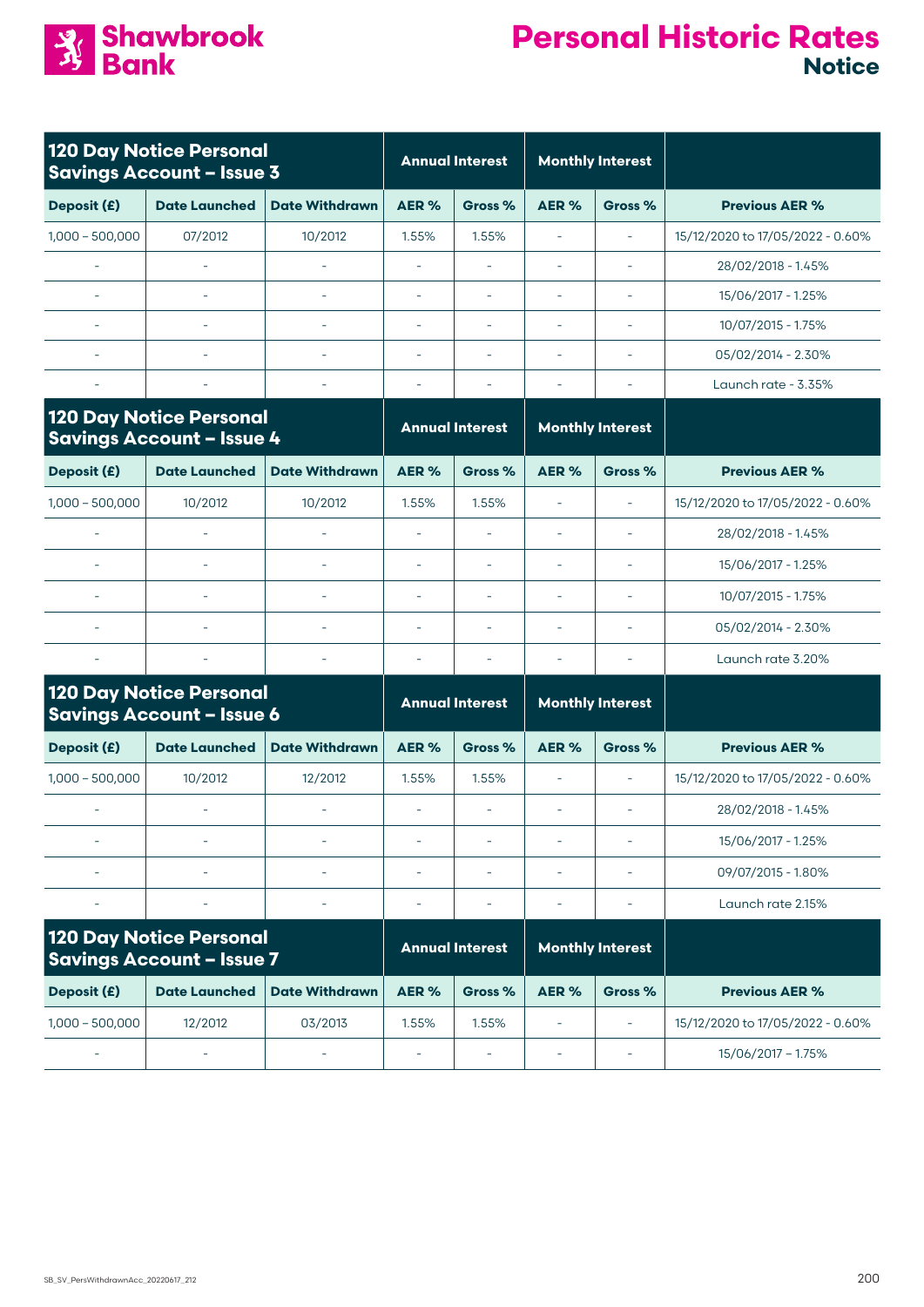# Personal Historic Rates

## Notice

| 120 Day Notice Personal Savings Account – Issue 3 | | | Annual Interest | | Monthly Interest | | |
|---|---|---|---|---|---|---|---|
| Deposit (£) | Date Launched | Date Withdrawn | AER % | Gross % | AER % | Gross % | Previous AER % |
| 1,000 – 500,000 | 07/2012 | 10/2012 | 1.55% | 1.55% | - | - | 15/12/2020 to 17/05/2022 - 0.60% |
| - | - | - | - | - | - | - | 28/02/2018 - 1.45% |
| - | - | - | - | - | - | - | 15/06/2017 - 1.25% |
| - | - | - | - | - | - | - | 10/07/2015 - 1.75% |
| - | - | - | - | - | - | - | 05/02/2014 - 2.30% |
| - | - | - | - | - | - | - | Launch rate - 3.35% |

| 120 Day Notice Personal Savings Account – Issue 4 | | | Annual Interest | | Monthly Interest | | |
|---|---|---|---|---|---|---|---|
| Deposit (£) | Date Launched | Date Withdrawn | AER % | Gross % | AER % | Gross % | Previous AER % |
| 1,000 – 500,000 | 10/2012 | 10/2012 | 1.55% | 1.55% | - | - | 15/12/2020 to 17/05/2022 - 0.60% |
| - | - | - | - | - | - | - | 28/02/2018 - 1.45% |
| - | - | - | - | - | - | - | 15/06/2017 - 1.25% |
| - | - | - | - | - | - | - | 10/07/2015 - 1.75% |
| - | - | - | - | - | - | - | 05/02/2014 - 2.30% |
| - | - | - | - | - | - | - | Launch rate 3.20% |

| 120 Day Notice Personal Savings Account – Issue 6 | | | Annual Interest | | Monthly Interest | | |
|---|---|---|---|---|---|---|---|
| Deposit (£) | Date Launched | Date Withdrawn | AER % | Gross % | AER % | Gross % | Previous AER % |
| 1,000 – 500,000 | 10/2012 | 12/2012 | 1.55% | 1.55% | - | - | 15/12/2020 to 17/05/2022 - 0.60% |
| - | - | - | - | - | - | - | 28/02/2018 - 1.45% |
| - | - | - | - | - | - | - | 15/06/2017 - 1.25% |
| - | - | - | - | - | - | - | 09/07/2015 - 1.80% |
| - | - | - | - | - | - | - | Launch rate 2.15% |

| 120 Day Notice Personal Savings Account – Issue 7 | | | Annual Interest | | Monthly Interest | | |
|---|---|---|---|---|---|---|---|
| Deposit (£) | Date Launched | Date Withdrawn | AER % | Gross % | AER % | Gross % | Previous AER % |
| 1,000 – 500,000 | 12/2012 | 03/2013 | 1.55% | 1.55% | - | - | 15/12/2020 to 17/05/2022 - 0.60% |
| - | - | - | - | - | - | - | 15/06/2017 – 1.75% |

SB_SV_PersWithdrawnAcc_20220617_212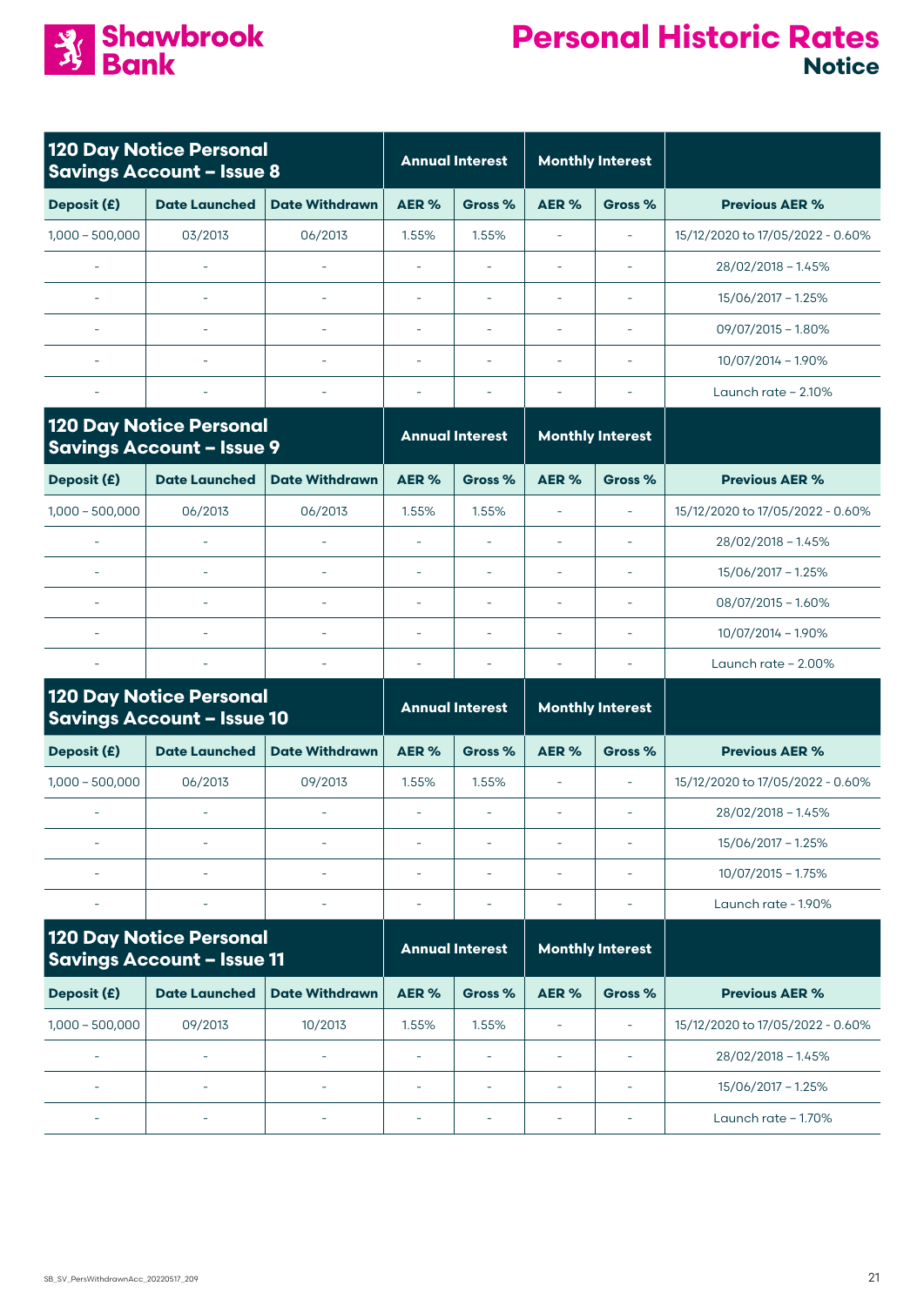# Shawbrook Bank

# Personal Historic Rates
## Notice

| 120 Day Notice Personal Savings Account – Issue 8 | | | Annual Interest | | Monthly Interest | | |
|---|---|---|---|---|---|---|---|
| Deposit (£) | Date Launched | Date Withdrawn | AER % | Gross % | AER % | Gross % | Previous AER % |
| 1,000 – 500,000 | 03/2013 | 06/2013 | 1.55% | 1.55% | - | - | 15/12/2020 to 17/05/2022 - 0.60% |
| - | - | - | - | - | - | - | 28/02/2018 – 1.45% |
| - | - | - | - | - | - | - | 15/06/2017 – 1.25% |
| - | - | - | - | - | - | - | 09/07/2015 – 1.80% |
| - | - | - | - | - | - | - | 10/07/2014 – 1.90% |
| - | - | - | - | - | - | - | Launch rate – 2.10% |

| 120 Day Notice Personal Savings Account – Issue 9 | | | Annual Interest | | Monthly Interest | | |
|---|---|---|---|---|---|---|---|
| Deposit (£) | Date Launched | Date Withdrawn | AER % | Gross % | AER % | Gross % | Previous AER % |
| 1,000 – 500,000 | 06/2013 | 06/2013 | 1.55% | 1.55% | - | - | 15/12/2020 to 17/05/2022 - 0.60% |
| - | - | - | - | - | - | - | 28/02/2018 – 1.45% |
| - | - | - | - | - | - | - | 15/06/2017 – 1.25% |
| - | - | - | - | - | - | - | 08/07/2015 – 1.60% |
| - | - | - | - | - | - | - | 10/07/2014 – 1.90% |
| - | - | - | - | - | - | - | Launch rate – 2.00% |

| 120 Day Notice Personal Savings Account – Issue 10 | | | Annual Interest | | Monthly Interest | | |
|---|---|---|---|---|---|---|---|
| Deposit (£) | Date Launched | Date Withdrawn | AER % | Gross % | AER % | Gross % | Previous AER % |
| 1,000 – 500,000 | 06/2013 | 09/2013 | 1.55% | 1.55% | - | - | 15/12/2020 to 17/05/2022 - 0.60% |
| - | - | - | - | - | - | - | 28/02/2018 – 1.45% |
| - | - | - | - | - | - | - | 15/06/2017 – 1.25% |
| - | - | - | - | - | - | - | 10/07/2015 – 1.75% |
| - | - | - | - | - | - | - | Launch rate - 1.90% |

| 120 Day Notice Personal Savings Account – Issue 11 | | | Annual Interest | | Monthly Interest | | |
|---|---|---|---|---|---|---|---|
| Deposit (£) | Date Launched | Date Withdrawn | AER % | Gross % | AER % | Gross % | Previous AER % |
| 1,000 – 500,000 | 09/2013 | 10/2013 | 1.55% | 1.55% | - | - | 15/12/2020 to 17/05/2022 - 0.60% |
| - | - | - | - | - | - | - | 28/02/2018 – 1.45% |
| - | - | - | - | - | - | - | 15/06/2017 – 1.25% |
| - | - | - | - | - | - | - | Launch rate – 1.70% |

SB_SV_PersWithdrawnAcc_20220517_209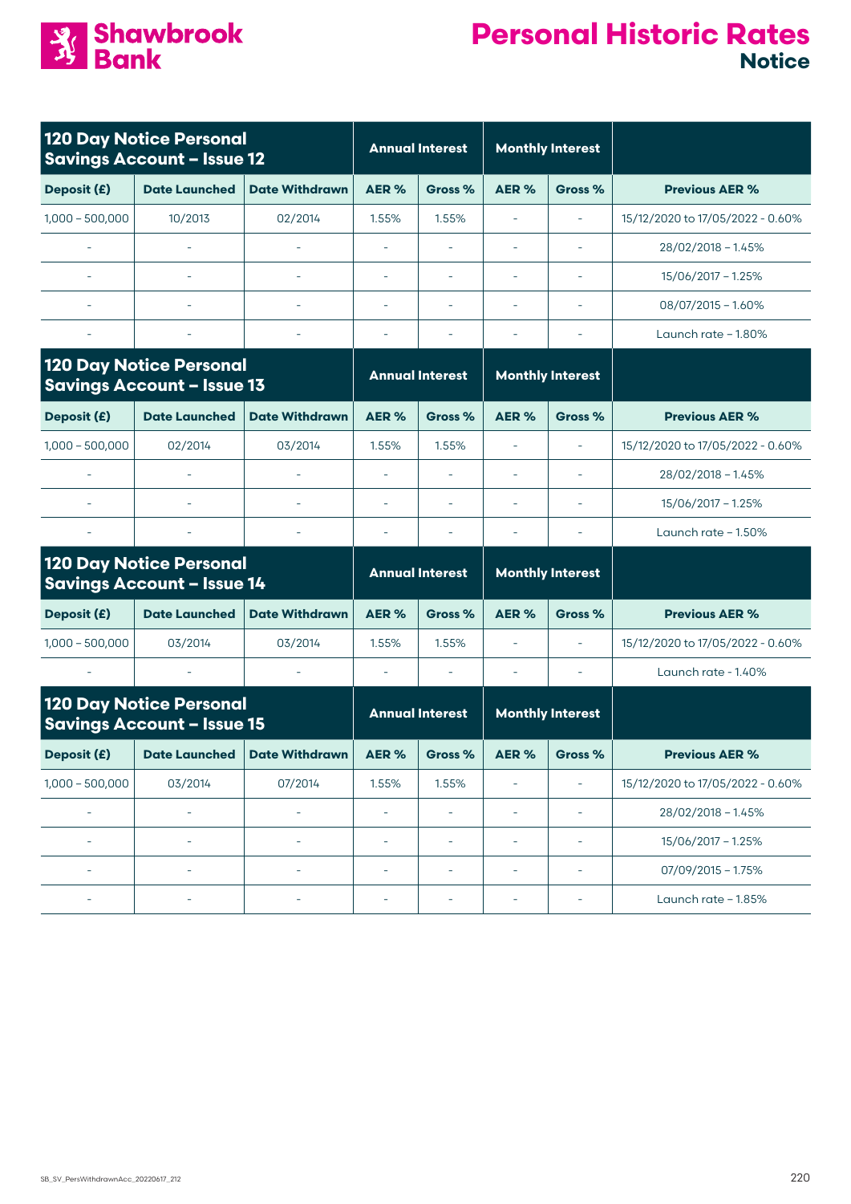# Shawbrook Bank

# Personal Historic Rates

## Notice

| 120 Day Notice Personal Savings Account – Issue 12 | | | Annual Interest | | Monthly Interest | | |
|---|---|---|---|---|---|---|---|
| Deposit (£) | Date Launched | Date Withdrawn | AER % | Gross % | AER % | Gross % | Previous AER % |
| 1,000 – 500,000 | 10/2013 | 02/2014 | 1.55% | 1.55% | - | - | 15/12/2020 to 17/05/2022 - 0.60% |
| - | - | - | - | - | - | - | 28/02/2018 – 1.45% |
| - | - | - | - | - | - | - | 15/06/2017 – 1.25% |
| - | - | - | - | - | - | - | 08/07/2015 – 1.60% |
| - | - | - | - | - | - | - | Launch rate – 1.80% |

| 120 Day Notice Personal Savings Account – Issue 13 | | | Annual Interest | | Monthly Interest | | |
|---|---|---|---|---|---|---|---|
| Deposit (£) | Date Launched | Date Withdrawn | AER % | Gross % | AER % | Gross % | Previous AER % |
| 1,000 – 500,000 | 02/2014 | 03/2014 | 1.55% | 1.55% | - | - | 15/12/2020 to 17/05/2022 - 0.60% |
| - | - | - | - | - | - | - | 28/02/2018 – 1.45% |
| - | - | - | - | - | - | - | 15/06/2017 – 1.25% |
| - | - | - | - | - | - | - | Launch rate – 1.50% |

| 120 Day Notice Personal Savings Account – Issue 14 | | | Annual Interest | | Monthly Interest | | |
|---|---|---|---|---|---|---|---|
| Deposit (£) | Date Launched | Date Withdrawn | AER % | Gross % | AER % | Gross % | Previous AER % |
| 1,000 – 500,000 | 03/2014 | 03/2014 | 1.55% | 1.55% | - | - | 15/12/2020 to 17/05/2022 - 0.60% |
| - | - | - | - | - | - | - | Launch rate - 1.40% |

| 120 Day Notice Personal Savings Account – Issue 15 | | | Annual Interest | | Monthly Interest | | |
|---|---|---|---|---|---|---|---|
| Deposit (£) | Date Launched | Date Withdrawn | AER % | Gross % | AER % | Gross % | Previous AER % |
| 1,000 – 500,000 | 03/2014 | 07/2014 | 1.55% | 1.55% | - | - | 15/12/2020 to 17/05/2022 - 0.60% |
| - | - | - | - | - | - | - | 28/02/2018 – 1.45% |
| - | - | - | - | - | - | - | 15/06/2017 – 1.25% |
| - | - | - | - | - | - | - | 07/09/2015 – 1.75% |
| - | - | - | - | - | - | - | Launch rate – 1.85% |

SB_SV_PersWithdrawnAcc_20220617_212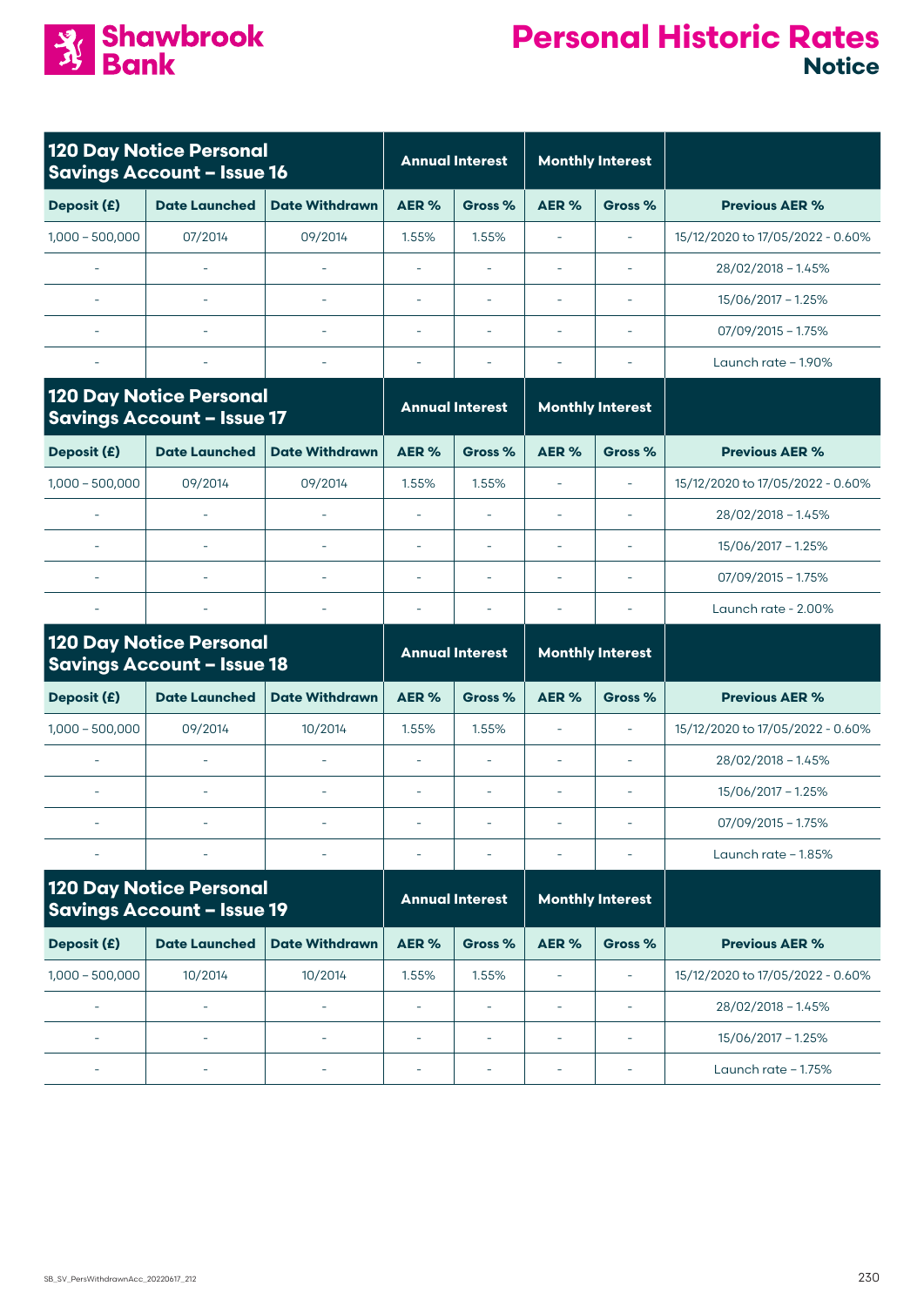# Personal Historic Rates

## Notice

| 120 Day Notice Personal Savings Account – Issue 16 | | | Annual Interest | | Monthly Interest | | |
|---|---|---|---|---|---|---|---|
| Deposit (£) | Date Launched | Date Withdrawn | AER % | Gross % | AER % | Gross % | Previous AER % |
| 1,000 – 500,000 | 07/2014 | 09/2014 | 1.55% | 1.55% | - | - | 15/12/2020 to 17/05/2022 - 0.60% |
| - | - | - | - | - | - | - | 28/02/2018 – 1.45% |
| - | - | - | - | - | - | - | 15/06/2017 – 1.25% |
| - | - | - | - | - | - | - | 07/09/2015 – 1.75% |
| - | - | - | - | - | - | - | Launch rate – 1.90% |

| 120 Day Notice Personal Savings Account – Issue 17 | | | Annual Interest | | Monthly Interest | | |
|---|---|---|---|---|---|---|---|
| Deposit (£) | Date Launched | Date Withdrawn | AER % | Gross % | AER % | Gross % | Previous AER % |
| 1,000 – 500,000 | 09/2014 | 09/2014 | 1.55% | 1.55% | - | - | 15/12/2020 to 17/05/2022 - 0.60% |
| - | - | - | - | - | - | - | 28/02/2018 – 1.45% |
| - | - | - | - | - | - | - | 15/06/2017 – 1.25% |
| - | - | - | - | - | - | - | 07/09/2015 – 1.75% |
| - | - | - | - | - | - | - | Launch rate - 2.00% |

| 120 Day Notice Personal Savings Account – Issue 18 | | | Annual Interest | | Monthly Interest | | |
|---|---|---|---|---|---|---|---|
| Deposit (£) | Date Launched | Date Withdrawn | AER % | Gross % | AER % | Gross % | Previous AER % |
| 1,000 – 500,000 | 09/2014 | 10/2014 | 1.55% | 1.55% | - | - | 15/12/2020 to 17/05/2022 - 0.60% |
| - | - | - | - | - | - | - | 28/02/2018 – 1.45% |
| - | - | - | - | - | - | - | 15/06/2017 – 1.25% |
| - | - | - | - | - | - | - | 07/09/2015 – 1.75% |
| - | - | - | - | - | - | - | Launch rate – 1.85% |

| 120 Day Notice Personal Savings Account – Issue 19 | | | Annual Interest | | Monthly Interest | | |
|---|---|---|---|---|---|---|---|
| Deposit (£) | Date Launched | Date Withdrawn | AER % | Gross % | AER % | Gross % | Previous AER % |
| 1,000 – 500,000 | 10/2014 | 10/2014 | 1.55% | 1.55% | - | - | 15/12/2020 to 17/05/2022 - 0.60% |
| - | - | - | - | - | - | - | 28/02/2018 – 1.45% |
| - | - | - | - | - | - | - | 15/06/2017 – 1.25% |
| - | - | - | - | - | - | - | Launch rate – 1.75% |

SB_SV_PersWithdrawnAcc_20220617_212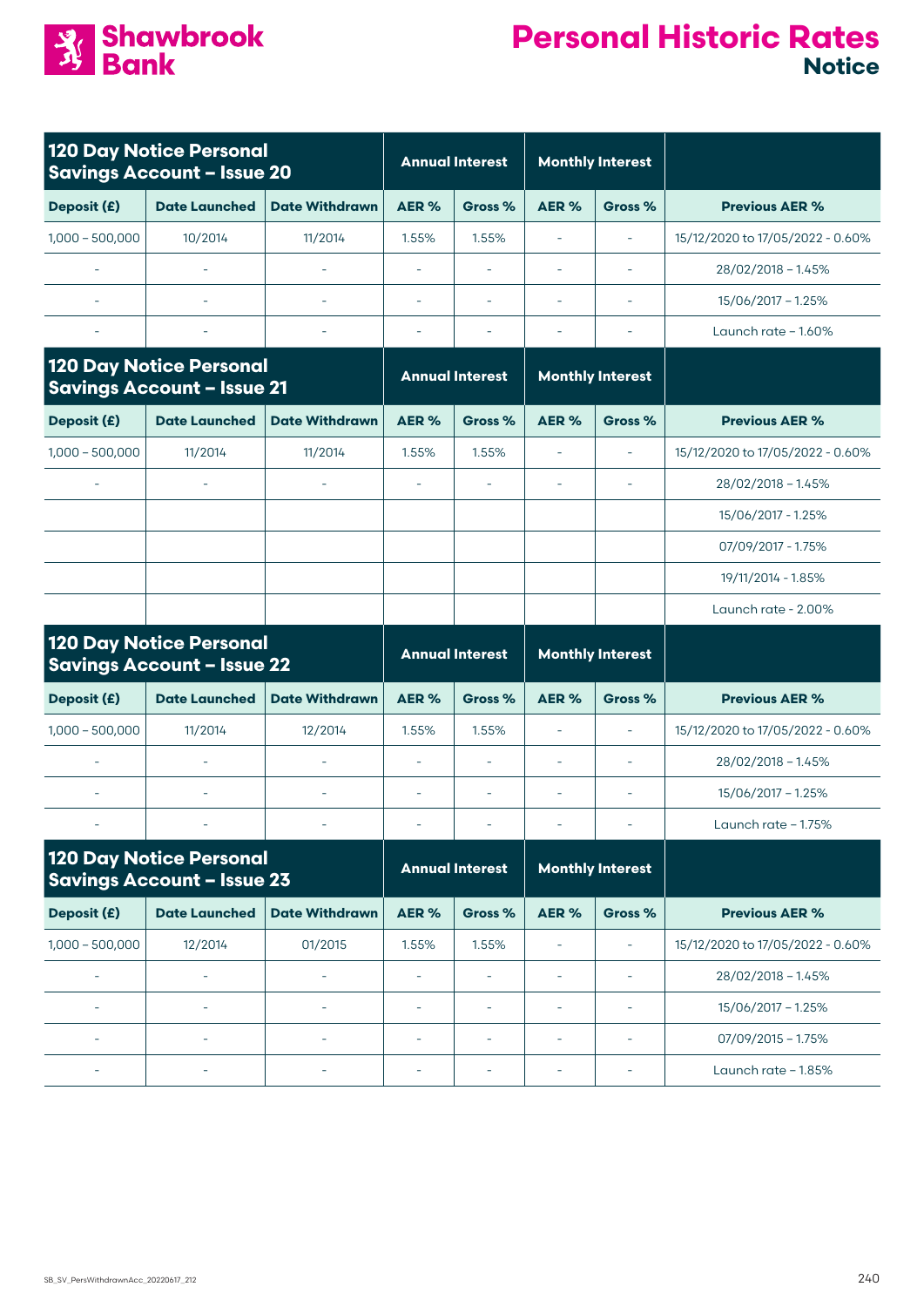# Shawbrook Bank

# Personal Historic Rates
## Notice

| 120 Day Notice Personal Savings Account – Issue 20 | | | Annual Interest | | Monthly Interest | | |
|---|---|---|---|---|---|---|---|
| Deposit (£) | Date Launched | Date Withdrawn | AER % | Gross % | AER % | Gross % | Previous AER % |
| 1,000 – 500,000 | 10/2014 | 11/2014 | 1.55% | 1.55% | - | - | 15/12/2020 to 17/05/2022 - 0.60% |
| - | - | - | - | - | - | - | 28/02/2018 – 1.45% |
| - | - | - | - | - | - | - | 15/06/2017 – 1.25% |
| - | - | - | - | - | - | - | Launch rate – 1.60% |

| 120 Day Notice Personal Savings Account – Issue 21 | | | Annual Interest | | Monthly Interest | | |
|---|---|---|---|---|---|---|---|
| Deposit (£) | Date Launched | Date Withdrawn | AER % | Gross % | AER % | Gross % | Previous AER % |
| 1,000 – 500,000 | 11/2014 | 11/2014 | 1.55% | 1.55% | - | - | 15/12/2020 to 17/05/2022 - 0.60% |
| - | - | - | - | - | - | - | 28/02/2018 – 1.45% |
| | | | | | | | 15/06/2017 - 1.25% |
| | | | | | | | 07/09/2017 - 1.75% |
| | | | | | | | 19/11/2014 - 1.85% |
| | | | | | | | Launch rate - 2.00% |

| 120 Day Notice Personal Savings Account – Issue 22 | | | Annual Interest | | Monthly Interest | | |
|---|---|---|---|---|---|---|---|
| Deposit (£) | Date Launched | Date Withdrawn | AER % | Gross % | AER % | Gross % | Previous AER % |
| 1,000 – 500,000 | 11/2014 | 12/2014 | 1.55% | 1.55% | - | - | 15/12/2020 to 17/05/2022 - 0.60% |
| - | - | - | - | - | - | - | 28/02/2018 – 1.45% |
| - | - | - | - | - | - | - | 15/06/2017 – 1.25% |
| - | - | - | - | - | - | - | Launch rate – 1.75% |

| 120 Day Notice Personal Savings Account – Issue 23 | | | Annual Interest | | Monthly Interest | | |
|---|---|---|---|---|---|---|---|
| Deposit (£) | Date Launched | Date Withdrawn | AER % | Gross % | AER % | Gross % | Previous AER % |
| 1,000 – 500,000 | 12/2014 | 01/2015 | 1.55% | 1.55% | - | - | 15/12/2020 to 17/05/2022 - 0.60% |
| - | - | - | - | - | - | - | 28/02/2018 – 1.45% |
| - | - | - | - | - | - | - | 15/06/2017 – 1.25% |
| - | - | - | - | - | - | - | 07/09/2015 – 1.75% |
| - | - | - | - | - | - | - | Launch rate – 1.85% |

SB_SV_PersWithdrawnAcc_20220617_212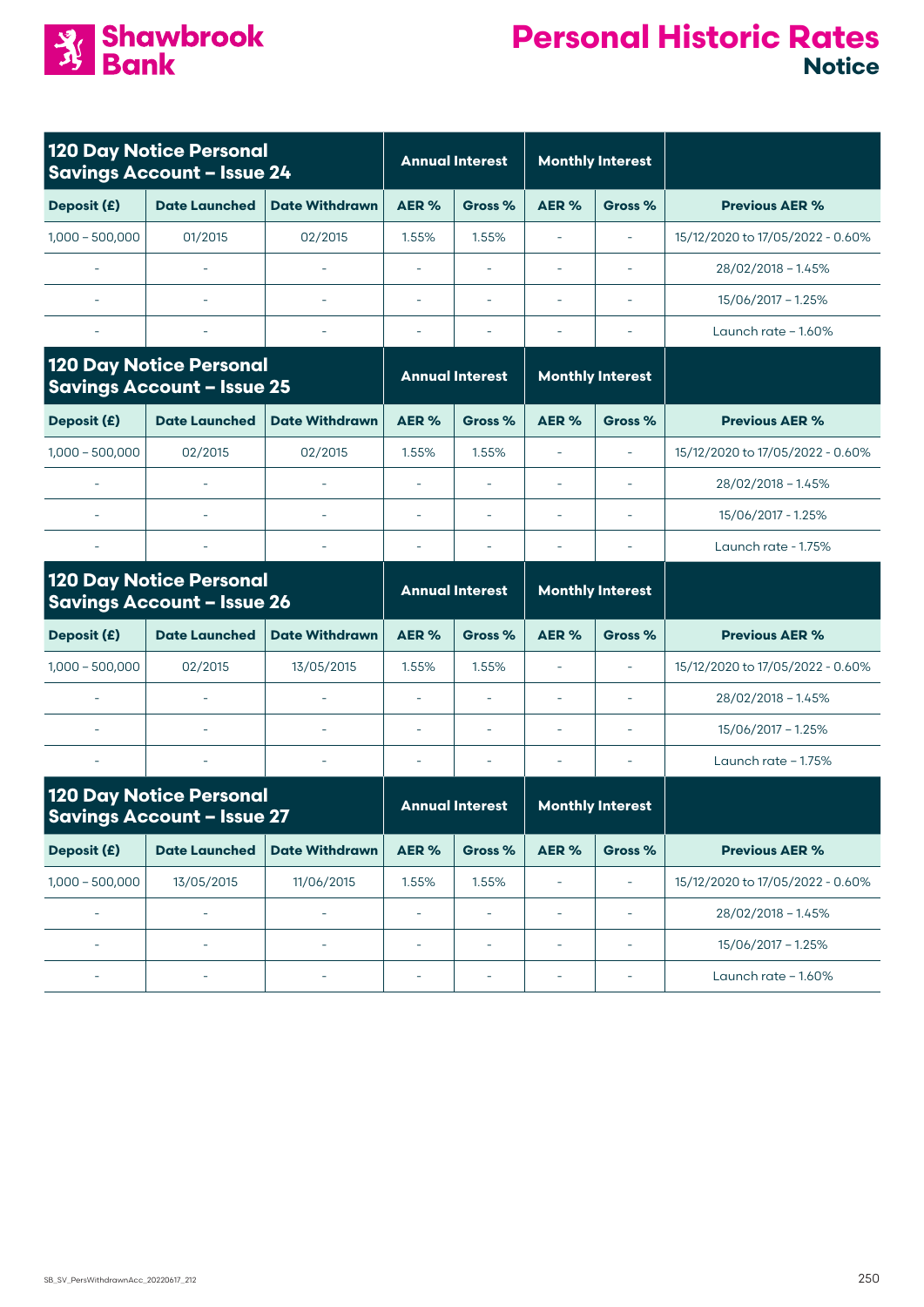# Shawbrook Bank

# Personal Historic Rates
## Notice

| 120 Day Notice Personal Savings Account – Issue 24 | | | Annual Interest | | Monthly Interest | | |
|---|---|---|---|---|---|---|---|
| Deposit (£) | Date Launched | Date Withdrawn | AER % | Gross % | AER % | Gross % | Previous AER % |
| 1,000 – 500,000 | 01/2015 | 02/2015 | 1.55% | 1.55% | - | - | 15/12/2020 to 17/05/2022 - 0.60% |
| - | - | - | - | - | - | - | 28/02/2018 – 1.45% |
| - | - | - | - | - | - | - | 15/06/2017 – 1.25% |
| - | - | - | - | - | - | - | Launch rate – 1.60% |

| 120 Day Notice Personal Savings Account – Issue 25 | | | Annual Interest | | Monthly Interest | | |
|---|---|---|---|---|---|---|---|
| Deposit (£) | Date Launched | Date Withdrawn | AER % | Gross % | AER % | Gross % | Previous AER % |
| 1,000 – 500,000 | 02/2015 | 02/2015 | 1.55% | 1.55% | - | - | 15/12/2020 to 17/05/2022 - 0.60% |
| - | - | - | - | - | - | - | 28/02/2018 – 1.45% |
| - | - | - | - | - | - | - | 15/06/2017 - 1.25% |
| - | - | - | - | - | - | - | Launch rate - 1.75% |

| 120 Day Notice Personal Savings Account – Issue 26 | | | Annual Interest | | Monthly Interest | | |
|---|---|---|---|---|---|---|---|
| Deposit (£) | Date Launched | Date Withdrawn | AER % | Gross % | AER % | Gross % | Previous AER % |
| 1,000 – 500,000 | 02/2015 | 13/05/2015 | 1.55% | 1.55% | - | - | 15/12/2020 to 17/05/2022 - 0.60% |
| - | - | - | - | - | - | - | 28/02/2018 – 1.45% |
| - | - | - | - | - | - | - | 15/06/2017 – 1.25% |
| - | - | - | - | - | - | - | Launch rate – 1.75% |

| 120 Day Notice Personal Savings Account – Issue 27 | | | Annual Interest | | Monthly Interest | | |
|---|---|---|---|---|---|---|---|
| Deposit (£) | Date Launched | Date Withdrawn | AER % | Gross % | AER % | Gross % | Previous AER % |
| 1,000 – 500,000 | 13/05/2015 | 11/06/2015 | 1.55% | 1.55% | - | - | 15/12/2020 to 17/05/2022 - 0.60% |
| - | - | - | - | - | - | - | 28/02/2018 – 1.45% |
| - | - | - | - | - | - | - | 15/06/2017 – 1.25% |
| - | - | - | - | - | - | - | Launch rate – 1.60% |

SB_SV_PersWithdrawnAcc_20220617_212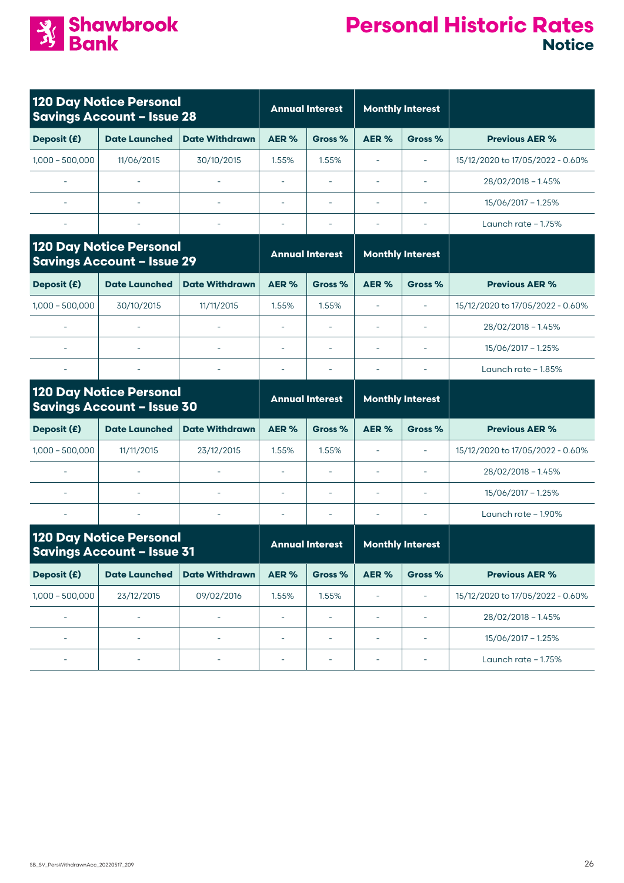# Personal Historic Rates

## Notice

| 120 Day Notice Personal Savings Account – Issue 28 | | | Annual Interest | | Monthly Interest | | |
|---|---|---|---|---|---|---|---|
| Deposit (£) | Date Launched | Date Withdrawn | AER % | Gross % | AER % | Gross % | Previous AER % |
| 1,000 – 500,000 | 11/06/2015 | 30/10/2015 | 1.55% | 1.55% | - | - | 15/12/2020 to 17/05/2022 - 0.60% |
| - | - | - | - | - | - | - | 28/02/2018 – 1.45% |
| - | - | - | - | - | - | - | 15/06/2017 – 1.25% |
| - | - | - | - | - | - | - | Launch rate – 1.75% |

| 120 Day Notice Personal Savings Account – Issue 29 | | | Annual Interest | | Monthly Interest | | |
|---|---|---|---|---|---|---|---|
| Deposit (£) | Date Launched | Date Withdrawn | AER % | Gross % | AER % | Gross % | Previous AER % |
| 1,000 – 500,000 | 30/10/2015 | 11/11/2015 | 1.55% | 1.55% | - | - | 15/12/2020 to 17/05/2022 - 0.60% |
| - | - | - | - | - | - | - | 28/02/2018 – 1.45% |
| - | - | - | - | - | - | - | 15/06/2017 – 1.25% |
| - | - | - | - | - | - | - | Launch rate – 1.85% |

| 120 Day Notice Personal Savings Account – Issue 30 | | | Annual Interest | | Monthly Interest | | |
|---|---|---|---|---|---|---|---|
| Deposit (£) | Date Launched | Date Withdrawn | AER % | Gross % | AER % | Gross % | Previous AER % |
| 1,000 – 500,000 | 11/11/2015 | 23/12/2015 | 1.55% | 1.55% | - | - | 15/12/2020 to 17/05/2022 - 0.60% |
| - | - | - | - | - | - | - | 28/02/2018 – 1.45% |
| - | - | - | - | - | - | - | 15/06/2017 – 1.25% |
| - | - | - | - | - | - | - | Launch rate – 1.90% |

| 120 Day Notice Personal Savings Account – Issue 31 | | | Annual Interest | | Monthly Interest | | |
|---|---|---|---|---|---|---|---|
| Deposit (£) | Date Launched | Date Withdrawn | AER % | Gross % | AER % | Gross % | Previous AER % |
| 1,000 – 500,000 | 23/12/2015 | 09/02/2016 | 1.55% | 1.55% | - | - | 15/12/2020 to 17/05/2022 - 0.60% |
| - | - | - | - | - | - | - | 28/02/2018 – 1.45% |
| - | - | - | - | - | - | - | 15/06/2017 – 1.25% |
| - | - | - | - | - | - | - | Launch rate – 1.75% |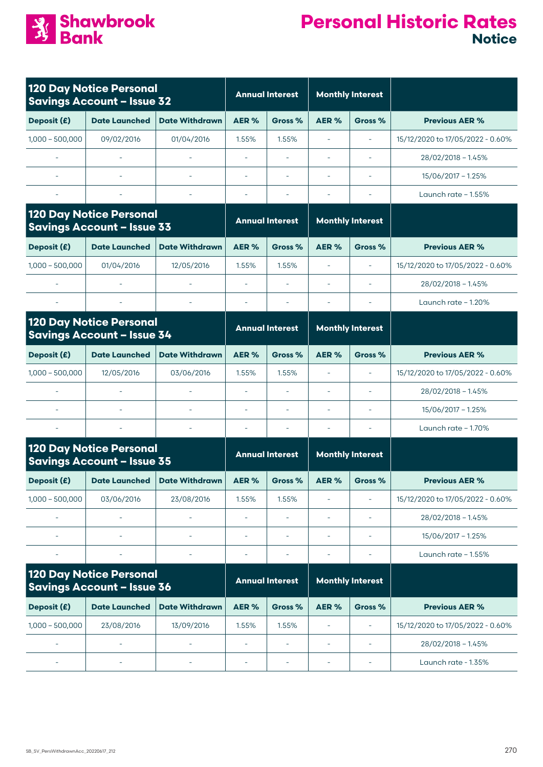# Personal Historic Rates

## Notice

| 120 Day Notice Personal Savings Account – Issue 32 | | | Annual Interest | | Monthly Interest | | |
|---|---|---|---|---|---|---|---|
| Deposit (£) | Date Launched | Date Withdrawn | AER % | Gross % | AER % | Gross % | Previous AER % |
| 1,000 – 500,000 | 09/02/2016 | 01/04/2016 | 1.55% | 1.55% | - | - | 15/12/2020 to 17/05/2022 - 0.60% |
| - | - | - | - | - | - | - | 28/02/2018 – 1.45% |
| - | - | - | - | - | - | - | 15/06/2017 – 1.25% |
| - | - | - | - | - | - | - | Launch rate – 1.55% |

| 120 Day Notice Personal Savings Account – Issue 33 | | | Annual Interest | | Monthly Interest | | |
|---|---|---|---|---|---|---|---|
| Deposit (£) | Date Launched | Date Withdrawn | AER % | Gross % | AER % | Gross % | Previous AER % |
| 1,000 – 500,000 | 01/04/2016 | 12/05/2016 | 1.55% | 1.55% | - | - | 15/12/2020 to 17/05/2022 - 0.60% |
| - | - | - | - | - | - | - | 28/02/2018 – 1.45% |
| - | - | - | - | - | - | - | Launch rate – 1.20% |

| 120 Day Notice Personal Savings Account – Issue 34 | | | Annual Interest | | Monthly Interest | | |
|---|---|---|---|---|---|---|---|
| Deposit (£) | Date Launched | Date Withdrawn | AER % | Gross % | AER % | Gross % | Previous AER % |
| 1,000 – 500,000 | 12/05/2016 | 03/06/2016 | 1.55% | 1.55% | - | - | 15/12/2020 to 17/05/2022 - 0.60% |
| - | - | - | - | - | - | - | 28/02/2018 – 1.45% |
| - | - | - | - | - | - | - | 15/06/2017 – 1.25% |
| - | - | - | - | - | - | - | Launch rate – 1.70% |

| 120 Day Notice Personal Savings Account – Issue 35 | | | Annual Interest | | Monthly Interest | | |
|---|---|---|---|---|---|---|---|
| Deposit (£) | Date Launched | Date Withdrawn | AER % | Gross % | AER % | Gross % | Previous AER % |
| 1,000 – 500,000 | 03/06/2016 | 23/08/2016 | 1.55% | 1.55% | - | - | 15/12/2020 to 17/05/2022 - 0.60% |
| - | - | - | - | - | - | - | 28/02/2018 – 1.45% |
| - | - | - | - | - | - | - | 15/06/2017 – 1.25% |
| - | - | - | - | - | - | - | Launch rate – 1.55% |

| 120 Day Notice Personal Savings Account – Issue 36 | | | Annual Interest | | Monthly Interest | | |
|---|---|---|---|---|---|---|---|
| Deposit (£) | Date Launched | Date Withdrawn | AER % | Gross % | AER % | Gross % | Previous AER % |
| 1,000 – 500,000 | 23/08/2016 | 13/09/2016 | 1.55% | 1.55% | - | - | 15/12/2020 to 17/05/2022 - 0.60% |
| - | - | - | - | - | - | - | 28/02/2018 – 1.45% |
| - | - | - | - | - | - | - | Launch rate - 1.35% |

SB_SV_PersWithdrawnAcc_20220617_212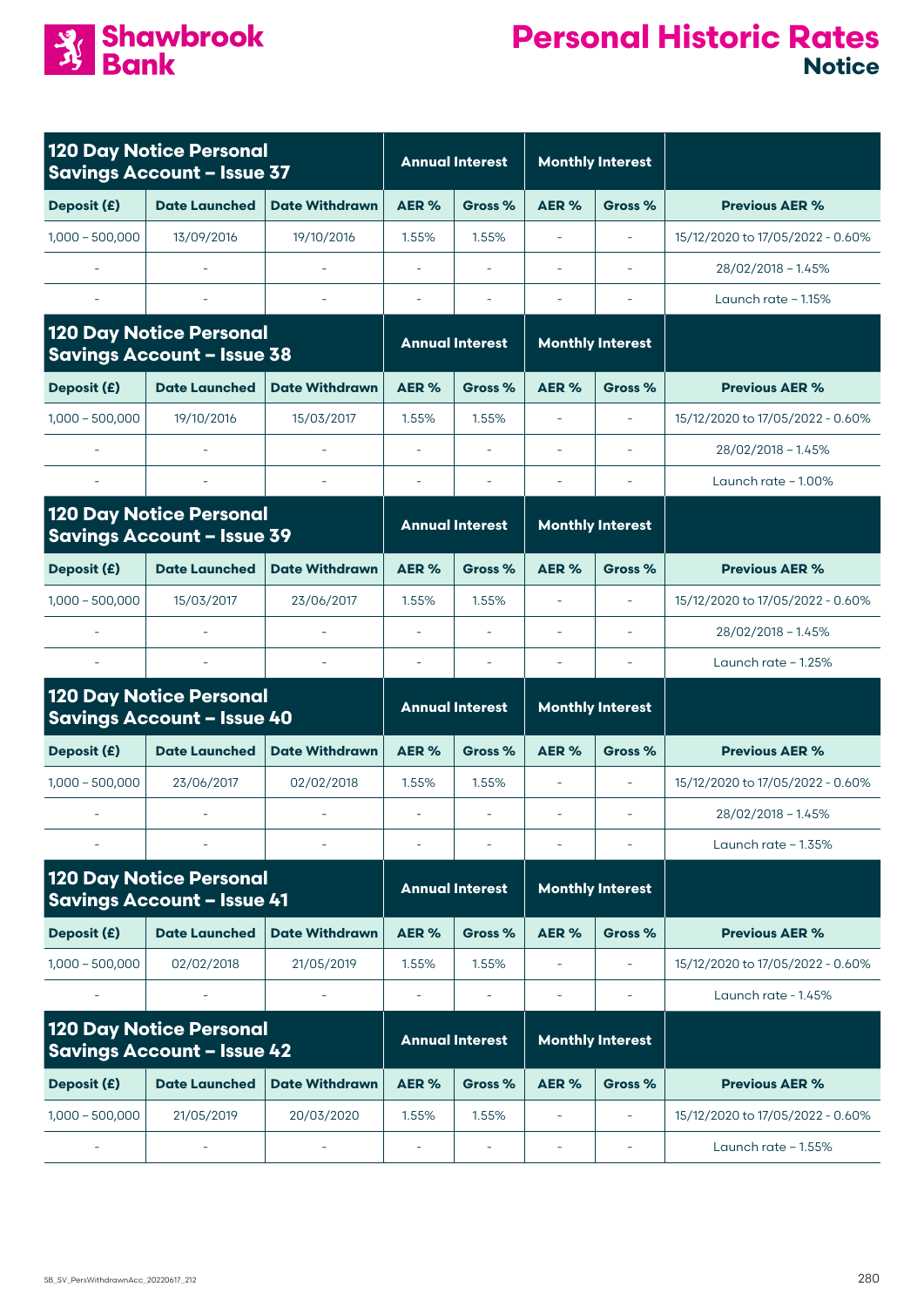# Shawbrook Bank

# Personal Historic Rates

## Notice

| 120 Day Notice Personal Savings Account – Issue 37 | | | Annual Interest | | Monthly Interest | | |
|---|---|---|---|---|---|---|---|
| Deposit (£) | Date Launched | Date Withdrawn | AER % | Gross % | AER % | Gross % | Previous AER % |
| 1,000 – 500,000 | 13/09/2016 | 19/10/2016 | 1.55% | 1.55% | - | - | 15/12/2020 to 17/05/2022 - 0.60% |
| - | - | - | - | - | - | - | 28/02/2018 – 1.45% |
| - | - | - | - | - | - | - | Launch rate – 1.15% |

| 120 Day Notice Personal Savings Account – Issue 38 | | | Annual Interest | | Monthly Interest | | |
|---|---|---|---|---|---|---|---|
| Deposit (£) | Date Launched | Date Withdrawn | AER % | Gross % | AER % | Gross % | Previous AER % |
| 1,000 – 500,000 | 19/10/2016 | 15/03/2017 | 1.55% | 1.55% | - | - | 15/12/2020 to 17/05/2022 - 0.60% |
| - | - | - | - | - | - | - | 28/02/2018 – 1.45% |
| - | - | - | - | - | - | - | Launch rate – 1.00% |

| 120 Day Notice Personal Savings Account – Issue 39 | | | Annual Interest | | Monthly Interest | | |
|---|---|---|---|---|---|---|---|
| Deposit (£) | Date Launched | Date Withdrawn | AER % | Gross % | AER % | Gross % | Previous AER % |
| 1,000 – 500,000 | 15/03/2017 | 23/06/2017 | 1.55% | 1.55% | - | - | 15/12/2020 to 17/05/2022 - 0.60% |
| - | - | - | - | - | - | - | 28/02/2018 – 1.45% |
| - | - | - | - | - | - | - | Launch rate – 1.25% |

| 120 Day Notice Personal Savings Account – Issue 40 | | | Annual Interest | | Monthly Interest | | |
|---|---|---|---|---|---|---|---|
| Deposit (£) | Date Launched | Date Withdrawn | AER % | Gross % | AER % | Gross % | Previous AER % |
| 1,000 – 500,000 | 23/06/2017 | 02/02/2018 | 1.55% | 1.55% | - | - | 15/12/2020 to 17/05/2022 - 0.60% |
| - | - | - | - | - | - | - | 28/02/2018 – 1.45% |
| - | - | - | - | - | - | - | Launch rate – 1.35% |

| 120 Day Notice Personal Savings Account – Issue 41 | | | Annual Interest | | Monthly Interest | | |
|---|---|---|---|---|---|---|---|
| Deposit (£) | Date Launched | Date Withdrawn | AER % | Gross % | AER % | Gross % | Previous AER % |
| 1,000 – 500,000 | 02/02/2018 | 21/05/2019 | 1.55% | 1.55% | - | - | 15/12/2020 to 17/05/2022 - 0.60% |
| - | - | - | - | - | - | - | Launch rate - 1.45% |

| 120 Day Notice Personal Savings Account – Issue 42 | | | Annual Interest | | Monthly Interest | | |
|---|---|---|---|---|---|---|---|
| Deposit (£) | Date Launched | Date Withdrawn | AER % | Gross % | AER % | Gross % | Previous AER % |
| 1,000 – 500,000 | 21/05/2019 | 20/03/2020 | 1.55% | 1.55% | - | - | 15/12/2020 to 17/05/2022 - 0.60% |
| - | - | - | - | - | - | - | Launch rate – 1.55% |

SB_SV_PersWithdrawnAcc_20220617_212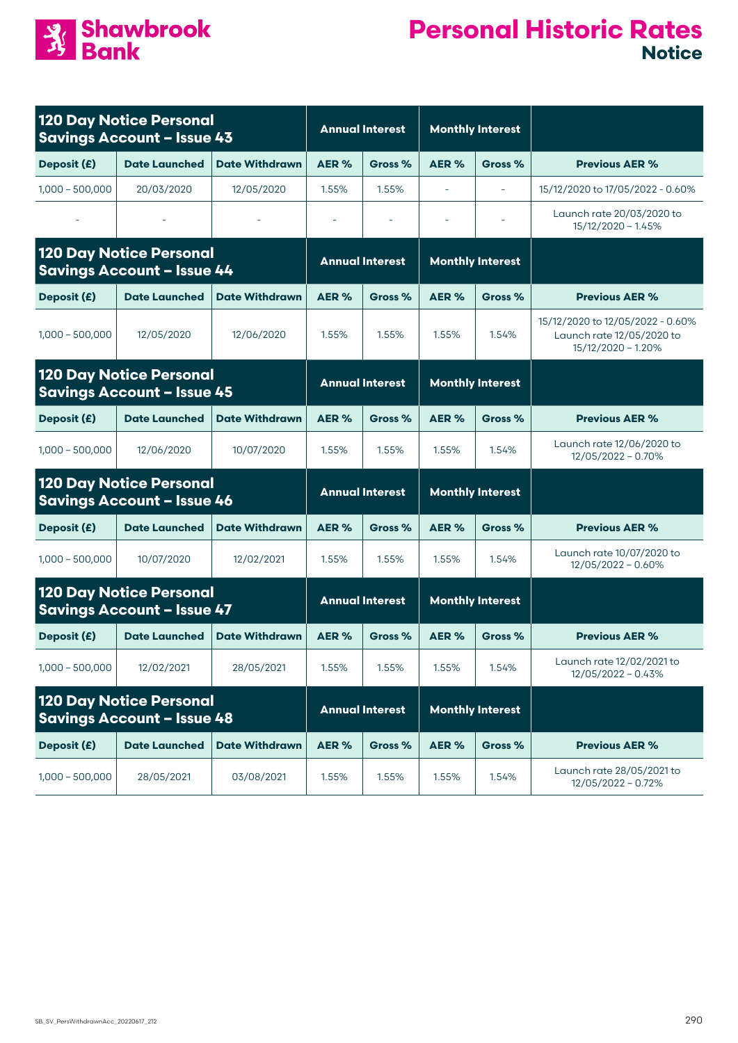# Shawbrook Bank

# Personal Historic Rates

## Notice

| 120 Day Notice Personal Savings Account – Issue 43 | | | Annual Interest | | Monthly Interest | | |
|---|---|---|---|---|---|---|---|
| Deposit (£) | Date Launched | Date Withdrawn | AER % | Gross % | AER % | Gross % | Previous AER % |
| 1,000 – 500,000 | 20/03/2020 | 12/05/2020 | 1.55% | 1.55% | - | - | 15/12/2020 to 17/05/2022 - 0.60% |
| - | - | - | - | - | - | - | Launch rate 20/03/2020 to 15/12/2020 – 1.45% |

| 120 Day Notice Personal Savings Account – Issue 44 | | | Annual Interest | | Monthly Interest | | |
|---|---|---|---|---|---|---|---|
| Deposit (£) | Date Launched | Date Withdrawn | AER % | Gross % | AER % | Gross % | Previous AER % |
| 1,000 – 500,000 | 12/05/2020 | 12/06/2020 | 1.55% | 1.55% | 1.55% | 1.54% | 15/12/2020 to 12/05/2022 - 0.60% Launch rate 12/05/2020 to 15/12/2020 – 1.20% |

| 120 Day Notice Personal Savings Account – Issue 45 | | | Annual Interest | | Monthly Interest | | |
|---|---|---|---|---|---|---|---|
| Deposit (£) | Date Launched | Date Withdrawn | AER % | Gross % | AER % | Gross % | Previous AER % |
| 1,000 – 500,000 | 12/06/2020 | 10/07/2020 | 1.55% | 1.55% | 1.55% | 1.54% | Launch rate 12/06/2020 to 12/05/2022 – 0.70% |

| 120 Day Notice Personal Savings Account – Issue 46 | | | Annual Interest | | Monthly Interest | | |
|---|---|---|---|---|---|---|---|
| Deposit (£) | Date Launched | Date Withdrawn | AER % | Gross % | AER % | Gross % | Previous AER % |
| 1,000 – 500,000 | 10/07/2020 | 12/02/2021 | 1.55% | 1.55% | 1.55% | 1.54% | Launch rate 10/07/2020 to 12/05/2022 – 0.60% |

| 120 Day Notice Personal Savings Account – Issue 47 | | | Annual Interest | | Monthly Interest | | |
|---|---|---|---|---|---|---|---|
| Deposit (£) | Date Launched | Date Withdrawn | AER % | Gross % | AER % | Gross % | Previous AER % |
| 1,000 – 500,000 | 12/02/2021 | 28/05/2021 | 1.55% | 1.55% | 1.55% | 1.54% | Launch rate 12/02/2021 to 12/05/2022 – 0.43% |

| 120 Day Notice Personal Savings Account – Issue 48 | | | Annual Interest | | Monthly Interest | | |
|---|---|---|---|---|---|---|---|
| Deposit (£) | Date Launched | Date Withdrawn | AER % | Gross % | AER % | Gross % | Previous AER % |
| 1,000 – 500,000 | 28/05/2021 | 03/08/2021 | 1.55% | 1.55% | 1.55% | 1.54% | Launch rate 28/05/2021 to 12/05/2022 – 0.72% |

SB_SV_PersWithdrawnAcc_20220617_212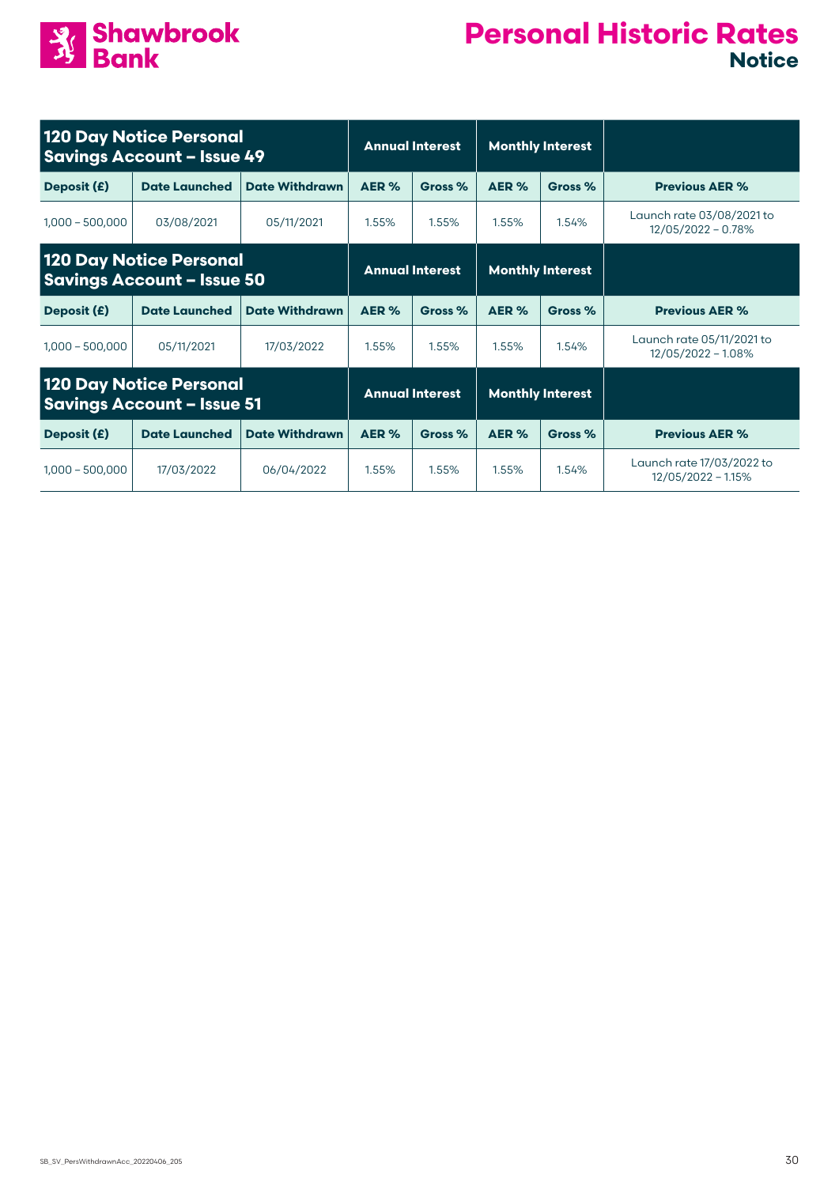# Personal Historic Rates

## Notice

| 120 Day Notice Personal Savings Account – Issue 49 | | | Annual Interest | | Monthly Interest | | |
|---|---|---|---|---|---|---|---|
| **Deposit (£)** | **Date Launched** | **Date Withdrawn** | **AER %** | **Gross %** | **AER %** | **Gross %** | **Previous AER %** |
| 1,000 – 500,000 | 03/08/2021 | 05/11/2021 | 1.55% | 1.55% | 1.55% | 1.54% | Launch rate 03/08/2021 to 12/05/2022 – 0.78% |

| 120 Day Notice Personal Savings Account – Issue 50 | | | Annual Interest | | Monthly Interest | | |
|---|---|---|---|---|---|---|---|
| **Deposit (£)** | **Date Launched** | **Date Withdrawn** | **AER %** | **Gross %** | **AER %** | **Gross %** | **Previous AER %** |
| 1,000 – 500,000 | 05/11/2021 | 17/03/2022 | 1.55% | 1.55% | 1.55% | 1.54% | Launch rate 05/11/2021 to 12/05/2022 – 1.08% |

| 120 Day Notice Personal Savings Account – Issue 51 | | | Annual Interest | | Monthly Interest | | |
|---|---|---|---|---|---|---|---|
| **Deposit (£)** | **Date Launched** | **Date Withdrawn** | **AER %** | **Gross %** | **AER %** | **Gross %** | **Previous AER %** |
| 1,000 – 500,000 | 17/03/2022 | 06/04/2022 | 1.55% | 1.55% | 1.55% | 1.54% | Launch rate 17/03/2022 to 12/05/2022 – 1.15% |

SB_SV_PersWithdrawnAcc_20220406_205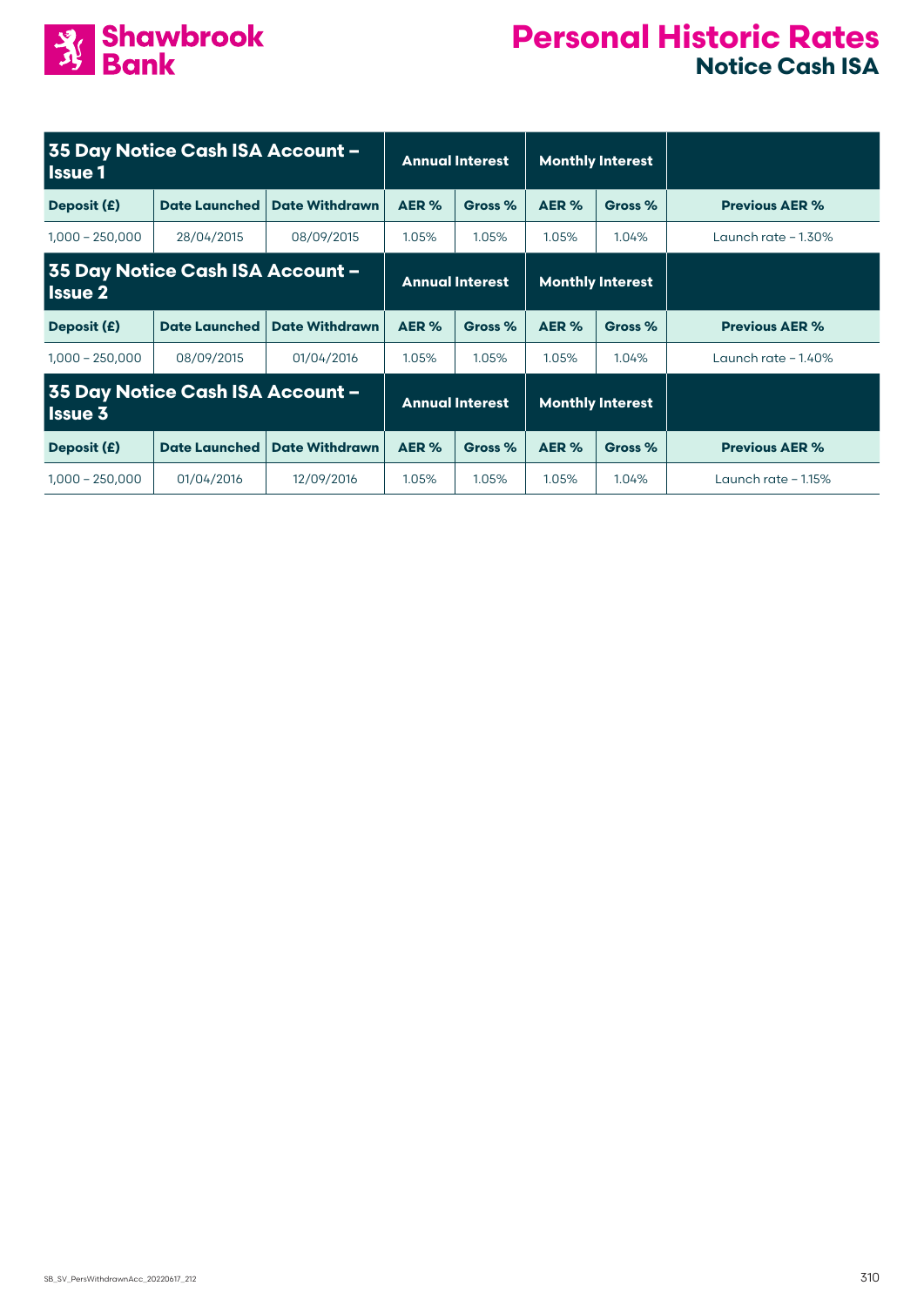# Personal Historic Rates

## Notice Cash ISA

| 35 Day Notice Cash ISA Account – Issue 1 | | | Annual Interest | | Monthly Interest | | |
|---|---|---|---|---|---|---|---|
| Deposit (£) | Date Launched | Date Withdrawn | AER % | Gross % | AER % | Gross % | Previous AER % |
| 1,000 – 250,000 | 28/04/2015 | 08/09/2015 | 1.05% | 1.05% | 1.05% | 1.04% | Launch rate – 1.30% |

| 35 Day Notice Cash ISA Account – Issue 2 | | | Annual Interest | | Monthly Interest | | |
|---|---|---|---|---|---|---|---|
| Deposit (£) | Date Launched | Date Withdrawn | AER % | Gross % | AER % | Gross % | Previous AER % |
| 1,000 – 250,000 | 08/09/2015 | 01/04/2016 | 1.05% | 1.05% | 1.05% | 1.04% | Launch rate – 1.40% |

| 35 Day Notice Cash ISA Account – Issue 3 | | | Annual Interest | | Monthly Interest | | |
|---|---|---|---|---|---|---|---|
| Deposit (£) | Date Launched | Date Withdrawn | AER % | Gross % | AER % | Gross % | Previous AER % |
| 1,000 – 250,000 | 01/04/2016 | 12/09/2016 | 1.05% | 1.05% | 1.05% | 1.04% | Launch rate – 1.15% |

SB_SV_PersWithdrawnAcc_20220617_212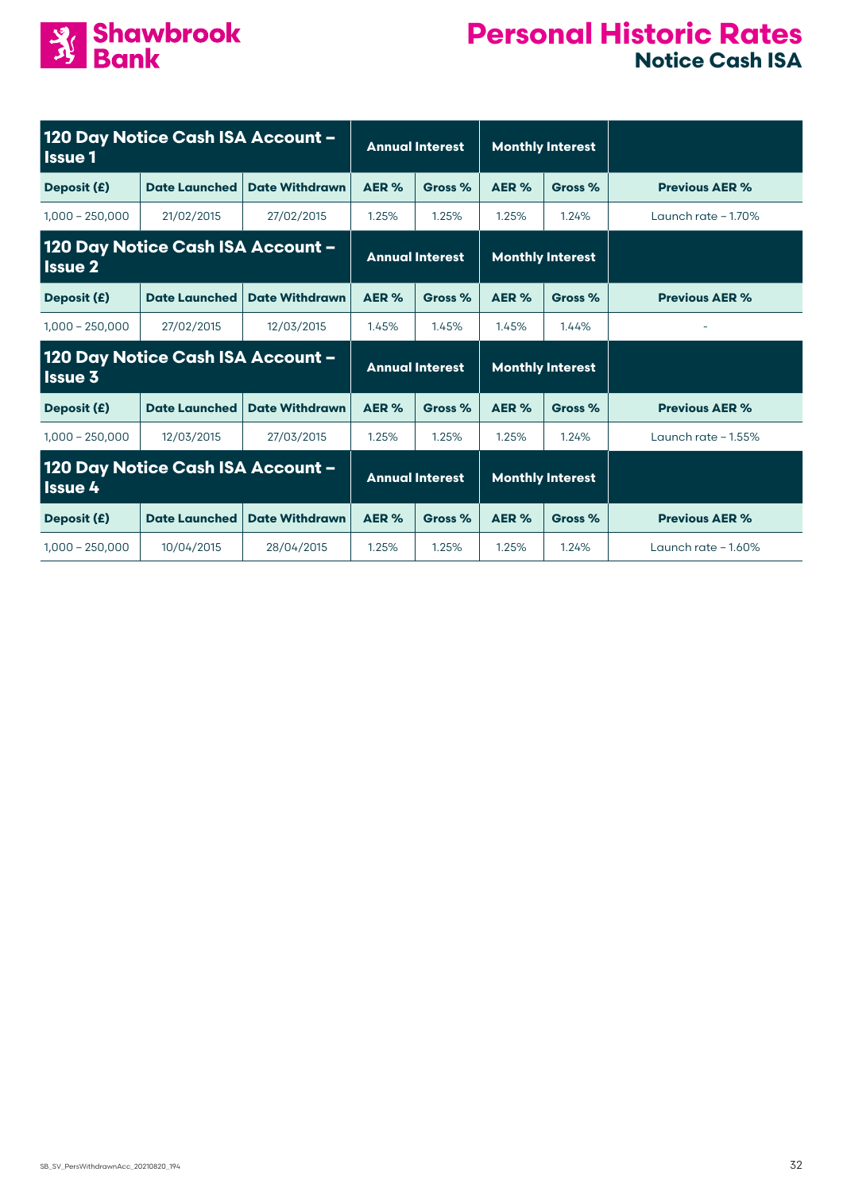# Personal Historic Rates

## Notice Cash ISA

| 120 Day Notice Cash ISA Account – Issue 1 | | | Annual Interest | | Monthly Interest | | |
|---|---|---|---|---|---|---|---|
| Deposit (£) | Date Launched | Date Withdrawn | AER % | Gross % | AER % | Gross % | Previous AER % |
| 1,000 – 250,000 | 21/02/2015 | 27/02/2015 | 1.25% | 1.25% | 1.25% | 1.24% | Launch rate – 1.70% |

| 120 Day Notice Cash ISA Account – Issue 2 | | | Annual Interest | | Monthly Interest | | |
|---|---|---|---|---|---|---|---|
| Deposit (£) | Date Launched | Date Withdrawn | AER % | Gross % | AER % | Gross % | Previous AER % |
| 1,000 – 250,000 | 27/02/2015 | 12/03/2015 | 1.45% | 1.45% | 1.45% | 1.44% | - |

| 120 Day Notice Cash ISA Account – Issue 3 | | | Annual Interest | | Monthly Interest | | |
|---|---|---|---|---|---|---|---|
| Deposit (£) | Date Launched | Date Withdrawn | AER % | Gross % | AER % | Gross % | Previous AER % |
| 1,000 – 250,000 | 12/03/2015 | 27/03/2015 | 1.25% | 1.25% | 1.25% | 1.24% | Launch rate – 1.55% |

| 120 Day Notice Cash ISA Account – Issue 4 | | | Annual Interest | | Monthly Interest | | |
|---|---|---|---|---|---|---|---|
| Deposit (£) | Date Launched | Date Withdrawn | AER % | Gross % | AER % | Gross % | Previous AER % |
| 1,000 – 250,000 | 10/04/2015 | 28/04/2015 | 1.25% | 1.25% | 1.25% | 1.24% | Launch rate – 1.60% |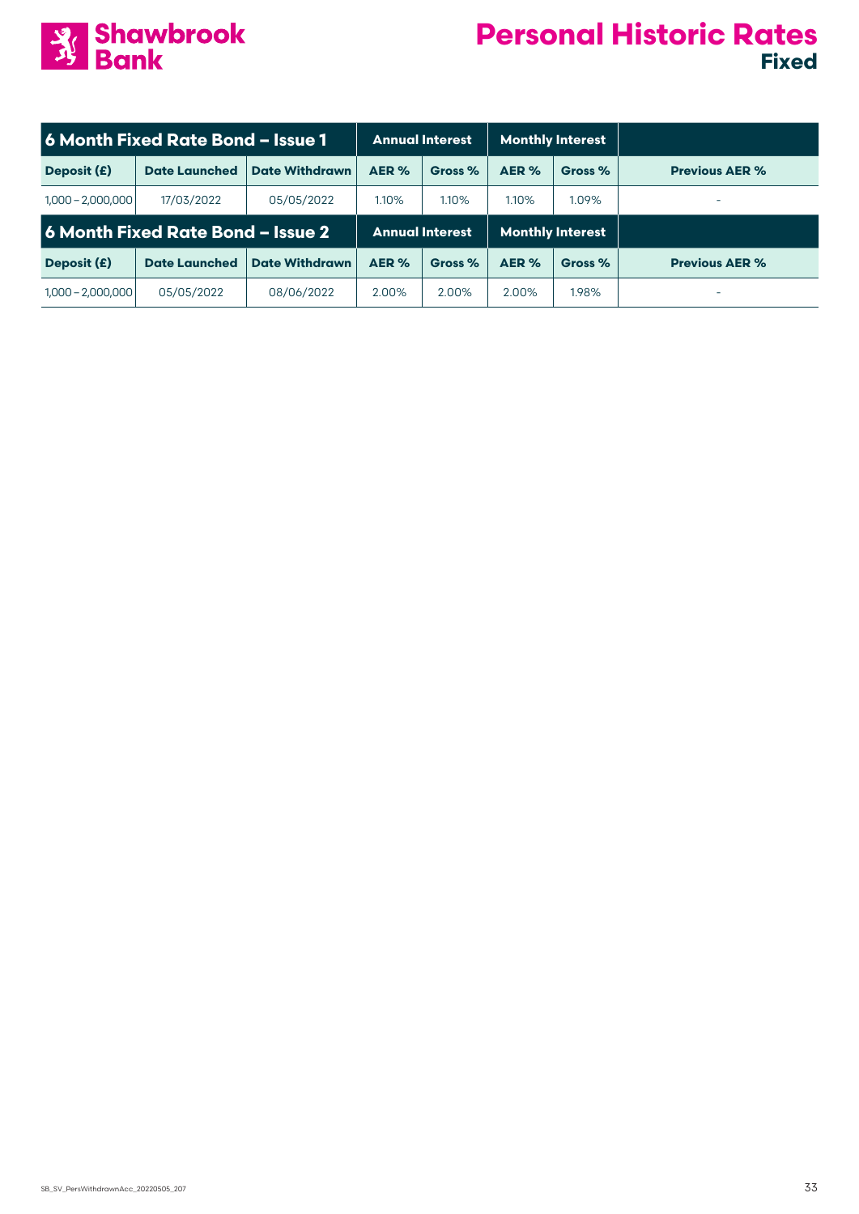# Personal Historic Rates
## Fixed

| 6 Month Fixed Rate Bond – Issue 1 | | | Annual Interest | | Monthly Interest | | |
|---|---|---|---|---|---|---|---|
| **Deposit (£)** | **Date Launched** | **Date Withdrawn** | **AER %** | **Gross %** | **AER %** | **Gross %** | **Previous AER %** |
| 1,000 – 2,000,000 | 17/03/2022 | 05/05/2022 | 1.10% | 1.10% | 1.10% | 1.09% | - |

| 6 Month Fixed Rate Bond – Issue 2 | | | Annual Interest | | Monthly Interest | | |
|---|---|---|---|---|---|---|---|
| **Deposit (£)** | **Date Launched** | **Date Withdrawn** | **AER %** | **Gross %** | **AER %** | **Gross %** | **Previous AER %** |
| 1,000 – 2,000,000 | 05/05/2022 | 08/06/2022 | 2.00% | 2.00% | 2.00% | 1.98% | - |

SB_SV_PersWithdrawnAcc_20220505_207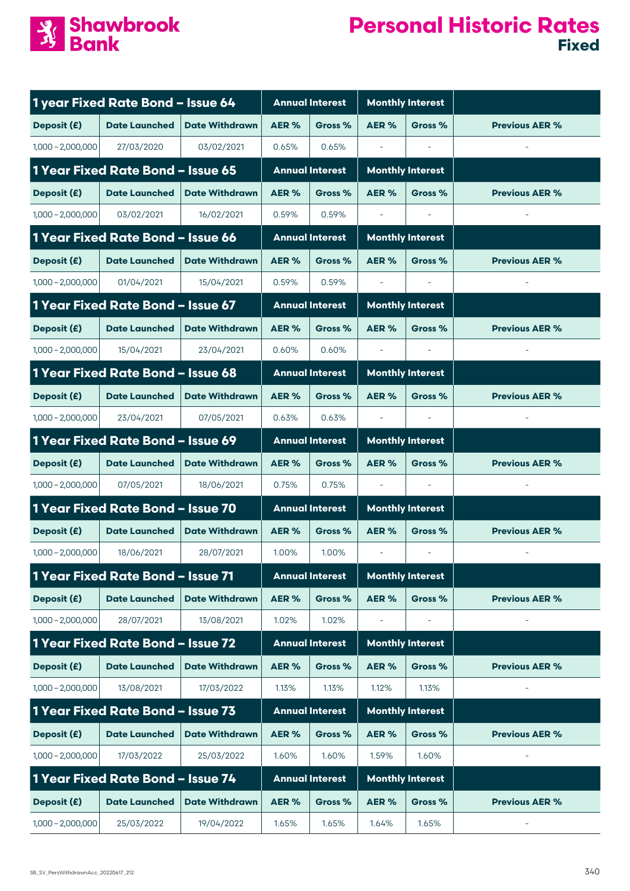# Shawbrook Bank

# Personal Historic Rates
## Fixed

| 1 year Fixed Rate Bond – Issue 64 | | | Annual Interest | | Monthly Interest | | |
|---|---|---|---|---|---|---|---|
| Deposit (£) | Date Launched | Date Withdrawn | AER % | Gross % | AER % | Gross % | Previous AER % |
| 1,000 – 2,000,000 | 27/03/2020 | 03/02/2021 | 0.65% | 0.65% | - | - | - |

| 1 Year Fixed Rate Bond – Issue 65 | | | Annual Interest | | Monthly Interest | | |
|---|---|---|---|---|---|---|---|
| Deposit (£) | Date Launched | Date Withdrawn | AER % | Gross % | AER % | Gross % | Previous AER % |
| 1,000 – 2,000,000 | 03/02/2021 | 16/02/2021 | 0.59% | 0.59% | - | - | - |

| 1 Year Fixed Rate Bond – Issue 66 | | | Annual Interest | | Monthly Interest | | |
|---|---|---|---|---|---|---|---|
| Deposit (£) | Date Launched | Date Withdrawn | AER % | Gross % | AER % | Gross % | Previous AER % |
| 1,000 – 2,000,000 | 01/04/2021 | 15/04/2021 | 0.59% | 0.59% | - | - | - |

| 1 Year Fixed Rate Bond – Issue 67 | | | Annual Interest | | Monthly Interest | | |
|---|---|---|---|---|---|---|---|
| Deposit (£) | Date Launched | Date Withdrawn | AER % | Gross % | AER % | Gross % | Previous AER % |
| 1,000 – 2,000,000 | 15/04/2021 | 23/04/2021 | 0.60% | 0.60% | - | - | - |

| 1 Year Fixed Rate Bond – Issue 68 | | | Annual Interest | | Monthly Interest | | |
|---|---|---|---|---|---|---|---|
| Deposit (£) | Date Launched | Date Withdrawn | AER % | Gross % | AER % | Gross % | Previous AER % |
| 1,000 – 2,000,000 | 23/04/2021 | 07/05/2021 | 0.63% | 0.63% | - | - | - |

| 1 Year Fixed Rate Bond – Issue 69 | | | Annual Interest | | Monthly Interest | | |
|---|---|---|---|---|---|---|---|
| Deposit (£) | Date Launched | Date Withdrawn | AER % | Gross % | AER % | Gross % | Previous AER % |
| 1,000 – 2,000,000 | 07/05/2021 | 18/06/2021 | 0.75% | 0.75% | - | - | - |

| 1 Year Fixed Rate Bond – Issue 70 | | | Annual Interest | | Monthly Interest | | |
|---|---|---|---|---|---|---|---|
| Deposit (£) | Date Launched | Date Withdrawn | AER % | Gross % | AER % | Gross % | Previous AER % |
| 1,000 – 2,000,000 | 18/06/2021 | 28/07/2021 | 1.00% | 1.00% | - | - | - |

| 1 Year Fixed Rate Bond – Issue 71 | | | Annual Interest | | Monthly Interest | | |
|---|---|---|---|---|---|---|---|
| Deposit (£) | Date Launched | Date Withdrawn | AER % | Gross % | AER % | Gross % | Previous AER % |
| 1,000 – 2,000,000 | 28/07/2021 | 13/08/2021 | 1.02% | 1.02% | - | - | - |

| 1 Year Fixed Rate Bond – Issue 72 | | | Annual Interest | | Monthly Interest | | |
|---|---|---|---|---|---|---|---|
| Deposit (£) | Date Launched | Date Withdrawn | AER % | Gross % | AER % | Gross % | Previous AER % |
| 1,000 – 2,000,000 | 13/08/2021 | 17/03/2022 | 1.13% | 1.13% | 1.12% | 1.13% | - |

| 1 Year Fixed Rate Bond – Issue 73 | | | Annual Interest | | Monthly Interest | | |
|---|---|---|---|---|---|---|---|
| Deposit (£) | Date Launched | Date Withdrawn | AER % | Gross % | AER % | Gross % | Previous AER % |
| 1,000 – 2,000,000 | 17/03/2022 | 25/03/2022 | 1.60% | 1.60% | 1.59% | 1.60% | - |

| 1 Year Fixed Rate Bond – Issue 74 | | | Annual Interest | | Monthly Interest | | |
|---|---|---|---|---|---|---|---|
| Deposit (£) | Date Launched | Date Withdrawn | AER % | Gross % | AER % | Gross % | Previous AER % |
| 1,000 – 2,000,000 | 25/03/2022 | 19/04/2022 | 1.65% | 1.65% | 1.64% | 1.65% | - |

SB_SV_PersWithdrawnAcc_20220617_212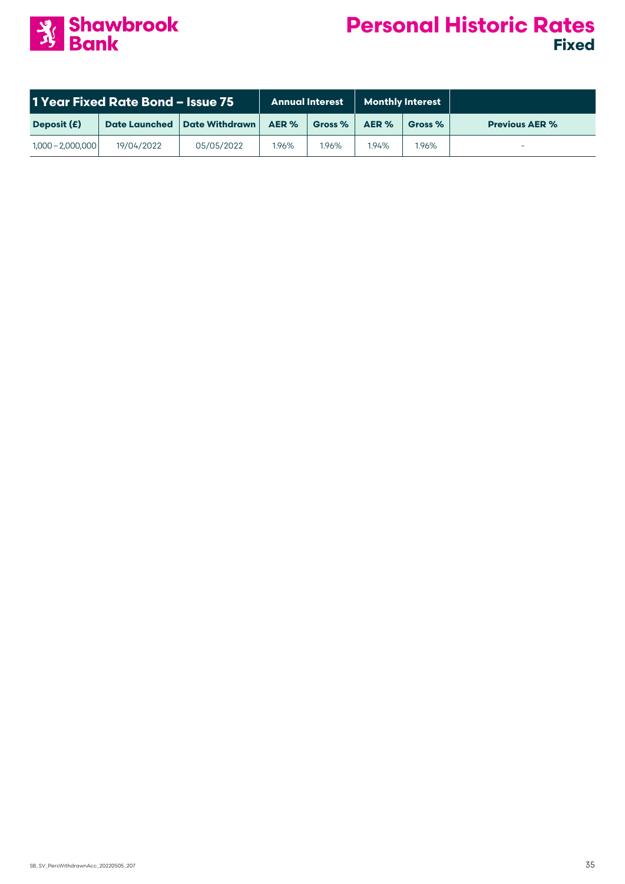# Personal Historic Rates
## Fixed

| 1 Year Fixed Rate Bond – Issue 75 | | | Annual Interest | | Monthly Interest | | |
|---|---|---|---|---|---|---|---|
| **Deposit (£)** | **Date Launched** | **Date Withdrawn** | **AER %** | **Gross %** | **AER %** | **Gross %** | **Previous AER %** |
| 1,000 – 2,000,000 | 19/04/2022 | 05/05/2022 | 1.96% | 1.96% | 1.94% | 1.96% | - |

SB_SV_PersWithdrawnAcc_20220505_207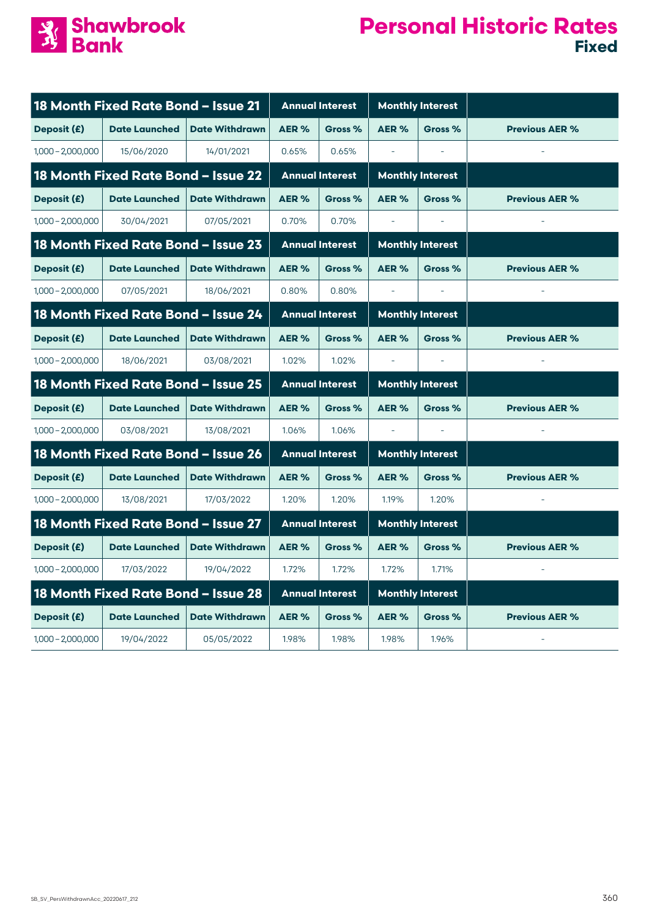# Personal Historic Rates

## Fixed

| 18 Month Fixed Rate Bond – Issue 21 | | | Annual Interest | | Monthly Interest | | |
|---|---|---|---|---|---|---|---|
| Deposit (£) | Date Launched | Date Withdrawn | AER % | Gross % | AER % | Gross % | Previous AER % |
| 1,000 – 2,000,000 | 15/06/2020 | 14/01/2021 | 0.65% | 0.65% | - | - | - |

| 18 Month Fixed Rate Bond – Issue 22 | | | Annual Interest | | Monthly Interest | | |
|---|---|---|---|---|---|---|---|
| Deposit (£) | Date Launched | Date Withdrawn | AER % | Gross % | AER % | Gross % | Previous AER % |
| 1,000 – 2,000,000 | 30/04/2021 | 07/05/2021 | 0.70% | 0.70% | - | - | - |

| 18 Month Fixed Rate Bond – Issue 23 | | | Annual Interest | | Monthly Interest | | |
|---|---|---|---|---|---|---|---|
| Deposit (£) | Date Launched | Date Withdrawn | AER % | Gross % | AER % | Gross % | Previous AER % |
| 1,000 – 2,000,000 | 07/05/2021 | 18/06/2021 | 0.80% | 0.80% | - | - | - |

| 18 Month Fixed Rate Bond – Issue 24 | | | Annual Interest | | Monthly Interest | | |
|---|---|---|---|---|---|---|---|
| Deposit (£) | Date Launched | Date Withdrawn | AER % | Gross % | AER % | Gross % | Previous AER % |
| 1,000 – 2,000,000 | 18/06/2021 | 03/08/2021 | 1.02% | 1.02% | - | - | - |

| 18 Month Fixed Rate Bond – Issue 25 | | | Annual Interest | | Monthly Interest | | |
|---|---|---|---|---|---|---|---|
| Deposit (£) | Date Launched | Date Withdrawn | AER % | Gross % | AER % | Gross % | Previous AER % |
| 1,000 – 2,000,000 | 03/08/2021 | 13/08/2021 | 1.06% | 1.06% | - | - | - |

| 18 Month Fixed Rate Bond – Issue 26 | | | Annual Interest | | Monthly Interest | | |
|---|---|---|---|---|---|---|---|
| Deposit (£) | Date Launched | Date Withdrawn | AER % | Gross % | AER % | Gross % | Previous AER % |
| 1,000 – 2,000,000 | 13/08/2021 | 17/03/2022 | 1.20% | 1.20% | 1.19% | 1.20% | - |

| 18 Month Fixed Rate Bond – Issue 27 | | | Annual Interest | | Monthly Interest | | |
|---|---|---|---|---|---|---|---|
| Deposit (£) | Date Launched | Date Withdrawn | AER % | Gross % | AER % | Gross % | Previous AER % |
| 1,000 – 2,000,000 | 17/03/2022 | 19/04/2022 | 1.72% | 1.72% | 1.72% | 1.71% | - |

| 18 Month Fixed Rate Bond – Issue 28 | | | Annual Interest | | Monthly Interest | | |
|---|---|---|---|---|---|---|---|
| Deposit (£) | Date Launched | Date Withdrawn | AER % | Gross % | AER % | Gross % | Previous AER % |
| 1,000 – 2,000,000 | 19/04/2022 | 05/05/2022 | 1.98% | 1.98% | 1.98% | 1.96% | - |

SB_SV_PersWithdrawnAcc_20220617_212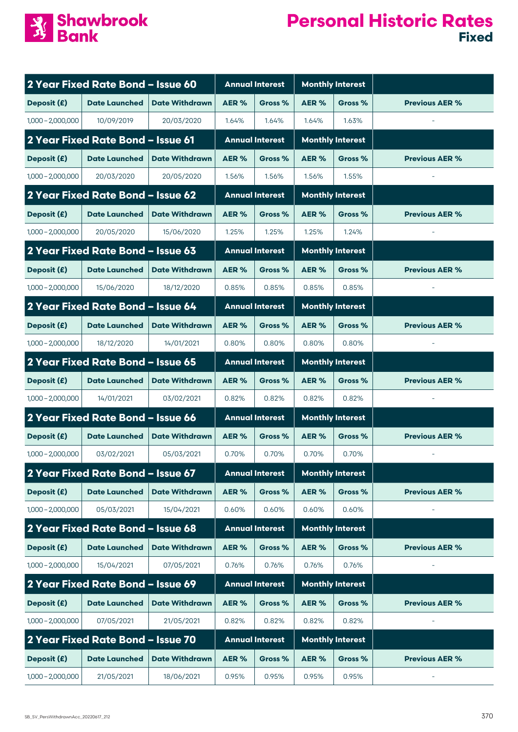# Personal Historic Rates

## Fixed

| 2 Year Fixed Rate Bond – Issue 60 | | | Annual Interest | | Monthly Interest | | |
|---|---|---|---|---|---|---|---|
| Deposit (£) | Date Launched | Date Withdrawn | AER % | Gross % | AER % | Gross % | Previous AER % |
| 1,000 – 2,000,000 | 10/09/2019 | 20/03/2020 | 1.64% | 1.64% | 1.64% | 1.63% | - |

| 2 Year Fixed Rate Bond – Issue 61 | | | Annual Interest | | Monthly Interest | | |
|---|---|---|---|---|---|---|---|
| Deposit (£) | Date Launched | Date Withdrawn | AER % | Gross % | AER % | Gross % | Previous AER % |
| 1,000 – 2,000,000 | 20/03/2020 | 20/05/2020 | 1.56% | 1.56% | 1.56% | 1.55% | - |

| 2 Year Fixed Rate Bond – Issue 62 | | | Annual Interest | | Monthly Interest | | |
|---|---|---|---|---|---|---|---|
| Deposit (£) | Date Launched | Date Withdrawn | AER % | Gross % | AER % | Gross % | Previous AER % |
| 1,000 – 2,000,000 | 20/05/2020 | 15/06/2020 | 1.25% | 1.25% | 1.25% | 1.24% | - |

| 2 Year Fixed Rate Bond – Issue 63 | | | Annual Interest | | Monthly Interest | | |
|---|---|---|---|---|---|---|---|
| Deposit (£) | Date Launched | Date Withdrawn | AER % | Gross % | AER % | Gross % | Previous AER % |
| 1,000 – 2,000,000 | 15/06/2020 | 18/12/2020 | 0.85% | 0.85% | 0.85% | 0.85% | - |

| 2 Year Fixed Rate Bond – Issue 64 | | | Annual Interest | | Monthly Interest | | |
|---|---|---|---|---|---|---|---|
| Deposit (£) | Date Launched | Date Withdrawn | AER % | Gross % | AER % | Gross % | Previous AER % |
| 1,000 – 2,000,000 | 18/12/2020 | 14/01/2021 | 0.80% | 0.80% | 0.80% | 0.80% | - |

| 2 Year Fixed Rate Bond – Issue 65 | | | Annual Interest | | Monthly Interest | | |
|---|---|---|---|---|---|---|---|
| Deposit (£) | Date Launched | Date Withdrawn | AER % | Gross % | AER % | Gross % | Previous AER % |
| 1,000 – 2,000,000 | 14/01/2021 | 03/02/2021 | 0.82% | 0.82% | 0.82% | 0.82% | - |

| 2 Year Fixed Rate Bond – Issue 66 | | | Annual Interest | | Monthly Interest | | |
|---|---|---|---|---|---|---|---|
| Deposit (£) | Date Launched | Date Withdrawn | AER % | Gross % | AER % | Gross % | Previous AER % |
| 1,000 – 2,000,000 | 03/02/2021 | 05/03/2021 | 0.70% | 0.70% | 0.70% | 0.70% | - |

| 2 Year Fixed Rate Bond – Issue 67 | | | Annual Interest | | Monthly Interest | | |
|---|---|---|---|---|---|---|---|
| Deposit (£) | Date Launched | Date Withdrawn | AER % | Gross % | AER % | Gross % | Previous AER % |
| 1,000 – 2,000,000 | 05/03/2021 | 15/04/2021 | 0.60% | 0.60% | 0.60% | 0.60% | - |

| 2 Year Fixed Rate Bond – Issue 68 | | | Annual Interest | | Monthly Interest | | |
|---|---|---|---|---|---|---|---|
| Deposit (£) | Date Launched | Date Withdrawn | AER % | Gross % | AER % | Gross % | Previous AER % |
| 1,000 – 2,000,000 | 15/04/2021 | 07/05/2021 | 0.76% | 0.76% | 0.76% | 0.76% | - |

| 2 Year Fixed Rate Bond – Issue 69 | | | Annual Interest | | Monthly Interest | | |
|---|---|---|---|---|---|---|---|
| Deposit (£) | Date Launched | Date Withdrawn | AER % | Gross % | AER % | Gross % | Previous AER % |
| 1,000 – 2,000,000 | 07/05/2021 | 21/05/2021 | 0.82% | 0.82% | 0.82% | 0.82% | - |

| 2 Year Fixed Rate Bond – Issue 70 | | | Annual Interest | | Monthly Interest | | |
|---|---|---|---|---|---|---|---|
| Deposit (£) | Date Launched | Date Withdrawn | AER % | Gross % | AER % | Gross % | Previous AER % |
| 1,000 – 2,000,000 | 21/05/2021 | 18/06/2021 | 0.95% | 0.95% | 0.95% | 0.95% | - |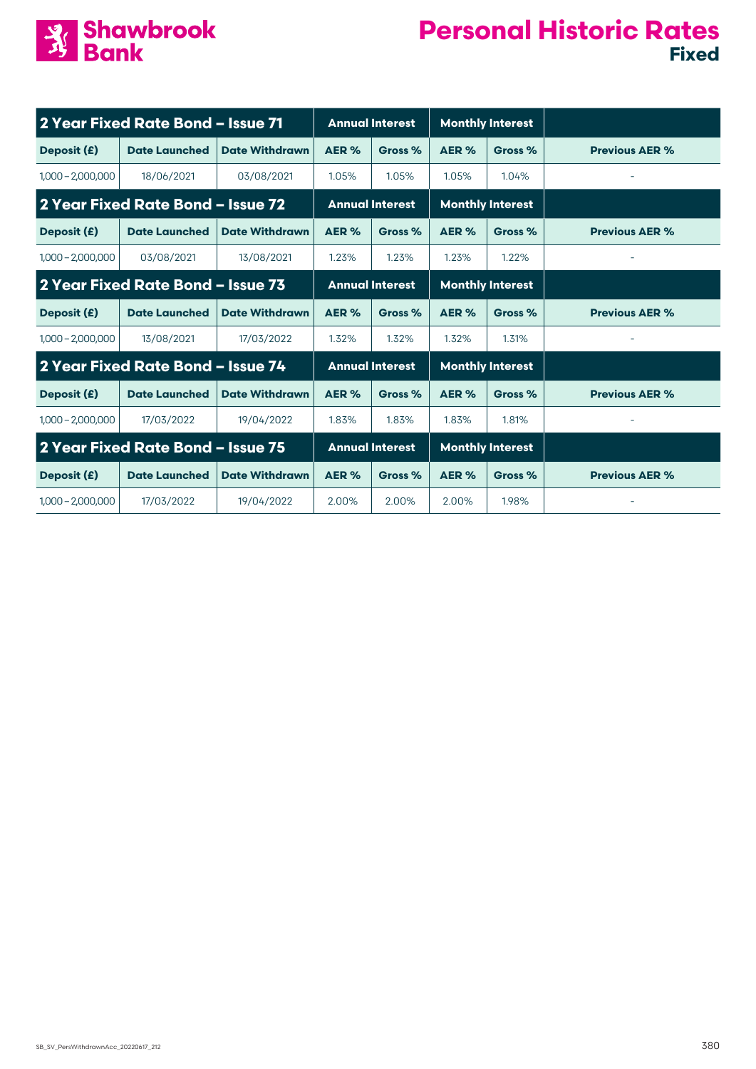# Personal Historic Rates

## Fixed

| 2 Year Fixed Rate Bond – Issue 71 | | | Annual Interest | | Monthly Interest | | |
|---|---|---|---|---|---|---|---|
| **Deposit (£)** | **Date Launched** | **Date Withdrawn** | **AER %** | **Gross %** | **AER %** | **Gross %** | **Previous AER %** |
| 1,000 – 2,000,000 | 18/06/2021 | 03/08/2021 | 1.05% | 1.05% | 1.05% | 1.04% | - |

| 2 Year Fixed Rate Bond – Issue 72 | | | Annual Interest | | Monthly Interest | | |
|---|---|---|---|---|---|---|---|
| **Deposit (£)** | **Date Launched** | **Date Withdrawn** | **AER %** | **Gross %** | **AER %** | **Gross %** | **Previous AER %** |
| 1,000 – 2,000,000 | 03/08/2021 | 13/08/2021 | 1.23% | 1.23% | 1.23% | 1.22% | - |

| 2 Year Fixed Rate Bond – Issue 73 | | | Annual Interest | | Monthly Interest | | |
|---|---|---|---|---|---|---|---|
| **Deposit (£)** | **Date Launched** | **Date Withdrawn** | **AER %** | **Gross %** | **AER %** | **Gross %** | **Previous AER %** |
| 1,000 – 2,000,000 | 13/08/2021 | 17/03/2022 | 1.32% | 1.32% | 1.32% | 1.31% | - |

| 2 Year Fixed Rate Bond – Issue 74 | | | Annual Interest | | Monthly Interest | | |
|---|---|---|---|---|---|---|---|
| **Deposit (£)** | **Date Launched** | **Date Withdrawn** | **AER %** | **Gross %** | **AER %** | **Gross %** | **Previous AER %** |
| 1,000 – 2,000,000 | 17/03/2022 | 19/04/2022 | 1.83% | 1.83% | 1.83% | 1.81% | - |

| 2 Year Fixed Rate Bond – Issue 75 | | | Annual Interest | | Monthly Interest | | |
|---|---|---|---|---|---|---|---|
| **Deposit (£)** | **Date Launched** | **Date Withdrawn** | **AER %** | **Gross %** | **AER %** | **Gross %** | **Previous AER %** |
| 1,000 – 2,000,000 | 17/03/2022 | 19/04/2022 | 2.00% | 2.00% | 2.00% | 1.98% | - |

SB_SV_PersWithdrawnAcc_20220617_212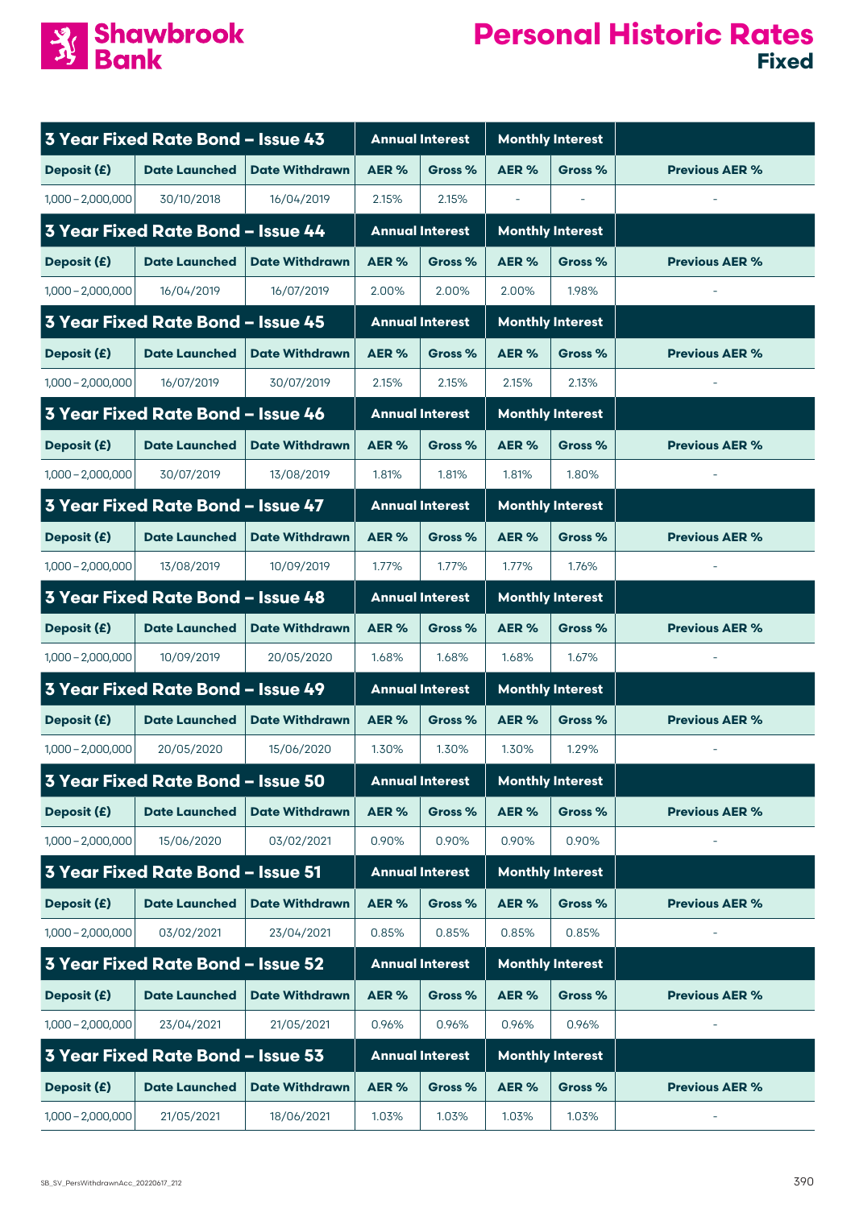# Shawbrook Bank

# Personal Historic Rates
## Fixed

| 3 Year Fixed Rate Bond – Issue 43 | | | Annual Interest | | Monthly Interest | | |
|---|---|---|---|---|---|---|---|
| Deposit (£) | Date Launched | Date Withdrawn | AER % | Gross % | AER % | Gross % | Previous AER % |
| 1,000 – 2,000,000 | 30/10/2018 | 16/04/2019 | 2.15% | 2.15% | - | - | - |

| 3 Year Fixed Rate Bond – Issue 44 | | | Annual Interest | | Monthly Interest | | |
|---|---|---|---|---|---|---|---|
| Deposit (£) | Date Launched | Date Withdrawn | AER % | Gross % | AER % | Gross % | Previous AER % |
| 1,000 – 2,000,000 | 16/04/2019 | 16/07/2019 | 2.00% | 2.00% | 2.00% | 1.98% | - |

| 3 Year Fixed Rate Bond – Issue 45 | | | Annual Interest | | Monthly Interest | | |
|---|---|---|---|---|---|---|---|
| Deposit (£) | Date Launched | Date Withdrawn | AER % | Gross % | AER % | Gross % | Previous AER % |
| 1,000 – 2,000,000 | 16/07/2019 | 30/07/2019 | 2.15% | 2.15% | 2.15% | 2.13% | - |

| 3 Year Fixed Rate Bond – Issue 46 | | | Annual Interest | | Monthly Interest | | |
|---|---|---|---|---|---|---|---|
| Deposit (£) | Date Launched | Date Withdrawn | AER % | Gross % | AER % | Gross % | Previous AER % |
| 1,000 – 2,000,000 | 30/07/2019 | 13/08/2019 | 1.81% | 1.81% | 1.81% | 1.80% | - |

| 3 Year Fixed Rate Bond – Issue 47 | | | Annual Interest | | Monthly Interest | | |
|---|---|---|---|---|---|---|---|
| Deposit (£) | Date Launched | Date Withdrawn | AER % | Gross % | AER % | Gross % | Previous AER % |
| 1,000 – 2,000,000 | 13/08/2019 | 10/09/2019 | 1.77% | 1.77% | 1.77% | 1.76% | - |

| 3 Year Fixed Rate Bond – Issue 48 | | | Annual Interest | | Monthly Interest | | |
|---|---|---|---|---|---|---|---|
| Deposit (£) | Date Launched | Date Withdrawn | AER % | Gross % | AER % | Gross % | Previous AER % |
| 1,000 – 2,000,000 | 10/09/2019 | 20/05/2020 | 1.68% | 1.68% | 1.68% | 1.67% | - |

| 3 Year Fixed Rate Bond – Issue 49 | | | Annual Interest | | Monthly Interest | | |
|---|---|---|---|---|---|---|---|
| Deposit (£) | Date Launched | Date Withdrawn | AER % | Gross % | AER % | Gross % | Previous AER % |
| 1,000 – 2,000,000 | 20/05/2020 | 15/06/2020 | 1.30% | 1.30% | 1.30% | 1.29% | - |

| 3 Year Fixed Rate Bond – Issue 50 | | | Annual Interest | | Monthly Interest | | |
|---|---|---|---|---|---|---|---|
| Deposit (£) | Date Launched | Date Withdrawn | AER % | Gross % | AER % | Gross % | Previous AER % |
| 1,000 – 2,000,000 | 15/06/2020 | 03/02/2021 | 0.90% | 0.90% | 0.90% | 0.90% | - |

| 3 Year Fixed Rate Bond – Issue 51 | | | Annual Interest | | Monthly Interest | | |
|---|---|---|---|---|---|---|---|
| Deposit (£) | Date Launched | Date Withdrawn | AER % | Gross % | AER % | Gross % | Previous AER % |
| 1,000 – 2,000,000 | 03/02/2021 | 23/04/2021 | 0.85% | 0.85% | 0.85% | 0.85% | - |

| 3 Year Fixed Rate Bond – Issue 52 | | | Annual Interest | | Monthly Interest | | |
|---|---|---|---|---|---|---|---|
| Deposit (£) | Date Launched | Date Withdrawn | AER % | Gross % | AER % | Gross % | Previous AER % |
| 1,000 – 2,000,000 | 23/04/2021 | 21/05/2021 | 0.96% | 0.96% | 0.96% | 0.96% | - |

| 3 Year Fixed Rate Bond – Issue 53 | | | Annual Interest | | Monthly Interest | | |
|---|---|---|---|---|---|---|---|
| Deposit (£) | Date Launched | Date Withdrawn | AER % | Gross % | AER % | Gross % | Previous AER % |
| 1,000 – 2,000,000 | 21/05/2021 | 18/06/2021 | 1.03% | 1.03% | 1.03% | 1.03% | - |

SB_SV_PersWithdrawnAcc_20220617_212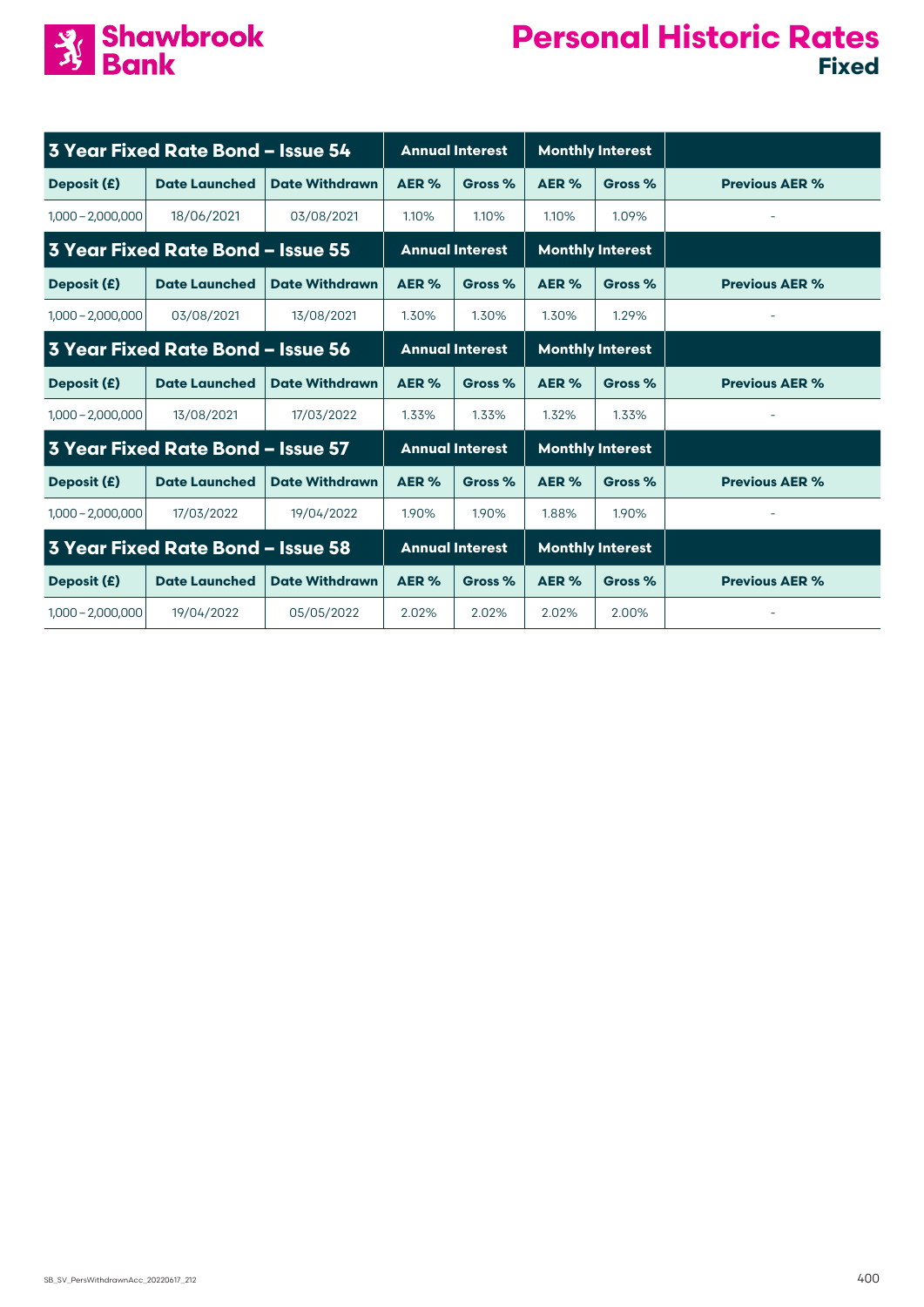# Shawbrook Bank

# Personal Historic Rates

## Fixed

| 3 Year Fixed Rate Bond – Issue 54 | | | Annual Interest | | Monthly Interest | | |
|---|---|---|---|---|---|---|---|
| Deposit (£) | Date Launched | Date Withdrawn | AER % | Gross % | AER % | Gross % | Previous AER % |
| 1,000 – 2,000,000 | 18/06/2021 | 03/08/2021 | 1.10% | 1.10% | 1.10% | 1.09% | - |

| 3 Year Fixed Rate Bond – Issue 55 | | | Annual Interest | | Monthly Interest | | |
|---|---|---|---|---|---|---|---|
| Deposit (£) | Date Launched | Date Withdrawn | AER % | Gross % | AER % | Gross % | Previous AER % |
| 1,000 – 2,000,000 | 03/08/2021 | 13/08/2021 | 1.30% | 1.30% | 1.30% | 1.29% | - |

| 3 Year Fixed Rate Bond – Issue 56 | | | Annual Interest | | Monthly Interest | | |
|---|---|---|---|---|---|---|---|
| Deposit (£) | Date Launched | Date Withdrawn | AER % | Gross % | AER % | Gross % | Previous AER % |
| 1,000 – 2,000,000 | 13/08/2021 | 17/03/2022 | 1.33% | 1.33% | 1.32% | 1.33% | - |

| 3 Year Fixed Rate Bond – Issue 57 | | | Annual Interest | | Monthly Interest | | |
|---|---|---|---|---|---|---|---|
| Deposit (£) | Date Launched | Date Withdrawn | AER % | Gross % | AER % | Gross % | Previous AER % |
| 1,000 – 2,000,000 | 17/03/2022 | 19/04/2022 | 1.90% | 1.90% | 1.88% | 1.90% | - |

| 3 Year Fixed Rate Bond – Issue 58 | | | Annual Interest | | Monthly Interest | | |
|---|---|---|---|---|---|---|---|
| Deposit (£) | Date Launched | Date Withdrawn | AER % | Gross % | AER % | Gross % | Previous AER % |
| 1,000 – 2,000,000 | 19/04/2022 | 05/05/2022 | 2.02% | 2.02% | 2.02% | 2.00% | - |

SB_SV_PersWithdrawnAcc_20220617_212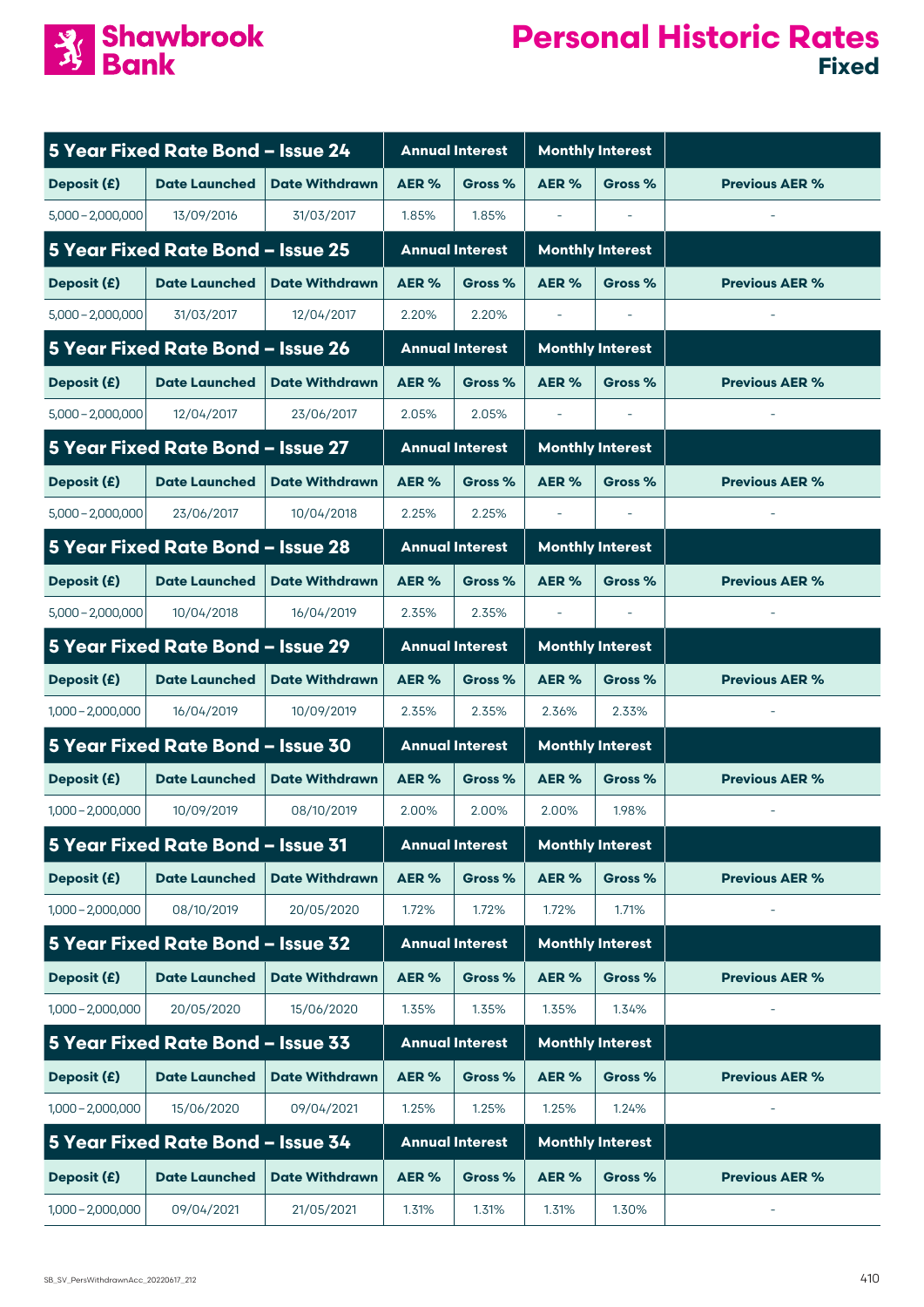# Personal Historic Rates

## Fixed

| 5 Year Fixed Rate Bond – Issue 24 | | | Annual Interest | | Monthly Interest | | |
|---|---|---|---|---|---|---|---|
| Deposit (£) | Date Launched | Date Withdrawn | AER % | Gross % | AER % | Gross % | Previous AER % |
| 5,000 – 2,000,000 | 13/09/2016 | 31/03/2017 | 1.85% | 1.85% | - | - | - |

| 5 Year Fixed Rate Bond – Issue 25 | | | Annual Interest | | Monthly Interest | | |
|---|---|---|---|---|---|---|---|
| Deposit (£) | Date Launched | Date Withdrawn | AER % | Gross % | AER % | Gross % | Previous AER % |
| 5,000 – 2,000,000 | 31/03/2017 | 12/04/2017 | 2.20% | 2.20% | - | - | - |

| 5 Year Fixed Rate Bond – Issue 26 | | | Annual Interest | | Monthly Interest | | |
|---|---|---|---|---|---|---|---|
| Deposit (£) | Date Launched | Date Withdrawn | AER % | Gross % | AER % | Gross % | Previous AER % |
| 5,000 – 2,000,000 | 12/04/2017 | 23/06/2017 | 2.05% | 2.05% | - | - | - |

| 5 Year Fixed Rate Bond – Issue 27 | | | Annual Interest | | Monthly Interest | | |
|---|---|---|---|---|---|---|---|
| Deposit (£) | Date Launched | Date Withdrawn | AER % | Gross % | AER % | Gross % | Previous AER % |
| 5,000 – 2,000,000 | 23/06/2017 | 10/04/2018 | 2.25% | 2.25% | - | - | - |

| 5 Year Fixed Rate Bond – Issue 28 | | | Annual Interest | | Monthly Interest | | |
|---|---|---|---|---|---|---|---|
| Deposit (£) | Date Launched | Date Withdrawn | AER % | Gross % | AER % | Gross % | Previous AER % |
| 5,000 – 2,000,000 | 10/04/2018 | 16/04/2019 | 2.35% | 2.35% | - | - | - |

| 5 Year Fixed Rate Bond – Issue 29 | | | Annual Interest | | Monthly Interest | | |
|---|---|---|---|---|---|---|---|
| Deposit (£) | Date Launched | Date Withdrawn | AER % | Gross % | AER % | Gross % | Previous AER % |
| 1,000 – 2,000,000 | 16/04/2019 | 10/09/2019 | 2.35% | 2.35% | 2.36% | 2.33% | - |

| 5 Year Fixed Rate Bond – Issue 30 | | | Annual Interest | | Monthly Interest | | |
|---|---|---|---|---|---|---|---|
| Deposit (£) | Date Launched | Date Withdrawn | AER % | Gross % | AER % | Gross % | Previous AER % |
| 1,000 – 2,000,000 | 10/09/2019 | 08/10/2019 | 2.00% | 2.00% | 2.00% | 1.98% | - |

| 5 Year Fixed Rate Bond – Issue 31 | | | Annual Interest | | Monthly Interest | | |
|---|---|---|---|---|---|---|---|
| Deposit (£) | Date Launched | Date Withdrawn | AER % | Gross % | AER % | Gross % | Previous AER % |
| 1,000 – 2,000,000 | 08/10/2019 | 20/05/2020 | 1.72% | 1.72% | 1.72% | 1.71% | - |

| 5 Year Fixed Rate Bond – Issue 32 | | | Annual Interest | | Monthly Interest | | |
|---|---|---|---|---|---|---|---|
| Deposit (£) | Date Launched | Date Withdrawn | AER % | Gross % | AER % | Gross % | Previous AER % |
| 1,000 – 2,000,000 | 20/05/2020 | 15/06/2020 | 1.35% | 1.35% | 1.35% | 1.34% | - |

| 5 Year Fixed Rate Bond – Issue 33 | | | Annual Interest | | Monthly Interest | | |
|---|---|---|---|---|---|---|---|
| Deposit (£) | Date Launched | Date Withdrawn | AER % | Gross % | AER % | Gross % | Previous AER % |
| 1,000 – 2,000,000 | 15/06/2020 | 09/04/2021 | 1.25% | 1.25% | 1.25% | 1.24% | - |

| 5 Year Fixed Rate Bond – Issue 34 | | | Annual Interest | | Monthly Interest | | |
|---|---|---|---|---|---|---|---|
| Deposit (£) | Date Launched | Date Withdrawn | AER % | Gross % | AER % | Gross % | Previous AER % |
| 1,000 – 2,000,000 | 09/04/2021 | 21/05/2021 | 1.31% | 1.31% | 1.31% | 1.30% | - |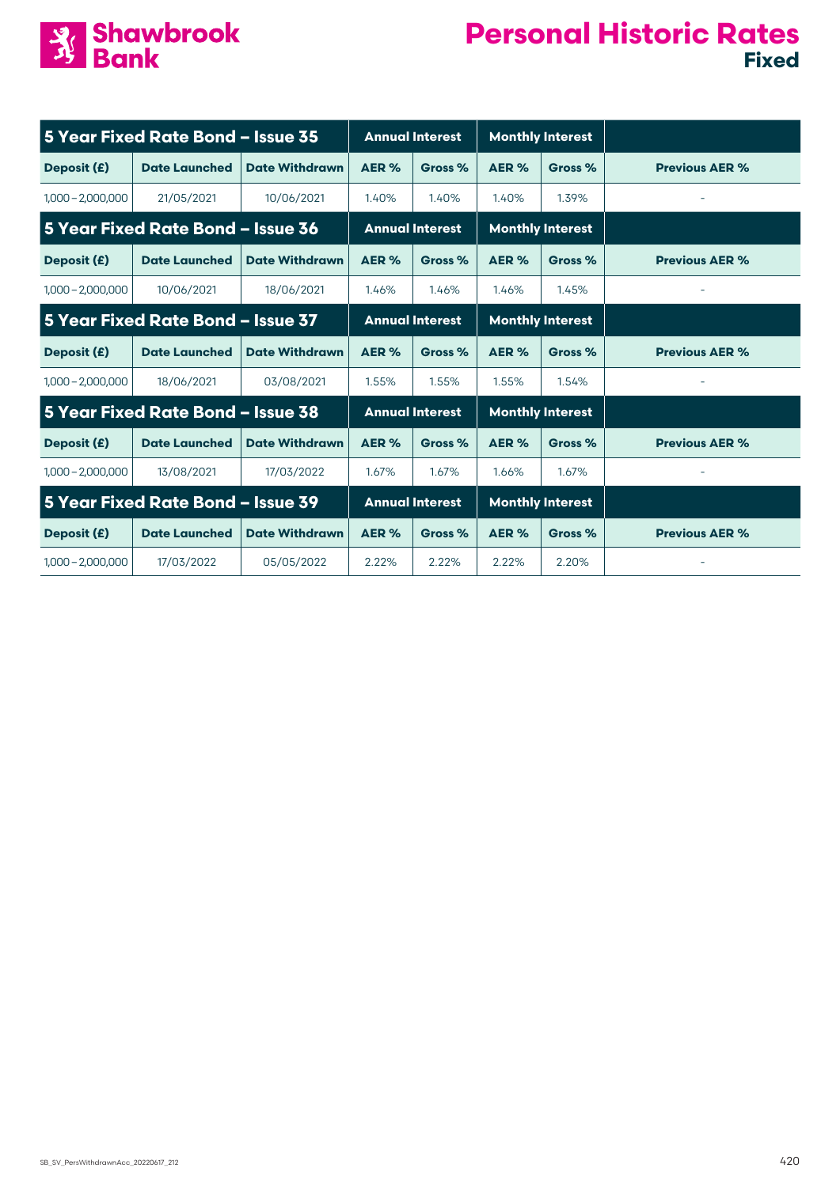# Personal Historic Rates
## Fixed

| 5 Year Fixed Rate Bond – Issue 35 | | | Annual Interest | | Monthly Interest | | |
|---|---|---|---|---|---|---|---|
| Deposit (£) | Date Launched | Date Withdrawn | AER % | Gross % | AER % | Gross % | Previous AER % |
| 1,000 – 2,000,000 | 21/05/2021 | 10/06/2021 | 1.40% | 1.40% | 1.40% | 1.39% | - |

| 5 Year Fixed Rate Bond – Issue 36 | | | Annual Interest | | Monthly Interest | | |
|---|---|---|---|---|---|---|---|
| Deposit (£) | Date Launched | Date Withdrawn | AER % | Gross % | AER % | Gross % | Previous AER % |
| 1,000 – 2,000,000 | 10/06/2021 | 18/06/2021 | 1.46% | 1.46% | 1.46% | 1.45% | - |

| 5 Year Fixed Rate Bond – Issue 37 | | | Annual Interest | | Monthly Interest | | |
|---|---|---|---|---|---|---|---|
| Deposit (£) | Date Launched | Date Withdrawn | AER % | Gross % | AER % | Gross % | Previous AER % |
| 1,000 – 2,000,000 | 18/06/2021 | 03/08/2021 | 1.55% | 1.55% | 1.55% | 1.54% | - |

| 5 Year Fixed Rate Bond – Issue 38 | | | Annual Interest | | Monthly Interest | | |
|---|---|---|---|---|---|---|---|
| Deposit (£) | Date Launched | Date Withdrawn | AER % | Gross % | AER % | Gross % | Previous AER % |
| 1,000 – 2,000,000 | 13/08/2021 | 17/03/2022 | 1.67% | 1.67% | 1.66% | 1.67% | - |

| 5 Year Fixed Rate Bond – Issue 39 | | | Annual Interest | | Monthly Interest | | |
|---|---|---|---|---|---|---|---|
| Deposit (£) | Date Launched | Date Withdrawn | AER % | Gross % | AER % | Gross % | Previous AER % |
| 1,000 – 2,000,000 | 17/03/2022 | 05/05/2022 | 2.22% | 2.22% | 2.22% | 2.20% | - |

SB_SV_PersWithdrawnAcc_20220617_212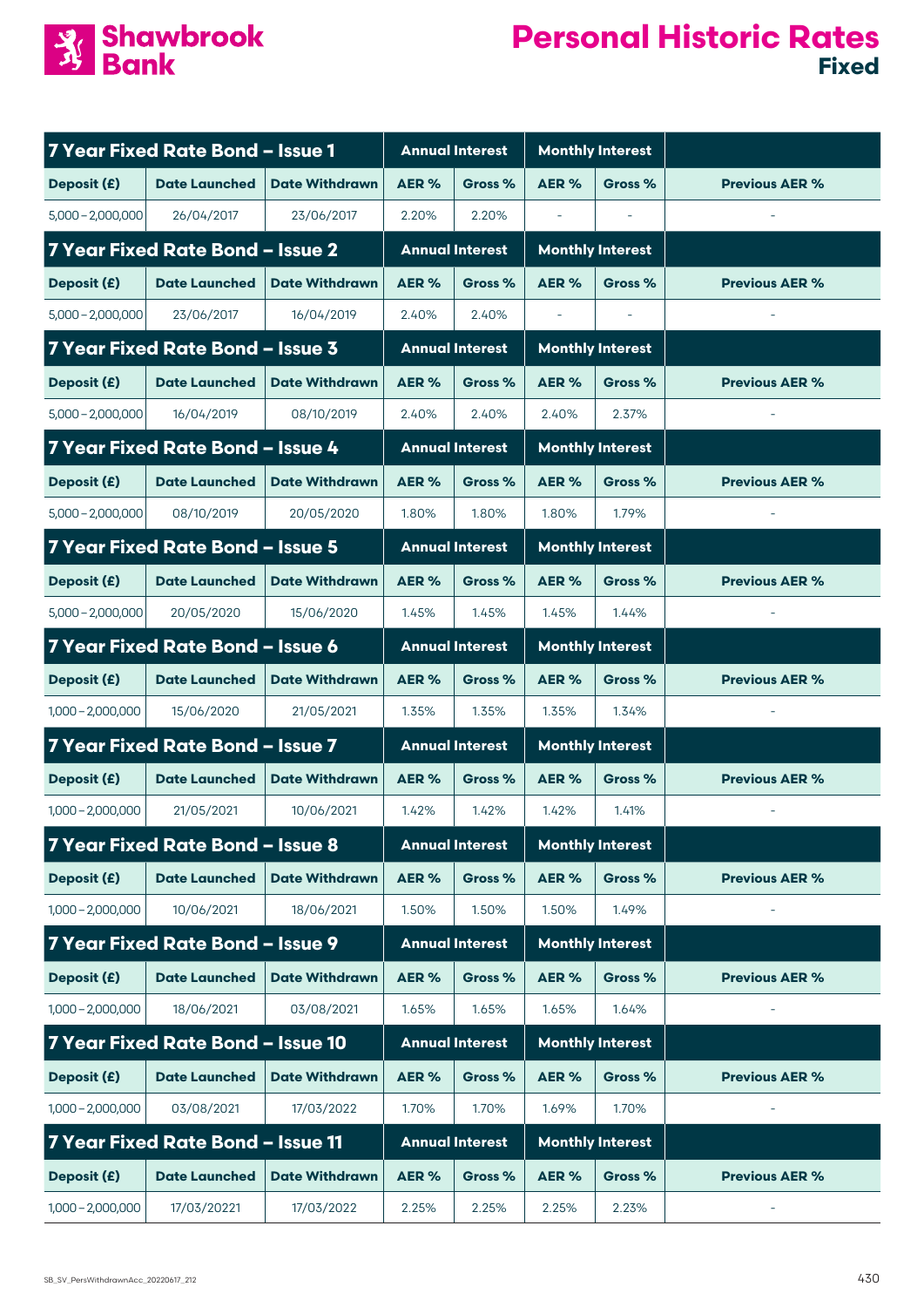# Shawbrook Bank

# Personal Historic Rates

## Fixed

| 7 Year Fixed Rate Bond – Issue 1 | | | Annual Interest | | Monthly Interest | | |
|---|---|---|---|---|---|---|---|
| Deposit (£) | Date Launched | Date Withdrawn | AER % | Gross % | AER % | Gross % | Previous AER % |
| 5,000 – 2,000,000 | 26/04/2017 | 23/06/2017 | 2.20% | 2.20% | - | - | - |

| 7 Year Fixed Rate Bond – Issue 2 | | | Annual Interest | | Monthly Interest | | |
|---|---|---|---|---|---|---|---|
| Deposit (£) | Date Launched | Date Withdrawn | AER % | Gross % | AER % | Gross % | Previous AER % |
| 5,000 – 2,000,000 | 23/06/2017 | 16/04/2019 | 2.40% | 2.40% | - | - | - |

| 7 Year Fixed Rate Bond – Issue 3 | | | Annual Interest | | Monthly Interest | | |
|---|---|---|---|---|---|---|---|
| Deposit (£) | Date Launched | Date Withdrawn | AER % | Gross % | AER % | Gross % | Previous AER % |
| 5,000 – 2,000,000 | 16/04/2019 | 08/10/2019 | 2.40% | 2.40% | 2.40% | 2.37% | - |

| 7 Year Fixed Rate Bond – Issue 4 | | | Annual Interest | | Monthly Interest | | |
|---|---|---|---|---|---|---|---|
| Deposit (£) | Date Launched | Date Withdrawn | AER % | Gross % | AER % | Gross % | Previous AER % |
| 5,000 – 2,000,000 | 08/10/2019 | 20/05/2020 | 1.80% | 1.80% | 1.80% | 1.79% | - |

| 7 Year Fixed Rate Bond – Issue 5 | | | Annual Interest | | Monthly Interest | | |
|---|---|---|---|---|---|---|---|
| Deposit (£) | Date Launched | Date Withdrawn | AER % | Gross % | AER % | Gross % | Previous AER % |
| 5,000 – 2,000,000 | 20/05/2020 | 15/06/2020 | 1.45% | 1.45% | 1.45% | 1.44% | - |

| 7 Year Fixed Rate Bond – Issue 6 | | | Annual Interest | | Monthly Interest | | |
|---|---|---|---|---|---|---|---|
| Deposit (£) | Date Launched | Date Withdrawn | AER % | Gross % | AER % | Gross % | Previous AER % |
| 1,000 – 2,000,000 | 15/06/2020 | 21/05/2021 | 1.35% | 1.35% | 1.35% | 1.34% | - |

| 7 Year Fixed Rate Bond – Issue 7 | | | Annual Interest | | Monthly Interest | | |
|---|---|---|---|---|---|---|---|
| Deposit (£) | Date Launched | Date Withdrawn | AER % | Gross % | AER % | Gross % | Previous AER % |
| 1,000 – 2,000,000 | 21/05/2021 | 10/06/2021 | 1.42% | 1.42% | 1.42% | 1.41% | - |

| 7 Year Fixed Rate Bond – Issue 8 | | | Annual Interest | | Monthly Interest | | |
|---|---|---|---|---|---|---|---|
| Deposit (£) | Date Launched | Date Withdrawn | AER % | Gross % | AER % | Gross % | Previous AER % |
| 1,000 – 2,000,000 | 10/06/2021 | 18/06/2021 | 1.50% | 1.50% | 1.50% | 1.49% | - |

| 7 Year Fixed Rate Bond – Issue 9 | | | Annual Interest | | Monthly Interest | | |
|---|---|---|---|---|---|---|---|
| Deposit (£) | Date Launched | Date Withdrawn | AER % | Gross % | AER % | Gross % | Previous AER % |
| 1,000 – 2,000,000 | 18/06/2021 | 03/08/2021 | 1.65% | 1.65% | 1.65% | 1.64% | - |

| 7 Year Fixed Rate Bond – Issue 10 | | | Annual Interest | | Monthly Interest | | |
|---|---|---|---|---|---|---|---|
| Deposit (£) | Date Launched | Date Withdrawn | AER % | Gross % | AER % | Gross % | Previous AER % |
| 1,000 – 2,000,000 | 03/08/2021 | 17/03/2022 | 1.70% | 1.70% | 1.69% | 1.70% | - |

| 7 Year Fixed Rate Bond – Issue 11 | | | Annual Interest | | Monthly Interest | | |
|---|---|---|---|---|---|---|---|
| Deposit (£) | Date Launched | Date Withdrawn | AER % | Gross % | AER % | Gross % | Previous AER % |
| 1,000 – 2,000,000 | 17/03/20221 | 17/03/2022 | 2.25% | 2.25% | 2.25% | 2.23% | - |

SB_SV_PersWithdrawnAcc_20220617_212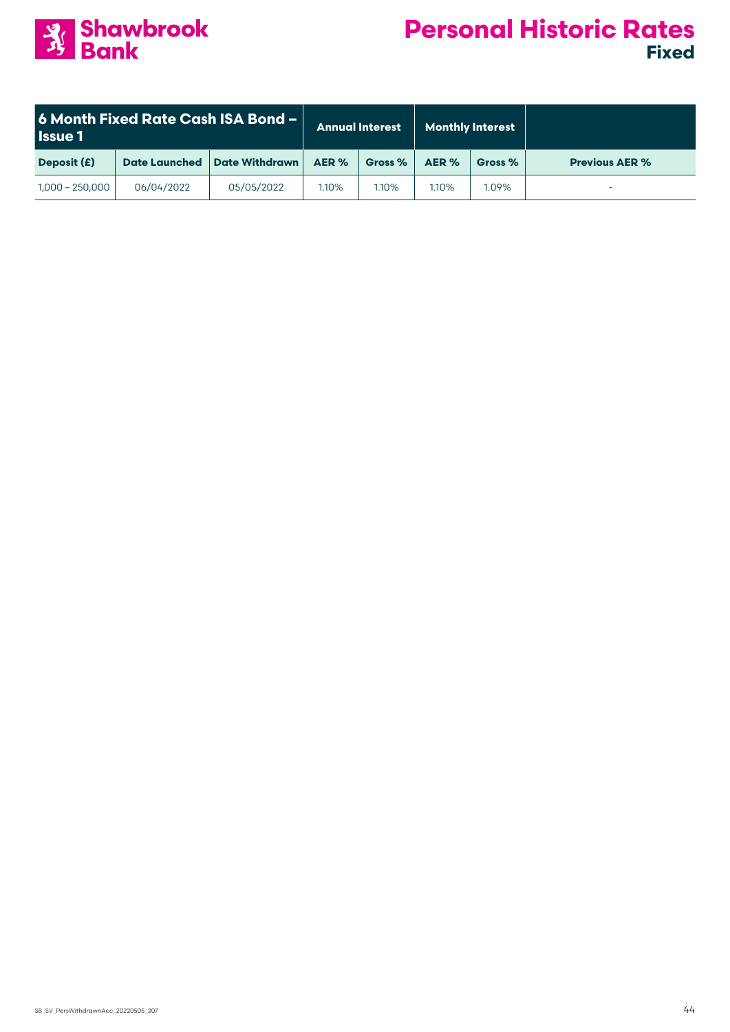# Personal Historic Rates

## Fixed

| 6 Month Fixed Rate Cash ISA Bond – Issue 1 | | | Annual Interest | | Monthly Interest | | |
|---|---|---|---|---|---|---|---|
| Deposit (£) | Date Launched | Date Withdrawn | AER % | Gross % | AER % | Gross % | Previous AER % |
| 1,000 – 250,000 | 06/04/2022 | 05/05/2022 | 1.10% | 1.10% | 1.10% | 1.09% | - |

SB_SV_PersWithdrawnAcc_20220505_207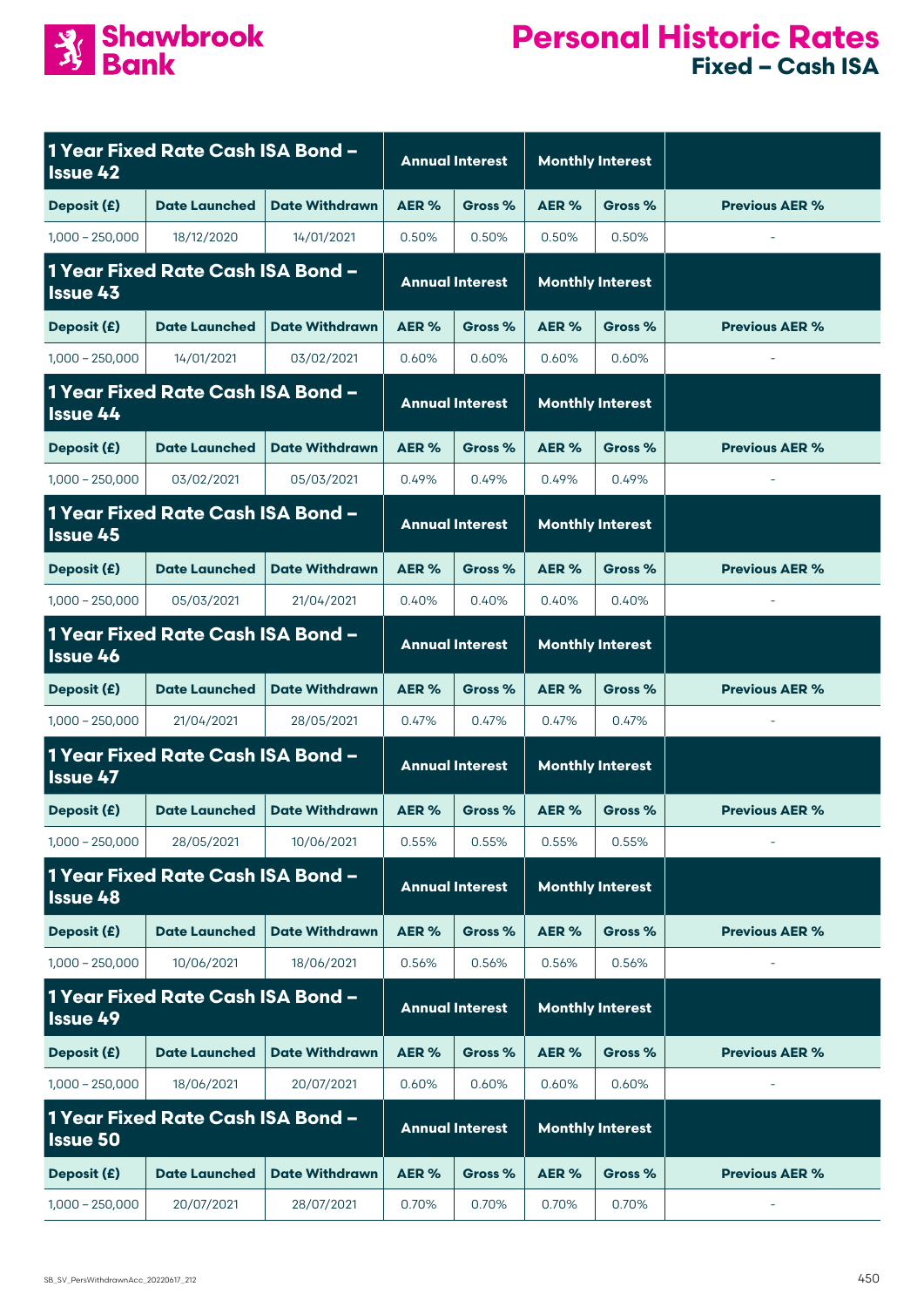# Shawbrook Bank

# Personal Historic Rates
## Fixed – Cash ISA

| 1 Year Fixed Rate Cash ISA Bond – Issue 42 | | | Annual Interest | | Monthly Interest | | |
|---|---|---|---|---|---|---|---|
| Deposit (£) | Date Launched | Date Withdrawn | AER % | Gross % | AER % | Gross % | Previous AER % |
| 1,000 – 250,000 | 18/12/2020 | 14/01/2021 | 0.50% | 0.50% | 0.50% | 0.50% | - |

| 1 Year Fixed Rate Cash ISA Bond – Issue 43 | | | Annual Interest | | Monthly Interest | | |
|---|---|---|---|---|---|---|---|
| Deposit (£) | Date Launched | Date Withdrawn | AER % | Gross % | AER % | Gross % | Previous AER % |
| 1,000 – 250,000 | 14/01/2021 | 03/02/2021 | 0.60% | 0.60% | 0.60% | 0.60% | - |

| 1 Year Fixed Rate Cash ISA Bond – Issue 44 | | | Annual Interest | | Monthly Interest | | |
|---|---|---|---|---|---|---|---|
| Deposit (£) | Date Launched | Date Withdrawn | AER % | Gross % | AER % | Gross % | Previous AER % |
| 1,000 – 250,000 | 03/02/2021 | 05/03/2021 | 0.49% | 0.49% | 0.49% | 0.49% | - |

| 1 Year Fixed Rate Cash ISA Bond – Issue 45 | | | Annual Interest | | Monthly Interest | | |
|---|---|---|---|---|---|---|---|
| Deposit (£) | Date Launched | Date Withdrawn | AER % | Gross % | AER % | Gross % | Previous AER % |
| 1,000 – 250,000 | 05/03/2021 | 21/04/2021 | 0.40% | 0.40% | 0.40% | 0.40% | - |

| 1 Year Fixed Rate Cash ISA Bond – Issue 46 | | | Annual Interest | | Monthly Interest | | |
|---|---|---|---|---|---|---|---|
| Deposit (£) | Date Launched | Date Withdrawn | AER % | Gross % | AER % | Gross % | Previous AER % |
| 1,000 – 250,000 | 21/04/2021 | 28/05/2021 | 0.47% | 0.47% | 0.47% | 0.47% | - |

| 1 Year Fixed Rate Cash ISA Bond – Issue 47 | | | Annual Interest | | Monthly Interest | | |
|---|---|---|---|---|---|---|---|
| Deposit (£) | Date Launched | Date Withdrawn | AER % | Gross % | AER % | Gross % | Previous AER % |
| 1,000 – 250,000 | 28/05/2021 | 10/06/2021 | 0.55% | 0.55% | 0.55% | 0.55% | - |

| 1 Year Fixed Rate Cash ISA Bond – Issue 48 | | | Annual Interest | | Monthly Interest | | |
|---|---|---|---|---|---|---|---|
| Deposit (£) | Date Launched | Date Withdrawn | AER % | Gross % | AER % | Gross % | Previous AER % |
| 1,000 – 250,000 | 10/06/2021 | 18/06/2021 | 0.56% | 0.56% | 0.56% | 0.56% | - |

| 1 Year Fixed Rate Cash ISA Bond – Issue 49 | | | Annual Interest | | Monthly Interest | | |
|---|---|---|---|---|---|---|---|
| Deposit (£) | Date Launched | Date Withdrawn | AER % | Gross % | AER % | Gross % | Previous AER % |
| 1,000 – 250,000 | 18/06/2021 | 20/07/2021 | 0.60% | 0.60% | 0.60% | 0.60% | - |

| 1 Year Fixed Rate Cash ISA Bond – Issue 50 | | | Annual Interest | | Monthly Interest | | |
|---|---|---|---|---|---|---|---|
| Deposit (£) | Date Launched | Date Withdrawn | AER % | Gross % | AER % | Gross % | Previous AER % |
| 1,000 – 250,000 | 20/07/2021 | 28/07/2021 | 0.70% | 0.70% | 0.70% | 0.70% | - |

SB_SV_PersWithdrawnAcc_20220617_212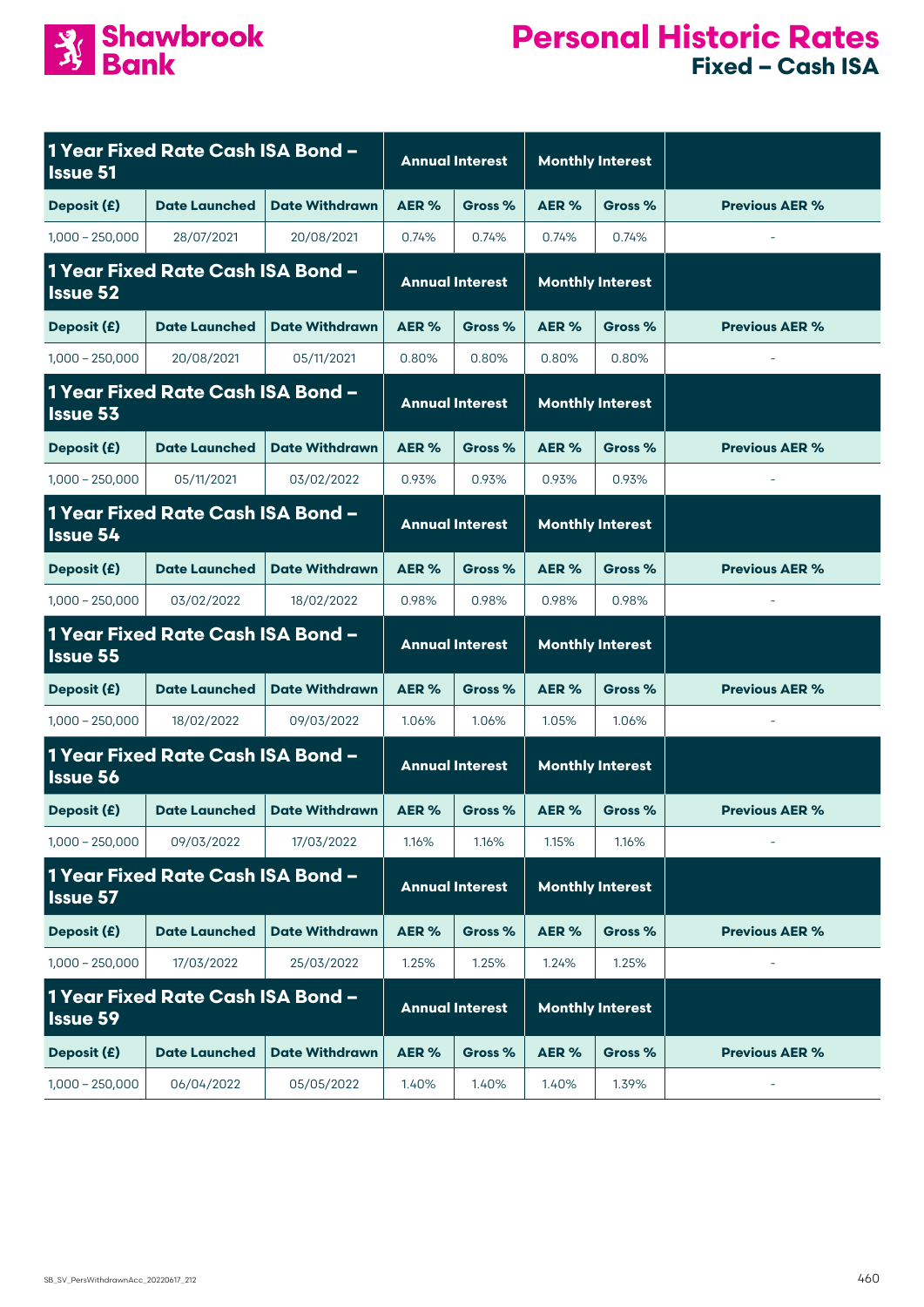# Shawbrook Bank

# Personal Historic Rates

## Fixed – Cash ISA

| 1 Year Fixed Rate Cash ISA Bond – Issue 51 | | | Annual Interest | | Monthly Interest | | |
|---|---|---|---|---|---|---|---|
| Deposit (£) | Date Launched | Date Withdrawn | AER % | Gross % | AER % | Gross % | Previous AER % |
| 1,000 – 250,000 | 28/07/2021 | 20/08/2021 | 0.74% | 0.74% | 0.74% | 0.74% | - |

| 1 Year Fixed Rate Cash ISA Bond – Issue 52 | | | Annual Interest | | Monthly Interest | | |
|---|---|---|---|---|---|---|---|
| Deposit (£) | Date Launched | Date Withdrawn | AER % | Gross % | AER % | Gross % | Previous AER % |
| 1,000 – 250,000 | 20/08/2021 | 05/11/2021 | 0.80% | 0.80% | 0.80% | 0.80% | - |

| 1 Year Fixed Rate Cash ISA Bond – Issue 53 | | | Annual Interest | | Monthly Interest | | |
|---|---|---|---|---|---|---|---|
| Deposit (£) | Date Launched | Date Withdrawn | AER % | Gross % | AER % | Gross % | Previous AER % |
| 1,000 – 250,000 | 05/11/2021 | 03/02/2022 | 0.93% | 0.93% | 0.93% | 0.93% | - |

| 1 Year Fixed Rate Cash ISA Bond – Issue 54 | | | Annual Interest | | Monthly Interest | | |
|---|---|---|---|---|---|---|---|
| Deposit (£) | Date Launched | Date Withdrawn | AER % | Gross % | AER % | Gross % | Previous AER % |
| 1,000 – 250,000 | 03/02/2022 | 18/02/2022 | 0.98% | 0.98% | 0.98% | 0.98% | - |

| 1 Year Fixed Rate Cash ISA Bond – Issue 55 | | | Annual Interest | | Monthly Interest | | |
|---|---|---|---|---|---|---|---|
| Deposit (£) | Date Launched | Date Withdrawn | AER % | Gross % | AER % | Gross % | Previous AER % |
| 1,000 – 250,000 | 18/02/2022 | 09/03/2022 | 1.06% | 1.06% | 1.05% | 1.06% | - |

| 1 Year Fixed Rate Cash ISA Bond – Issue 56 | | | Annual Interest | | Monthly Interest | | |
|---|---|---|---|---|---|---|---|
| Deposit (£) | Date Launched | Date Withdrawn | AER % | Gross % | AER % | Gross % | Previous AER % |
| 1,000 – 250,000 | 09/03/2022 | 17/03/2022 | 1.16% | 1.16% | 1.15% | 1.16% | - |

| 1 Year Fixed Rate Cash ISA Bond – Issue 57 | | | Annual Interest | | Monthly Interest | | |
|---|---|---|---|---|---|---|---|
| Deposit (£) | Date Launched | Date Withdrawn | AER % | Gross % | AER % | Gross % | Previous AER % |
| 1,000 – 250,000 | 17/03/2022 | 25/03/2022 | 1.25% | 1.25% | 1.24% | 1.25% | - |

| 1 Year Fixed Rate Cash ISA Bond – Issue 59 | | | Annual Interest | | Monthly Interest | | |
|---|---|---|---|---|---|---|---|
| Deposit (£) | Date Launched | Date Withdrawn | AER % | Gross % | AER % | Gross % | Previous AER % |
| 1,000 – 250,000 | 06/04/2022 | 05/05/2022 | 1.40% | 1.40% | 1.40% | 1.39% | - |

SB_SV_PersWithdrawnAcc_20220617_212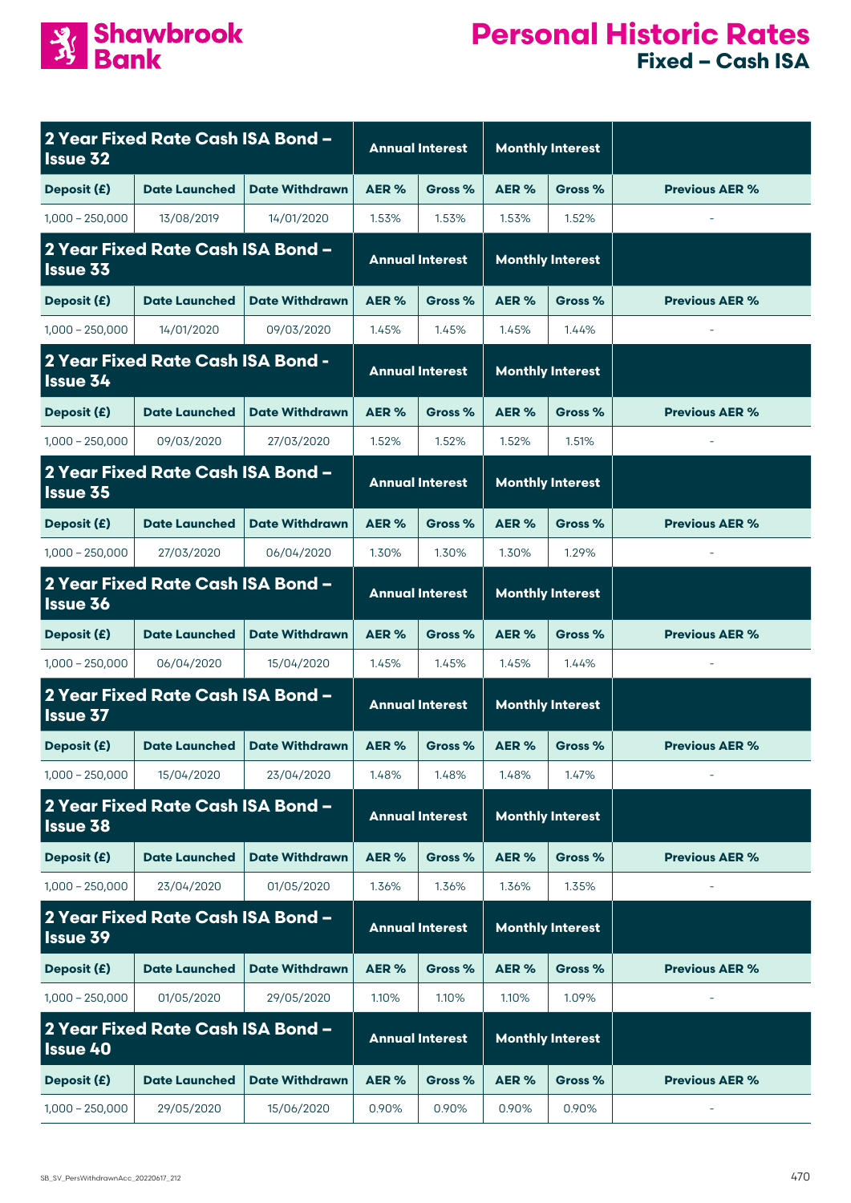# Shawbrook Bank

# Personal Historic Rates
## Fixed – Cash ISA

| 2 Year Fixed Rate Cash ISA Bond – Issue 32 | | | Annual Interest | | Monthly Interest | | |
|---|---|---|---|---|---|---|---|
| Deposit (£) | Date Launched | Date Withdrawn | AER % | Gross % | AER % | Gross % | Previous AER % |
| 1,000 – 250,000 | 13/08/2019 | 14/01/2020 | 1.53% | 1.53% | 1.53% | 1.52% | - |

| 2 Year Fixed Rate Cash ISA Bond – Issue 33 | | | Annual Interest | | Monthly Interest | | |
|---|---|---|---|---|---|---|---|
| Deposit (£) | Date Launched | Date Withdrawn | AER % | Gross % | AER % | Gross % | Previous AER % |
| 1,000 – 250,000 | 14/01/2020 | 09/03/2020 | 1.45% | 1.45% | 1.45% | 1.44% | - |

| 2 Year Fixed Rate Cash ISA Bond - Issue 34 | | | Annual Interest | | Monthly Interest | | |
|---|---|---|---|---|---|---|---|
| Deposit (£) | Date Launched | Date Withdrawn | AER % | Gross % | AER % | Gross % | Previous AER % |
| 1,000 – 250,000 | 09/03/2020 | 27/03/2020 | 1.52% | 1.52% | 1.52% | 1.51% | - |

| 2 Year Fixed Rate Cash ISA Bond – Issue 35 | | | Annual Interest | | Monthly Interest | | |
|---|---|---|---|---|---|---|---|
| Deposit (£) | Date Launched | Date Withdrawn | AER % | Gross % | AER % | Gross % | Previous AER % |
| 1,000 – 250,000 | 27/03/2020 | 06/04/2020 | 1.30% | 1.30% | 1.30% | 1.29% | - |

| 2 Year Fixed Rate Cash ISA Bond – Issue 36 | | | Annual Interest | | Monthly Interest | | |
|---|---|---|---|---|---|---|---|
| Deposit (£) | Date Launched | Date Withdrawn | AER % | Gross % | AER % | Gross % | Previous AER % |
| 1,000 – 250,000 | 06/04/2020 | 15/04/2020 | 1.45% | 1.45% | 1.45% | 1.44% | - |

| 2 Year Fixed Rate Cash ISA Bond – Issue 37 | | | Annual Interest | | Monthly Interest | | |
|---|---|---|---|---|---|---|---|
| Deposit (£) | Date Launched | Date Withdrawn | AER % | Gross % | AER % | Gross % | Previous AER % |
| 1,000 – 250,000 | 15/04/2020 | 23/04/2020 | 1.48% | 1.48% | 1.48% | 1.47% | - |

| 2 Year Fixed Rate Cash ISA Bond – Issue 38 | | | Annual Interest | | Monthly Interest | | |
|---|---|---|---|---|---|---|---|
| Deposit (£) | Date Launched | Date Withdrawn | AER % | Gross % | AER % | Gross % | Previous AER % |
| 1,000 – 250,000 | 23/04/2020 | 01/05/2020 | 1.36% | 1.36% | 1.36% | 1.35% | - |

| 2 Year Fixed Rate Cash ISA Bond – Issue 39 | | | Annual Interest | | Monthly Interest | | |
|---|---|---|---|---|---|---|---|
| Deposit (£) | Date Launched | Date Withdrawn | AER % | Gross % | AER % | Gross % | Previous AER % |
| 1,000 – 250,000 | 01/05/2020 | 29/05/2020 | 1.10% | 1.10% | 1.10% | 1.09% | - |

| 2 Year Fixed Rate Cash ISA Bond – Issue 40 | | | Annual Interest | | Monthly Interest | | |
|---|---|---|---|---|---|---|---|
| Deposit (£) | Date Launched | Date Withdrawn | AER % | Gross % | AER % | Gross % | Previous AER % |
| 1,000 – 250,000 | 29/05/2020 | 15/06/2020 | 0.90% | 0.90% | 0.90% | 0.90% | - |

SB_SV_PersWithdrawnAcc_20220617_212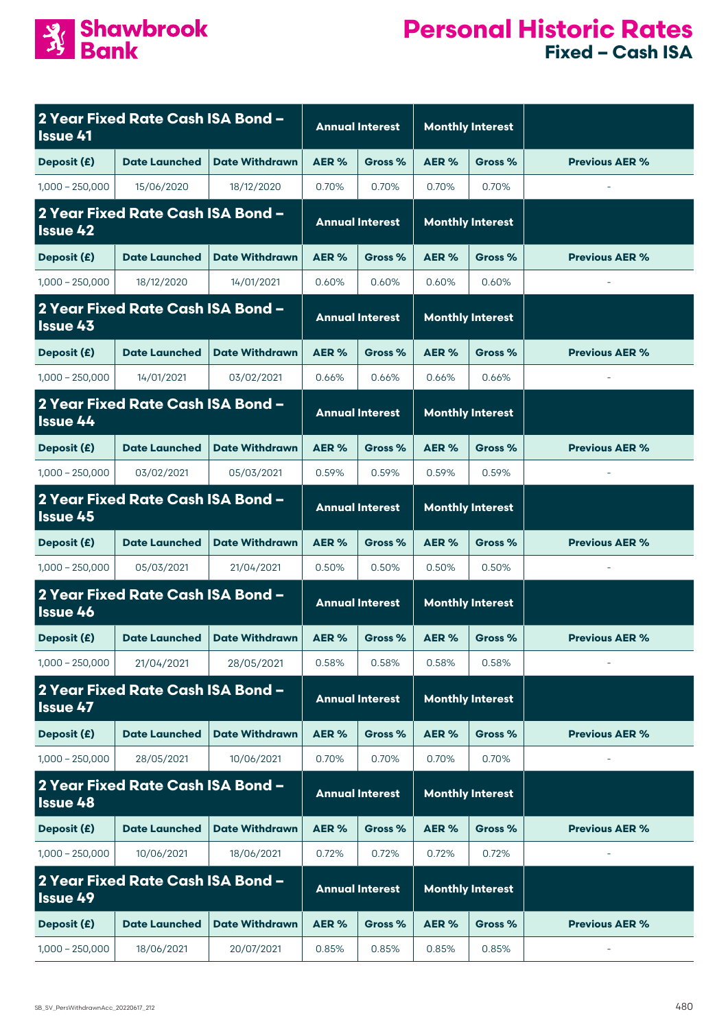# Personal Historic Rates
## Fixed – Cash ISA

| 2 Year Fixed Rate Cash ISA Bond – Issue 41 | | | Annual Interest | | Monthly Interest | | |
|---|---|---|---|---|---|---|---|
| Deposit (£) | Date Launched | Date Withdrawn | AER % | Gross % | AER % | Gross % | Previous AER % |
| 1,000 – 250,000 | 15/06/2020 | 18/12/2020 | 0.70% | 0.70% | 0.70% | 0.70% | - |

| 2 Year Fixed Rate Cash ISA Bond – Issue 42 | | | Annual Interest | | Monthly Interest | | |
|---|---|---|---|---|---|---|---|
| Deposit (£) | Date Launched | Date Withdrawn | AER % | Gross % | AER % | Gross % | Previous AER % |
| 1,000 – 250,000 | 18/12/2020 | 14/01/2021 | 0.60% | 0.60% | 0.60% | 0.60% | - |

| 2 Year Fixed Rate Cash ISA Bond – Issue 43 | | | Annual Interest | | Monthly Interest | | |
|---|---|---|---|---|---|---|---|
| Deposit (£) | Date Launched | Date Withdrawn | AER % | Gross % | AER % | Gross % | Previous AER % |
| 1,000 – 250,000 | 14/01/2021 | 03/02/2021 | 0.66% | 0.66% | 0.66% | 0.66% | - |

| 2 Year Fixed Rate Cash ISA Bond – Issue 44 | | | Annual Interest | | Monthly Interest | | |
|---|---|---|---|---|---|---|---|
| Deposit (£) | Date Launched | Date Withdrawn | AER % | Gross % | AER % | Gross % | Previous AER % |
| 1,000 – 250,000 | 03/02/2021 | 05/03/2021 | 0.59% | 0.59% | 0.59% | 0.59% | - |

| 2 Year Fixed Rate Cash ISA Bond – Issue 45 | | | Annual Interest | | Monthly Interest | | |
|---|---|---|---|---|---|---|---|
| Deposit (£) | Date Launched | Date Withdrawn | AER % | Gross % | AER % | Gross % | Previous AER % |
| 1,000 – 250,000 | 05/03/2021 | 21/04/2021 | 0.50% | 0.50% | 0.50% | 0.50% | - |

| 2 Year Fixed Rate Cash ISA Bond – Issue 46 | | | Annual Interest | | Monthly Interest | | |
|---|---|---|---|---|---|---|---|
| Deposit (£) | Date Launched | Date Withdrawn | AER % | Gross % | AER % | Gross % | Previous AER % |
| 1,000 – 250,000 | 21/04/2021 | 28/05/2021 | 0.58% | 0.58% | 0.58% | 0.58% | - |

| 2 Year Fixed Rate Cash ISA Bond – Issue 47 | | | Annual Interest | | Monthly Interest | | |
|---|---|---|---|---|---|---|---|
| Deposit (£) | Date Launched | Date Withdrawn | AER % | Gross % | AER % | Gross % | Previous AER % |
| 1,000 – 250,000 | 28/05/2021 | 10/06/2021 | 0.70% | 0.70% | 0.70% | 0.70% | - |

| 2 Year Fixed Rate Cash ISA Bond – Issue 48 | | | Annual Interest | | Monthly Interest | | |
|---|---|---|---|---|---|---|---|
| Deposit (£) | Date Launched | Date Withdrawn | AER % | Gross % | AER % | Gross % | Previous AER % |
| 1,000 – 250,000 | 10/06/2021 | 18/06/2021 | 0.72% | 0.72% | 0.72% | 0.72% | - |

| 2 Year Fixed Rate Cash ISA Bond – Issue 49 | | | Annual Interest | | Monthly Interest | | |
|---|---|---|---|---|---|---|---|
| Deposit (£) | Date Launched | Date Withdrawn | AER % | Gross % | AER % | Gross % | Previous AER % |
| 1,000 – 250,000 | 18/06/2021 | 20/07/2021 | 0.85% | 0.85% | 0.85% | 0.85% | - |

SB_SV_PersWithdrawnAcc_20220617_212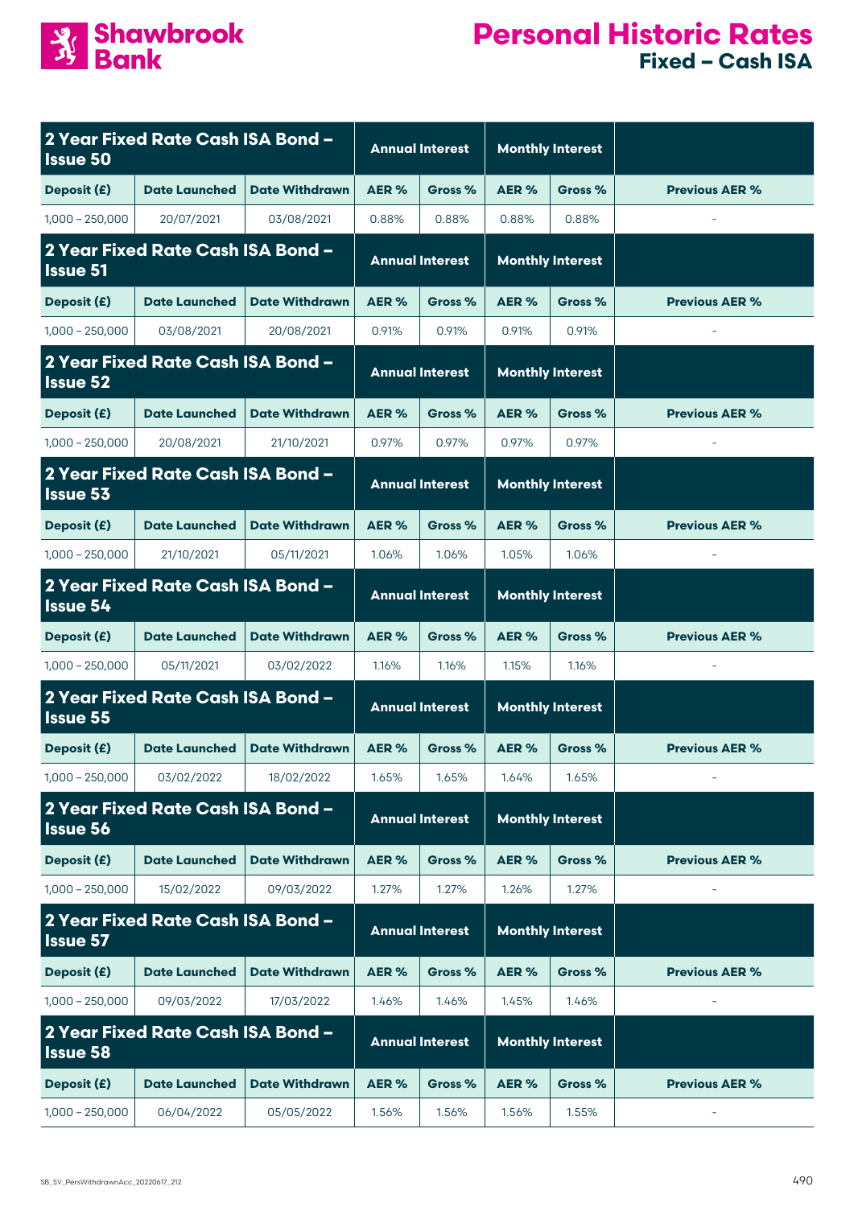# Shawbrook Bank

# Personal Historic Rates
## Fixed – Cash ISA

| 2 Year Fixed Rate Cash ISA Bond – Issue 50 | | | Annual Interest | | Monthly Interest | | |
|---|---|---|---|---|---|---|---|
| **Deposit (£)** | **Date Launched** | **Date Withdrawn** | **AER %** | **Gross %** | **AER %** | **Gross %** | **Previous AER %** |
| 1,000 – 250,000 | 20/07/2021 | 03/08/2021 | 0.88% | 0.88% | 0.88% | 0.88% | - |

| 2 Year Fixed Rate Cash ISA Bond – Issue 51 | | | Annual Interest | | Monthly Interest | | |
|---|---|---|---|---|---|---|---|
| **Deposit (£)** | **Date Launched** | **Date Withdrawn** | **AER %** | **Gross %** | **AER %** | **Gross %** | **Previous AER %** |
| 1,000 – 250,000 | 03/08/2021 | 20/08/2021 | 0.91% | 0.91% | 0.91% | 0.91% | - |

| 2 Year Fixed Rate Cash ISA Bond – Issue 52 | | | Annual Interest | | Monthly Interest | | |
|---|---|---|---|---|---|---|---|
| **Deposit (£)** | **Date Launched** | **Date Withdrawn** | **AER %** | **Gross %** | **AER %** | **Gross %** | **Previous AER %** |
| 1,000 – 250,000 | 20/08/2021 | 21/10/2021 | 0.97% | 0.97% | 0.97% | 0.97% | - |

| 2 Year Fixed Rate Cash ISA Bond – Issue 53 | | | Annual Interest | | Monthly Interest | | |
|---|---|---|---|---|---|---|---|
| **Deposit (£)** | **Date Launched** | **Date Withdrawn** | **AER %** | **Gross %** | **AER %** | **Gross %** | **Previous AER %** |
| 1,000 – 250,000 | 21/10/2021 | 05/11/2021 | 1.06% | 1.06% | 1.05% | 1.06% | - |

| 2 Year Fixed Rate Cash ISA Bond – Issue 54 | | | Annual Interest | | Monthly Interest | | |
|---|---|---|---|---|---|---|---|
| **Deposit (£)** | **Date Launched** | **Date Withdrawn** | **AER %** | **Gross %** | **AER %** | **Gross %** | **Previous AER %** |
| 1,000 – 250,000 | 05/11/2021 | 03/02/2022 | 1.16% | 1.16% | 1.15% | 1.16% | - |

| 2 Year Fixed Rate Cash ISA Bond – Issue 55 | | | Annual Interest | | Monthly Interest | | |
|---|---|---|---|---|---|---|---|
| **Deposit (£)** | **Date Launched** | **Date Withdrawn** | **AER %** | **Gross %** | **AER %** | **Gross %** | **Previous AER %** |
| 1,000 – 250,000 | 03/02/2022 | 18/02/2022 | 1.65% | 1.65% | 1.64% | 1.65% | - |

| 2 Year Fixed Rate Cash ISA Bond – Issue 56 | | | Annual Interest | | Monthly Interest | | |
|---|---|---|---|---|---|---|---|
| **Deposit (£)** | **Date Launched** | **Date Withdrawn** | **AER %** | **Gross %** | **AER %** | **Gross %** | **Previous AER %** |
| 1,000 – 250,000 | 15/02/2022 | 09/03/2022 | 1.27% | 1.27% | 1.26% | 1.27% | - |

| 2 Year Fixed Rate Cash ISA Bond – Issue 57 | | | Annual Interest | | Monthly Interest | | |
|---|---|---|---|---|---|---|---|
| **Deposit (£)** | **Date Launched** | **Date Withdrawn** | **AER %** | **Gross %** | **AER %** | **Gross %** | **Previous AER %** |
| 1,000 – 250,000 | 09/03/2022 | 17/03/2022 | 1.46% | 1.46% | 1.45% | 1.46% | - |

| 2 Year Fixed Rate Cash ISA Bond – Issue 58 | | | Annual Interest | | Monthly Interest | | |
|---|---|---|---|---|---|---|---|
| **Deposit (£)** | **Date Launched** | **Date Withdrawn** | **AER %** | **Gross %** | **AER %** | **Gross %** | **Previous AER %** |
| 1,000 – 250,000 | 06/04/2022 | 05/05/2022 | 1.56% | 1.56% | 1.56% | 1.55% | - |

SB_SV_PersWithdrawnAcc_20220617_212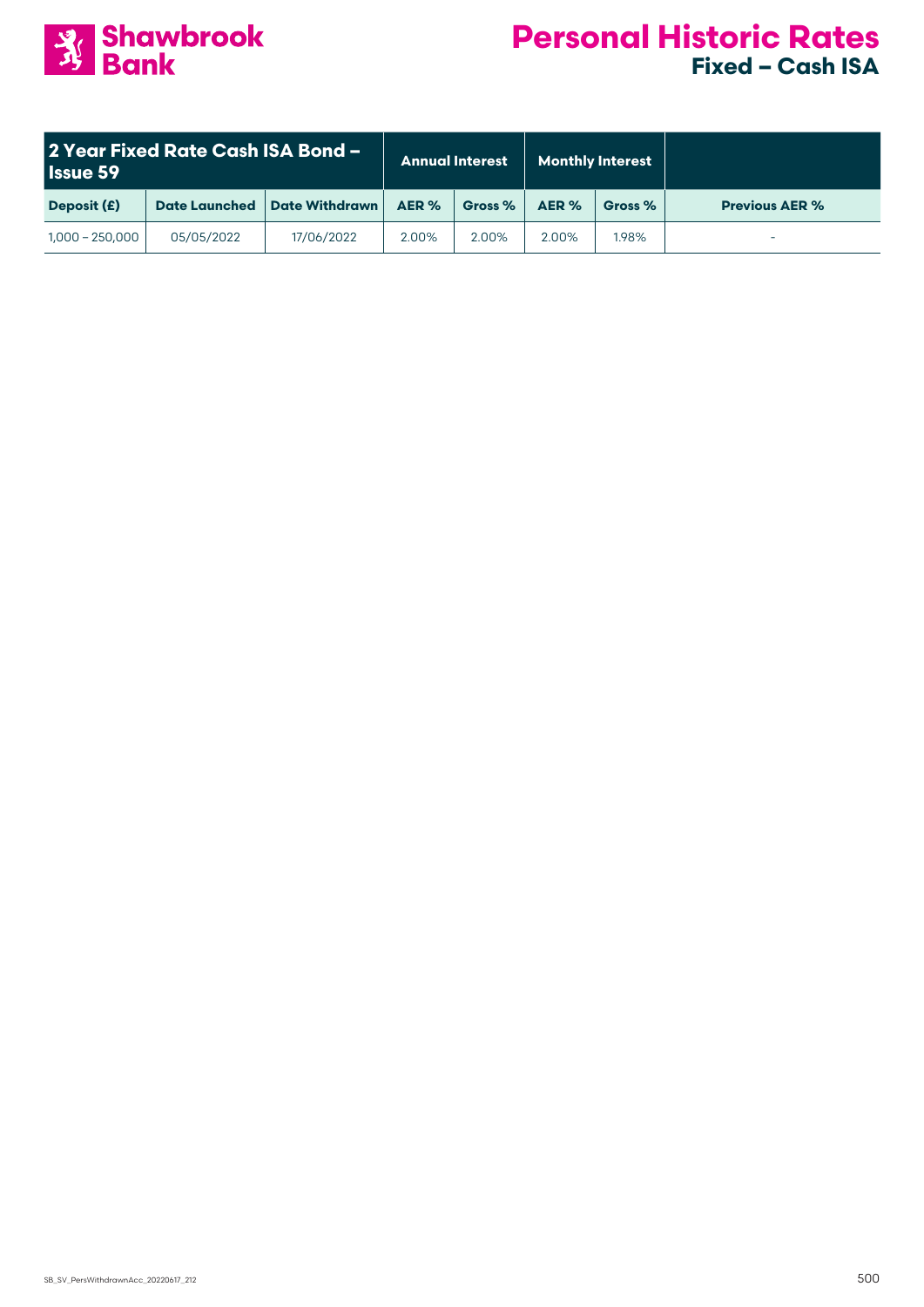# Personal Historic Rates

## Fixed – Cash ISA

| 2 Year Fixed Rate Cash ISA Bond – Issue 59 | | | Annual Interest | | Monthly Interest | | |
|---|---|---|---|---|---|---|---|
| Deposit (£) | Date Launched | Date Withdrawn | AER % | Gross % | AER % | Gross % | Previous AER % |
| 1,000 – 250,000 | 05/05/2022 | 17/06/2022 | 2.00% | 2.00% | 2.00% | 1.98% | - |

SB_SV_PersWithdrawnAcc_20220617_212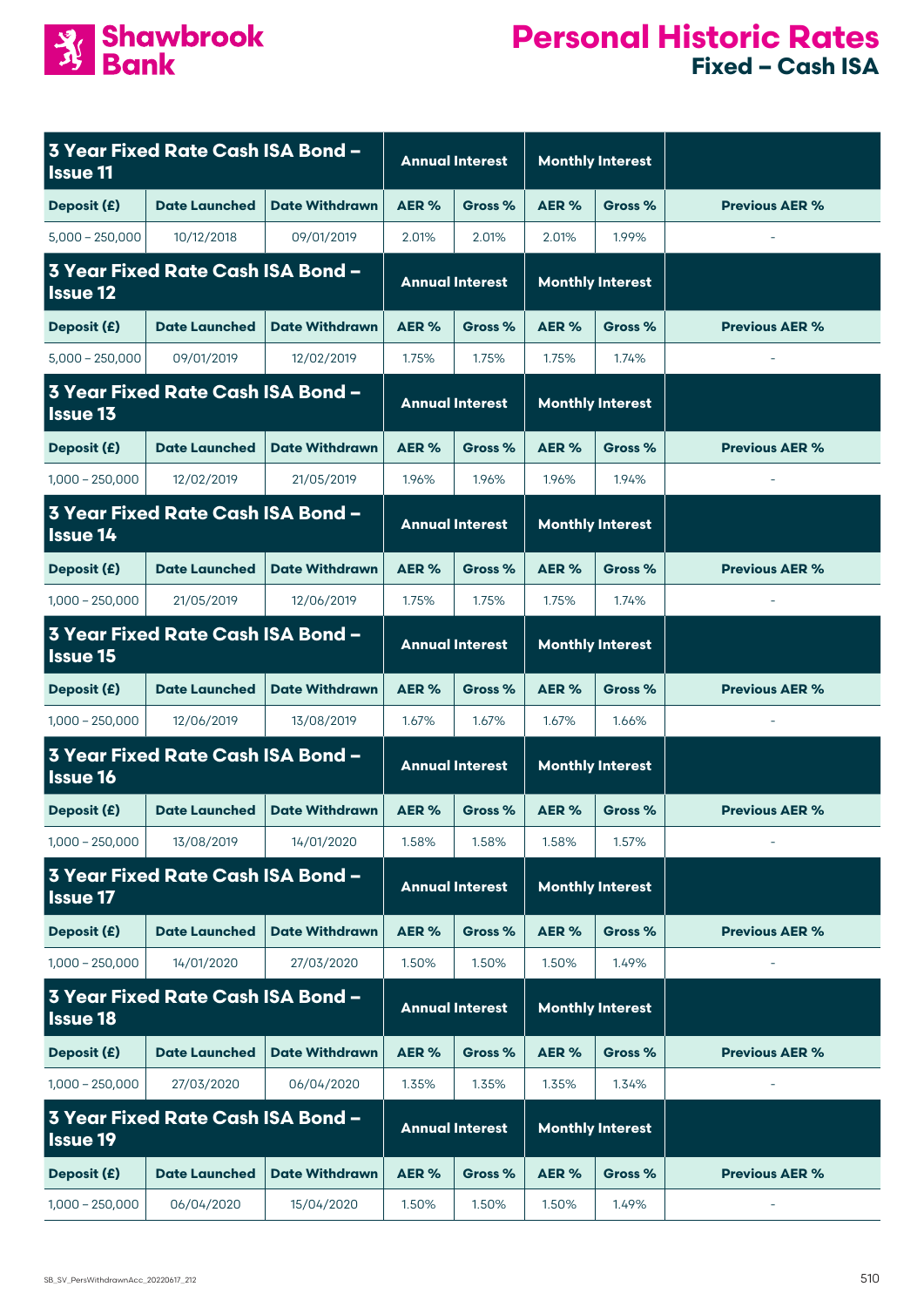# Shawbrook Bank

# Personal Historic Rates

## Fixed – Cash ISA

| 3 Year Fixed Rate Cash ISA Bond – Issue 11 | | | Annual Interest | | Monthly Interest | | |
|---|---|---|---|---|---|---|---|
| Deposit (£) | Date Launched | Date Withdrawn | AER % | Gross % | AER % | Gross % | Previous AER % |
| 5,000 – 250,000 | 10/12/2018 | 09/01/2019 | 2.01% | 2.01% | 2.01% | 1.99% | - |

| 3 Year Fixed Rate Cash ISA Bond – Issue 12 | | | Annual Interest | | Monthly Interest | | |
|---|---|---|---|---|---|---|---|
| Deposit (£) | Date Launched | Date Withdrawn | AER % | Gross % | AER % | Gross % | Previous AER % |
| 5,000 – 250,000 | 09/01/2019 | 12/02/2019 | 1.75% | 1.75% | 1.75% | 1.74% | - |

| 3 Year Fixed Rate Cash ISA Bond – Issue 13 | | | Annual Interest | | Monthly Interest | | |
|---|---|---|---|---|---|---|---|
| Deposit (£) | Date Launched | Date Withdrawn | AER % | Gross % | AER % | Gross % | Previous AER % |
| 1,000 – 250,000 | 12/02/2019 | 21/05/2019 | 1.96% | 1.96% | 1.96% | 1.94% | - |

| 3 Year Fixed Rate Cash ISA Bond – Issue 14 | | | Annual Interest | | Monthly Interest | | |
|---|---|---|---|---|---|---|---|
| Deposit (£) | Date Launched | Date Withdrawn | AER % | Gross % | AER % | Gross % | Previous AER % |
| 1,000 – 250,000 | 21/05/2019 | 12/06/2019 | 1.75% | 1.75% | 1.75% | 1.74% | - |

| 3 Year Fixed Rate Cash ISA Bond – Issue 15 | | | Annual Interest | | Monthly Interest | | |
|---|---|---|---|---|---|---|---|
| Deposit (£) | Date Launched | Date Withdrawn | AER % | Gross % | AER % | Gross % | Previous AER % |
| 1,000 – 250,000 | 12/06/2019 | 13/08/2019 | 1.67% | 1.67% | 1.67% | 1.66% | - |

| 3 Year Fixed Rate Cash ISA Bond – Issue 16 | | | Annual Interest | | Monthly Interest | | |
|---|---|---|---|---|---|---|---|
| Deposit (£) | Date Launched | Date Withdrawn | AER % | Gross % | AER % | Gross % | Previous AER % |
| 1,000 – 250,000 | 13/08/2019 | 14/01/2020 | 1.58% | 1.58% | 1.58% | 1.57% | - |

| 3 Year Fixed Rate Cash ISA Bond – Issue 17 | | | Annual Interest | | Monthly Interest | | |
|---|---|---|---|---|---|---|---|
| Deposit (£) | Date Launched | Date Withdrawn | AER % | Gross % | AER % | Gross % | Previous AER % |
| 1,000 – 250,000 | 14/01/2020 | 27/03/2020 | 1.50% | 1.50% | 1.50% | 1.49% | - |

| 3 Year Fixed Rate Cash ISA Bond – Issue 18 | | | Annual Interest | | Monthly Interest | | |
|---|---|---|---|---|---|---|---|
| Deposit (£) | Date Launched | Date Withdrawn | AER % | Gross % | AER % | Gross % | Previous AER % |
| 1,000 – 250,000 | 27/03/2020 | 06/04/2020 | 1.35% | 1.35% | 1.35% | 1.34% | - |

| 3 Year Fixed Rate Cash ISA Bond – Issue 19 | | | Annual Interest | | Monthly Interest | | |
|---|---|---|---|---|---|---|---|
| Deposit (£) | Date Launched | Date Withdrawn | AER % | Gross % | AER % | Gross % | Previous AER % |
| 1,000 – 250,000 | 06/04/2020 | 15/04/2020 | 1.50% | 1.50% | 1.50% | 1.49% | - |

SB_SV_PersWithdrawnAcc_20220617_212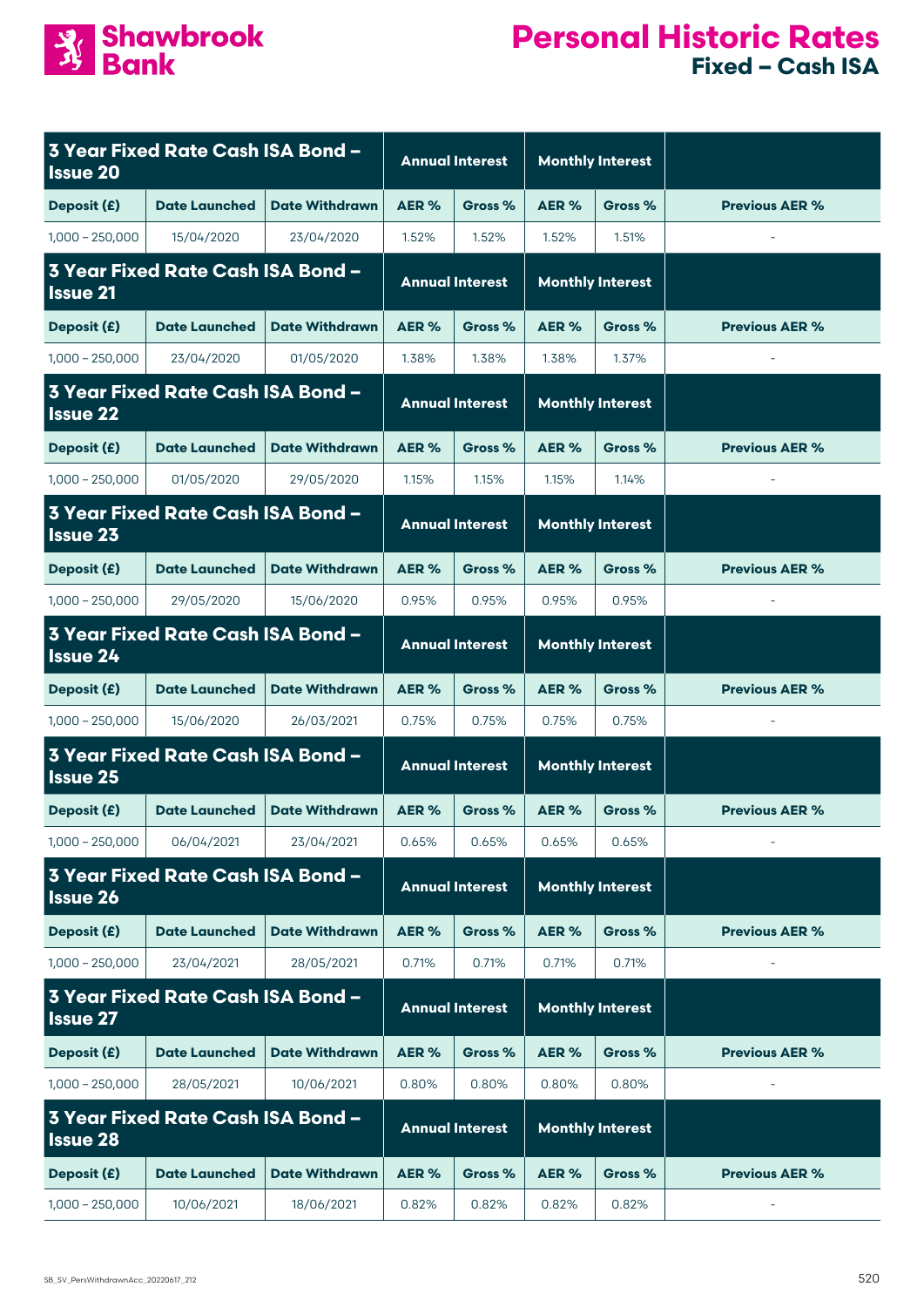# Shawbrook Bank

# Personal Historic Rates
## Fixed – Cash ISA

| 3 Year Fixed Rate Cash ISA Bond – Issue 20 | | | Annual Interest | | Monthly Interest | | |
|---|---|---|---|---|---|---|---|
| Deposit (£) | Date Launched | Date Withdrawn | AER % | Gross % | AER % | Gross % | Previous AER % |
| 1,000 – 250,000 | 15/04/2020 | 23/04/2020 | 1.52% | 1.52% | 1.52% | 1.51% | - |

| 3 Year Fixed Rate Cash ISA Bond – Issue 21 | | | Annual Interest | | Monthly Interest | | |
|---|---|---|---|---|---|---|---|
| Deposit (£) | Date Launched | Date Withdrawn | AER % | Gross % | AER % | Gross % | Previous AER % |
| 1,000 – 250,000 | 23/04/2020 | 01/05/2020 | 1.38% | 1.38% | 1.38% | 1.37% | - |

| 3 Year Fixed Rate Cash ISA Bond – Issue 22 | | | Annual Interest | | Monthly Interest | | |
|---|---|---|---|---|---|---|---|
| Deposit (£) | Date Launched | Date Withdrawn | AER % | Gross % | AER % | Gross % | Previous AER % |
| 1,000 – 250,000 | 01/05/2020 | 29/05/2020 | 1.15% | 1.15% | 1.15% | 1.14% | - |

| 3 Year Fixed Rate Cash ISA Bond – Issue 23 | | | Annual Interest | | Monthly Interest | | |
|---|---|---|---|---|---|---|---|
| Deposit (£) | Date Launched | Date Withdrawn | AER % | Gross % | AER % | Gross % | Previous AER % |
| 1,000 – 250,000 | 29/05/2020 | 15/06/2020 | 0.95% | 0.95% | 0.95% | 0.95% | - |

| 3 Year Fixed Rate Cash ISA Bond – Issue 24 | | | Annual Interest | | Monthly Interest | | |
|---|---|---|---|---|---|---|---|
| Deposit (£) | Date Launched | Date Withdrawn | AER % | Gross % | AER % | Gross % | Previous AER % |
| 1,000 – 250,000 | 15/06/2020 | 26/03/2021 | 0.75% | 0.75% | 0.75% | 0.75% | - |

| 3 Year Fixed Rate Cash ISA Bond – Issue 25 | | | Annual Interest | | Monthly Interest | | |
|---|---|---|---|---|---|---|---|
| Deposit (£) | Date Launched | Date Withdrawn | AER % | Gross % | AER % | Gross % | Previous AER % |
| 1,000 – 250,000 | 06/04/2021 | 23/04/2021 | 0.65% | 0.65% | 0.65% | 0.65% | - |

| 3 Year Fixed Rate Cash ISA Bond – Issue 26 | | | Annual Interest | | Monthly Interest | | |
|---|---|---|---|---|---|---|---|
| Deposit (£) | Date Launched | Date Withdrawn | AER % | Gross % | AER % | Gross % | Previous AER % |
| 1,000 – 250,000 | 23/04/2021 | 28/05/2021 | 0.71% | 0.71% | 0.71% | 0.71% | - |

| 3 Year Fixed Rate Cash ISA Bond – Issue 27 | | | Annual Interest | | Monthly Interest | | |
|---|---|---|---|---|---|---|---|
| Deposit (£) | Date Launched | Date Withdrawn | AER % | Gross % | AER % | Gross % | Previous AER % |
| 1,000 – 250,000 | 28/05/2021 | 10/06/2021 | 0.80% | 0.80% | 0.80% | 0.80% | - |

| 3 Year Fixed Rate Cash ISA Bond – Issue 28 | | | Annual Interest | | Monthly Interest | | |
|---|---|---|---|---|---|---|---|
| Deposit (£) | Date Launched | Date Withdrawn | AER % | Gross % | AER % | Gross % | Previous AER % |
| 1,000 – 250,000 | 10/06/2021 | 18/06/2021 | 0.82% | 0.82% | 0.82% | 0.82% | - |

SB_SV_PersWithdrawnAcc_20220617_212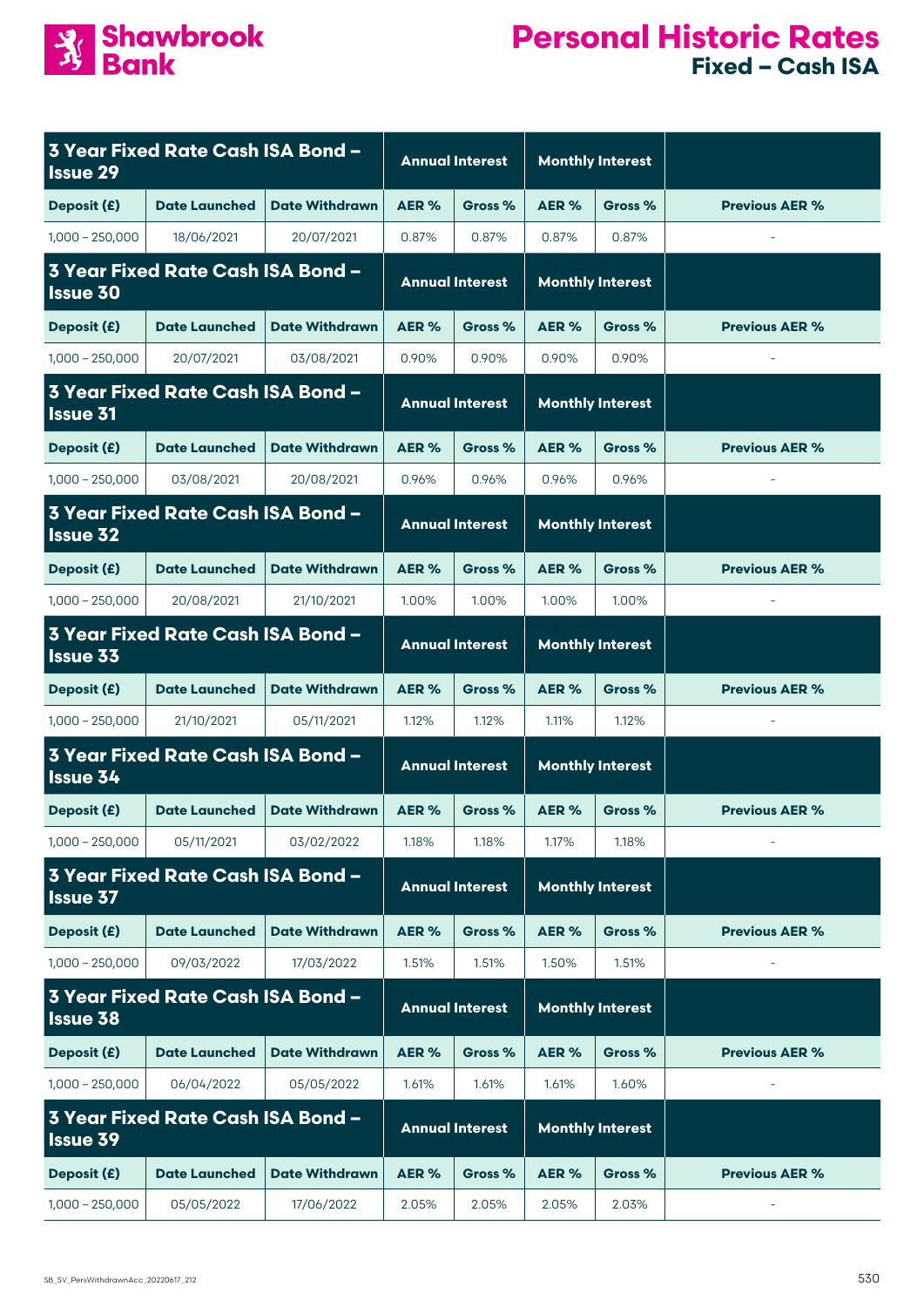# Personal Historic Rates

## Fixed – Cash ISA

| 3 Year Fixed Rate Cash ISA Bond – Issue 29 | | | Annual Interest | | Monthly Interest | | |
|---|---|---|---|---|---|---|---|
| Deposit (£) | Date Launched | Date Withdrawn | AER % | Gross % | AER % | Gross % | Previous AER % |
| 1,000 – 250,000 | 18/06/2021 | 20/07/2021 | 0.87% | 0.87% | 0.87% | 0.87% | - |

| 3 Year Fixed Rate Cash ISA Bond – Issue 30 | | | Annual Interest | | Monthly Interest | | |
|---|---|---|---|---|---|---|---|
| Deposit (£) | Date Launched | Date Withdrawn | AER % | Gross % | AER % | Gross % | Previous AER % |
| 1,000 – 250,000 | 20/07/2021 | 03/08/2021 | 0.90% | 0.90% | 0.90% | 0.90% | - |

| 3 Year Fixed Rate Cash ISA Bond – Issue 31 | | | Annual Interest | | Monthly Interest | | |
|---|---|---|---|---|---|---|---|
| Deposit (£) | Date Launched | Date Withdrawn | AER % | Gross % | AER % | Gross % | Previous AER % |
| 1,000 – 250,000 | 03/08/2021 | 20/08/2021 | 0.96% | 0.96% | 0.96% | 0.96% | - |

| 3 Year Fixed Rate Cash ISA Bond – Issue 32 | | | Annual Interest | | Monthly Interest | | |
|---|---|---|---|---|---|---|---|
| Deposit (£) | Date Launched | Date Withdrawn | AER % | Gross % | AER % | Gross % | Previous AER % |
| 1,000 – 250,000 | 20/08/2021 | 21/10/2021 | 1.00% | 1.00% | 1.00% | 1.00% | - |

| 3 Year Fixed Rate Cash ISA Bond – Issue 33 | | | Annual Interest | | Monthly Interest | | |
|---|---|---|---|---|---|---|---|
| Deposit (£) | Date Launched | Date Withdrawn | AER % | Gross % | AER % | Gross % | Previous AER % |
| 1,000 – 250,000 | 21/10/2021 | 05/11/2021 | 1.12% | 1.12% | 1.11% | 1.12% | - |

| 3 Year Fixed Rate Cash ISA Bond – Issue 34 | | | Annual Interest | | Monthly Interest | | |
|---|---|---|---|---|---|---|---|
| Deposit (£) | Date Launched | Date Withdrawn | AER % | Gross % | AER % | Gross % | Previous AER % |
| 1,000 – 250,000 | 05/11/2021 | 03/02/2022 | 1.18% | 1.18% | 1.17% | 1.18% | - |

| 3 Year Fixed Rate Cash ISA Bond – Issue 37 | | | Annual Interest | | Monthly Interest | | |
|---|---|---|---|---|---|---|---|
| Deposit (£) | Date Launched | Date Withdrawn | AER % | Gross % | AER % | Gross % | Previous AER % |
| 1,000 – 250,000 | 09/03/2022 | 17/03/2022 | 1.51% | 1.51% | 1.50% | 1.51% | - |

| 3 Year Fixed Rate Cash ISA Bond – Issue 38 | | | Annual Interest | | Monthly Interest | | |
|---|---|---|---|---|---|---|---|
| Deposit (£) | Date Launched | Date Withdrawn | AER % | Gross % | AER % | Gross % | Previous AER % |
| 1,000 – 250,000 | 06/04/2022 | 05/05/2022 | 1.61% | 1.61% | 1.61% | 1.60% | - |

| 3 Year Fixed Rate Cash ISA Bond – Issue 39 | | | Annual Interest | | Monthly Interest | | |
|---|---|---|---|---|---|---|---|
| Deposit (£) | Date Launched | Date Withdrawn | AER % | Gross % | AER % | Gross % | Previous AER % |
| 1,000 – 250,000 | 05/05/2022 | 17/06/2022 | 2.05% | 2.05% | 2.05% | 2.03% | - |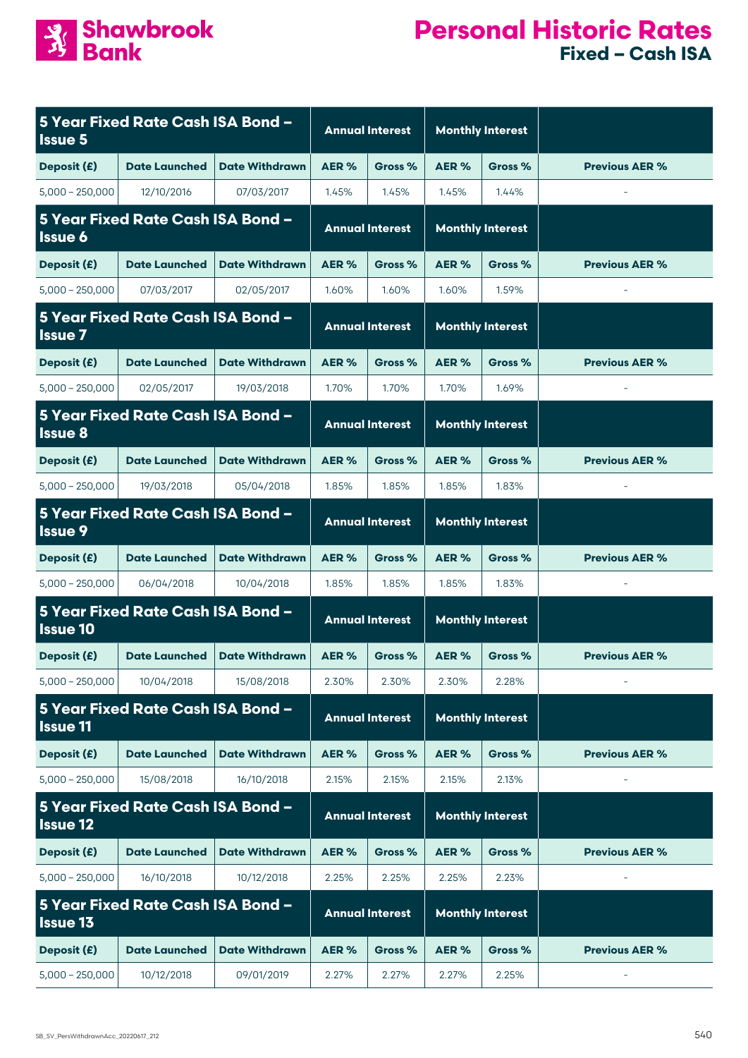# Personal Historic Rates
## Fixed – Cash ISA

| 5 Year Fixed Rate Cash ISA Bond – Issue 5 | | | Annual Interest | | Monthly Interest | | |
|---|---|---|---|---|---|---|---|
| Deposit (£) | Date Launched | Date Withdrawn | AER % | Gross % | AER % | Gross % | Previous AER % |
| 5,000 – 250,000 | 12/10/2016 | 07/03/2017 | 1.45% | 1.45% | 1.45% | 1.44% | - |

| 5 Year Fixed Rate Cash ISA Bond – Issue 6 | | | Annual Interest | | Monthly Interest | | |
|---|---|---|---|---|---|---|---|
| Deposit (£) | Date Launched | Date Withdrawn | AER % | Gross % | AER % | Gross % | Previous AER % |
| 5,000 – 250,000 | 07/03/2017 | 02/05/2017 | 1.60% | 1.60% | 1.60% | 1.59% | - |

| 5 Year Fixed Rate Cash ISA Bond – Issue 7 | | | Annual Interest | | Monthly Interest | | |
|---|---|---|---|---|---|---|---|
| Deposit (£) | Date Launched | Date Withdrawn | AER % | Gross % | AER % | Gross % | Previous AER % |
| 5,000 – 250,000 | 02/05/2017 | 19/03/2018 | 1.70% | 1.70% | 1.70% | 1.69% | - |

| 5 Year Fixed Rate Cash ISA Bond – Issue 8 | | | Annual Interest | | Monthly Interest | | |
|---|---|---|---|---|---|---|---|
| Deposit (£) | Date Launched | Date Withdrawn | AER % | Gross % | AER % | Gross % | Previous AER % |
| 5,000 – 250,000 | 19/03/2018 | 05/04/2018 | 1.85% | 1.85% | 1.85% | 1.83% | - |

| 5 Year Fixed Rate Cash ISA Bond – Issue 9 | | | Annual Interest | | Monthly Interest | | |
|---|---|---|---|---|---|---|---|
| Deposit (£) | Date Launched | Date Withdrawn | AER % | Gross % | AER % | Gross % | Previous AER % |
| 5,000 – 250,000 | 06/04/2018 | 10/04/2018 | 1.85% | 1.85% | 1.85% | 1.83% | - |

| 5 Year Fixed Rate Cash ISA Bond – Issue 10 | | | Annual Interest | | Monthly Interest | | |
|---|---|---|---|---|---|---|---|
| Deposit (£) | Date Launched | Date Withdrawn | AER % | Gross % | AER % | Gross % | Previous AER % |
| 5,000 – 250,000 | 10/04/2018 | 15/08/2018 | 2.30% | 2.30% | 2.30% | 2.28% | - |

| 5 Year Fixed Rate Cash ISA Bond – Issue 11 | | | Annual Interest | | Monthly Interest | | |
|---|---|---|---|---|---|---|---|
| Deposit (£) | Date Launched | Date Withdrawn | AER % | Gross % | AER % | Gross % | Previous AER % |
| 5,000 – 250,000 | 15/08/2018 | 16/10/2018 | 2.15% | 2.15% | 2.15% | 2.13% | - |

| 5 Year Fixed Rate Cash ISA Bond – Issue 12 | | | Annual Interest | | Monthly Interest | | |
|---|---|---|---|---|---|---|---|
| Deposit (£) | Date Launched | Date Withdrawn | AER % | Gross % | AER % | Gross % | Previous AER % |
| 5,000 – 250,000 | 16/10/2018 | 10/12/2018 | 2.25% | 2.25% | 2.25% | 2.23% | - |

| 5 Year Fixed Rate Cash ISA Bond – Issue 13 | | | Annual Interest | | Monthly Interest | | |
|---|---|---|---|---|---|---|---|
| Deposit (£) | Date Launched | Date Withdrawn | AER % | Gross % | AER % | Gross % | Previous AER % |
| 5,000 – 250,000 | 10/12/2018 | 09/01/2019 | 2.27% | 2.27% | 2.27% | 2.25% | - |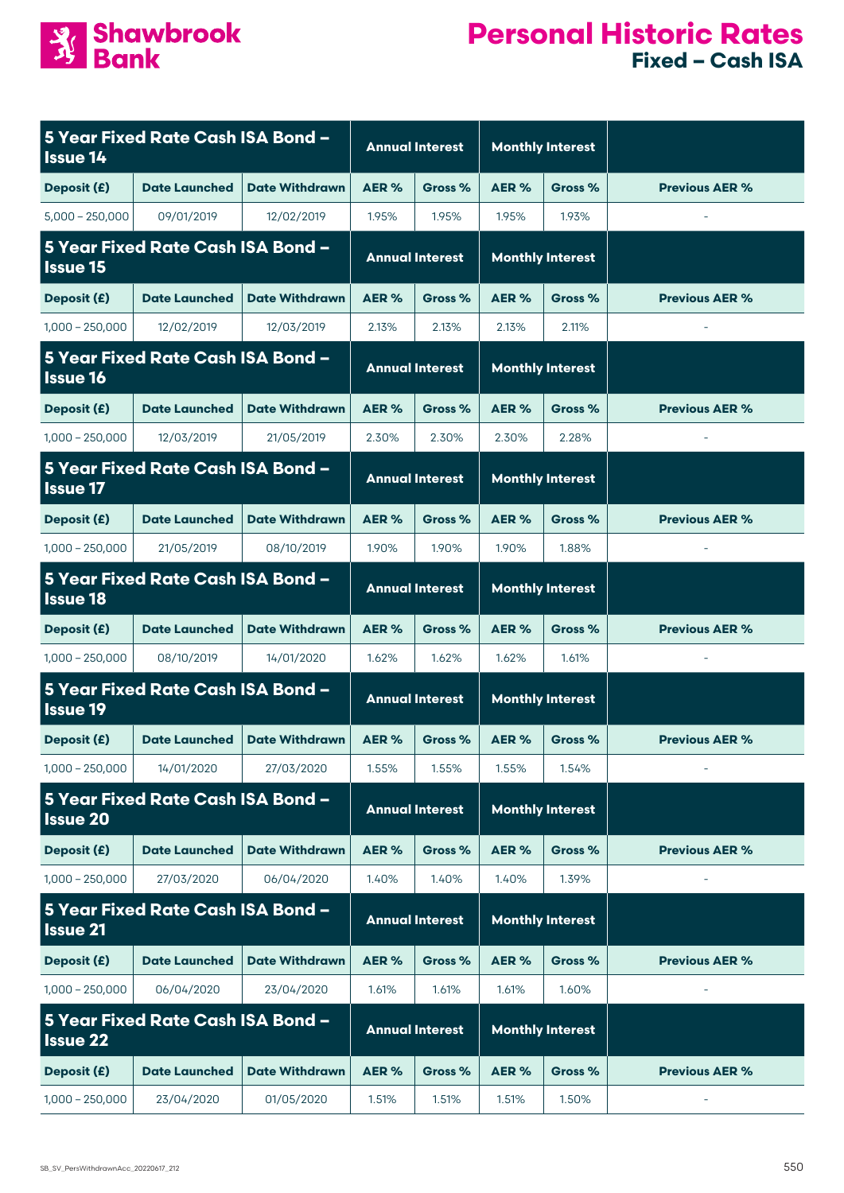# Shawbrook Bank

# Personal Historic Rates
## Fixed – Cash ISA

| 5 Year Fixed Rate Cash ISA Bond – Issue 14 | | | Annual Interest | | Monthly Interest | | |
|---|---|---|---|---|---|---|---|
| Deposit (£) | Date Launched | Date Withdrawn | AER % | Gross % | AER % | Gross % | Previous AER % |
| 5,000 – 250,000 | 09/01/2019 | 12/02/2019 | 1.95% | 1.95% | 1.95% | 1.93% | - |

| 5 Year Fixed Rate Cash ISA Bond – Issue 15 | | | Annual Interest | | Monthly Interest | | |
|---|---|---|---|---|---|---|---|
| Deposit (£) | Date Launched | Date Withdrawn | AER % | Gross % | AER % | Gross % | Previous AER % |
| 1,000 – 250,000 | 12/02/2019 | 12/03/2019 | 2.13% | 2.13% | 2.13% | 2.11% | - |

| 5 Year Fixed Rate Cash ISA Bond – Issue 16 | | | Annual Interest | | Monthly Interest | | |
|---|---|---|---|---|---|---|---|
| Deposit (£) | Date Launched | Date Withdrawn | AER % | Gross % | AER % | Gross % | Previous AER % |
| 1,000 – 250,000 | 12/03/2019 | 21/05/2019 | 2.30% | 2.30% | 2.30% | 2.28% | - |

| 5 Year Fixed Rate Cash ISA Bond – Issue 17 | | | Annual Interest | | Monthly Interest | | |
|---|---|---|---|---|---|---|---|
| Deposit (£) | Date Launched | Date Withdrawn | AER % | Gross % | AER % | Gross % | Previous AER % |
| 1,000 – 250,000 | 21/05/2019 | 08/10/2019 | 1.90% | 1.90% | 1.90% | 1.88% | - |

| 5 Year Fixed Rate Cash ISA Bond – Issue 18 | | | Annual Interest | | Monthly Interest | | |
|---|---|---|---|---|---|---|---|
| Deposit (£) | Date Launched | Date Withdrawn | AER % | Gross % | AER % | Gross % | Previous AER % |
| 1,000 – 250,000 | 08/10/2019 | 14/01/2020 | 1.62% | 1.62% | 1.62% | 1.61% | - |

| 5 Year Fixed Rate Cash ISA Bond – Issue 19 | | | Annual Interest | | Monthly Interest | | |
|---|---|---|---|---|---|---|---|
| Deposit (£) | Date Launched | Date Withdrawn | AER % | Gross % | AER % | Gross % | Previous AER % |
| 1,000 – 250,000 | 14/01/2020 | 27/03/2020 | 1.55% | 1.55% | 1.55% | 1.54% | - |

| 5 Year Fixed Rate Cash ISA Bond – Issue 20 | | | Annual Interest | | Monthly Interest | | |
|---|---|---|---|---|---|---|---|
| Deposit (£) | Date Launched | Date Withdrawn | AER % | Gross % | AER % | Gross % | Previous AER % |
| 1,000 – 250,000 | 27/03/2020 | 06/04/2020 | 1.40% | 1.40% | 1.40% | 1.39% | - |

| 5 Year Fixed Rate Cash ISA Bond – Issue 21 | | | Annual Interest | | Monthly Interest | | |
|---|---|---|---|---|---|---|---|
| Deposit (£) | Date Launched | Date Withdrawn | AER % | Gross % | AER % | Gross % | Previous AER % |
| 1,000 – 250,000 | 06/04/2020 | 23/04/2020 | 1.61% | 1.61% | 1.61% | 1.60% | - |

| 5 Year Fixed Rate Cash ISA Bond – Issue 22 | | | Annual Interest | | Monthly Interest | | |
|---|---|---|---|---|---|---|---|
| Deposit (£) | Date Launched | Date Withdrawn | AER % | Gross % | AER % | Gross % | Previous AER % |
| 1,000 – 250,000 | 23/04/2020 | 01/05/2020 | 1.51% | 1.51% | 1.51% | 1.50% | - |

SB_SV_PersWithdrawnAcc_20220617_212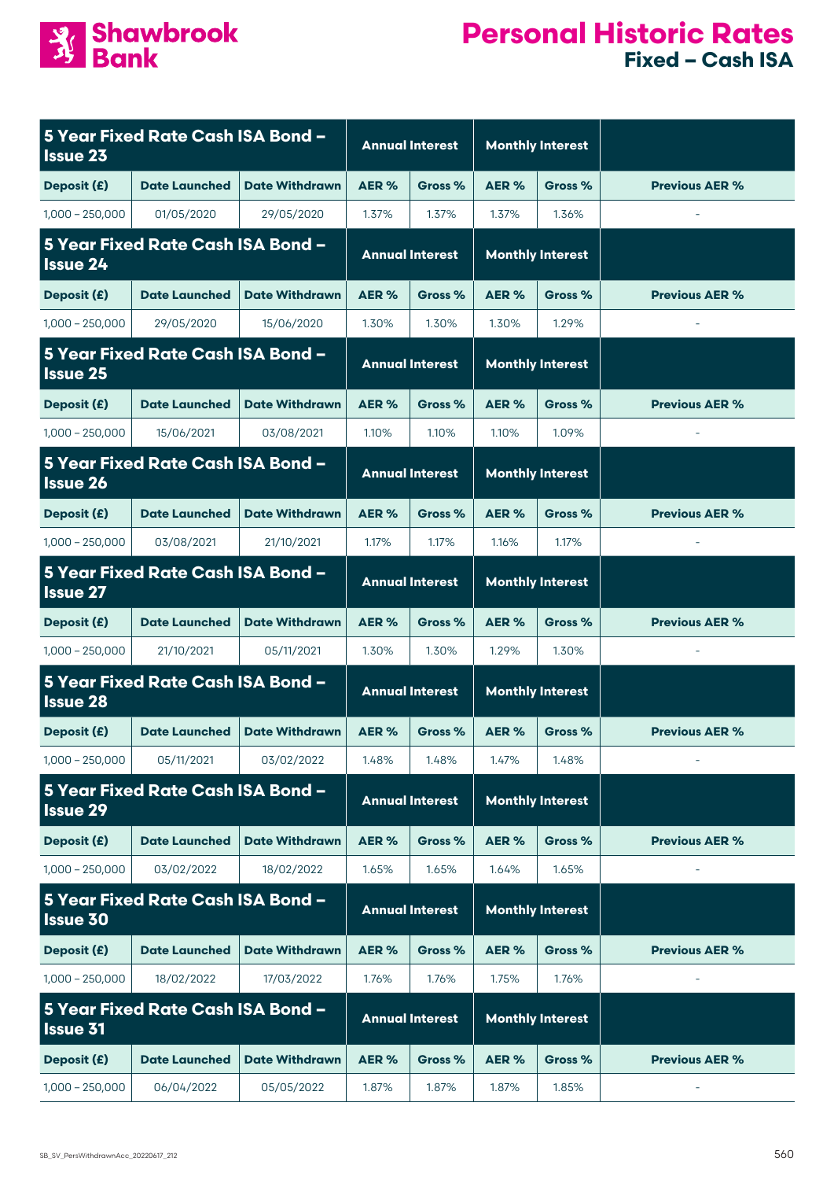# Personal Historic Rates

## Fixed – Cash ISA

| 5 Year Fixed Rate Cash ISA Bond – Issue 23 | | | Annual Interest | | Monthly Interest | | |
|---|---|---|---|---|---|---|---|
| Deposit (£) | Date Launched | Date Withdrawn | AER % | Gross % | AER % | Gross % | Previous AER % |
| 1,000 – 250,000 | 01/05/2020 | 29/05/2020 | 1.37% | 1.37% | 1.37% | 1.36% | - |

| 5 Year Fixed Rate Cash ISA Bond – Issue 24 | | | Annual Interest | | Monthly Interest | | |
|---|---|---|---|---|---|---|---|
| Deposit (£) | Date Launched | Date Withdrawn | AER % | Gross % | AER % | Gross % | Previous AER % |
| 1,000 – 250,000 | 29/05/2020 | 15/06/2020 | 1.30% | 1.30% | 1.30% | 1.29% | - |

| 5 Year Fixed Rate Cash ISA Bond – Issue 25 | | | Annual Interest | | Monthly Interest | | |
|---|---|---|---|---|---|---|---|
| Deposit (£) | Date Launched | Date Withdrawn | AER % | Gross % | AER % | Gross % | Previous AER % |
| 1,000 – 250,000 | 15/06/2021 | 03/08/2021 | 1.10% | 1.10% | 1.10% | 1.09% | - |

| 5 Year Fixed Rate Cash ISA Bond – Issue 26 | | | Annual Interest | | Monthly Interest | | |
|---|---|---|---|---|---|---|---|
| Deposit (£) | Date Launched | Date Withdrawn | AER % | Gross % | AER % | Gross % | Previous AER % |
| 1,000 – 250,000 | 03/08/2021 | 21/10/2021 | 1.17% | 1.17% | 1.16% | 1.17% | - |

| 5 Year Fixed Rate Cash ISA Bond – Issue 27 | | | Annual Interest | | Monthly Interest | | |
|---|---|---|---|---|---|---|---|
| Deposit (£) | Date Launched | Date Withdrawn | AER % | Gross % | AER % | Gross % | Previous AER % |
| 1,000 – 250,000 | 21/10/2021 | 05/11/2021 | 1.30% | 1.30% | 1.29% | 1.30% | - |

| 5 Year Fixed Rate Cash ISA Bond – Issue 28 | | | Annual Interest | | Monthly Interest | | |
|---|---|---|---|---|---|---|---|
| Deposit (£) | Date Launched | Date Withdrawn | AER % | Gross % | AER % | Gross % | Previous AER % |
| 1,000 – 250,000 | 05/11/2021 | 03/02/2022 | 1.48% | 1.48% | 1.47% | 1.48% | - |

| 5 Year Fixed Rate Cash ISA Bond – Issue 29 | | | Annual Interest | | Monthly Interest | | |
|---|---|---|---|---|---|---|---|
| Deposit (£) | Date Launched | Date Withdrawn | AER % | Gross % | AER % | Gross % | Previous AER % |
| 1,000 – 250,000 | 03/02/2022 | 18/02/2022 | 1.65% | 1.65% | 1.64% | 1.65% | - |

| 5 Year Fixed Rate Cash ISA Bond – Issue 30 | | | Annual Interest | | Monthly Interest | | |
|---|---|---|---|---|---|---|---|
| Deposit (£) | Date Launched | Date Withdrawn | AER % | Gross % | AER % | Gross % | Previous AER % |
| 1,000 – 250,000 | 18/02/2022 | 17/03/2022 | 1.76% | 1.76% | 1.75% | 1.76% | - |

| 5 Year Fixed Rate Cash ISA Bond – Issue 31 | | | Annual Interest | | Monthly Interest | | |
|---|---|---|---|---|---|---|---|
| Deposit (£) | Date Launched | Date Withdrawn | AER % | Gross % | AER % | Gross % | Previous AER % |
| 1,000 – 250,000 | 06/04/2022 | 05/05/2022 | 1.87% | 1.87% | 1.87% | 1.85% | - |

SB_SV_PersWithdrawnAcc_20220617_212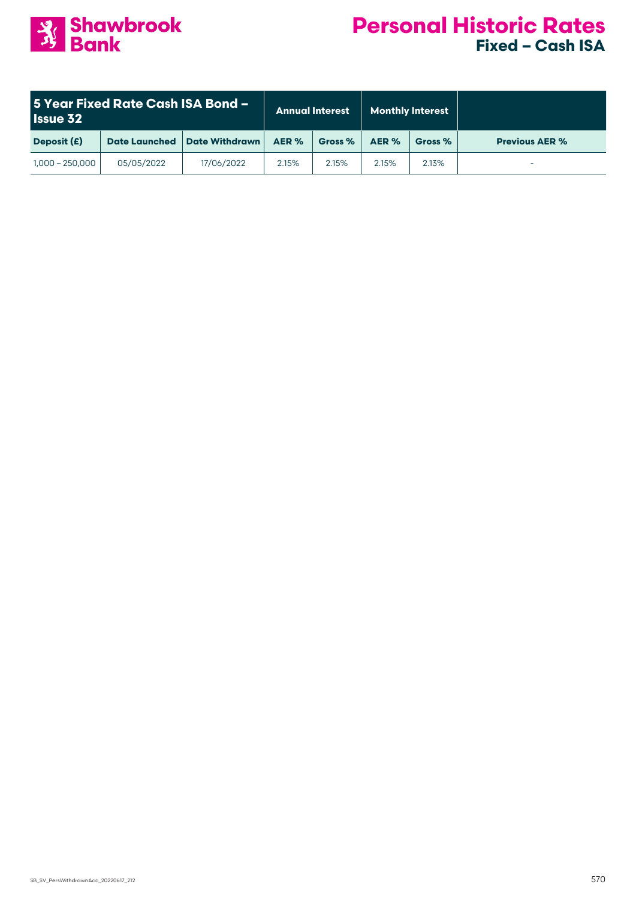# Personal Historic Rates

## Fixed – Cash ISA

| 5 Year Fixed Rate Cash ISA Bond – Issue 32 | | | Annual Interest | | Monthly Interest | | |
|---|---|---|---|---|---|---|---|
| Deposit (£) | Date Launched | Date Withdrawn | AER % | Gross % | AER % | Gross % | Previous AER % |
| 1,000 – 250,000 | 05/05/2022 | 17/06/2022 | 2.15% | 2.15% | 2.15% | 2.13% | - |

SB_SV_PersWithdrawnAcc_20220617_212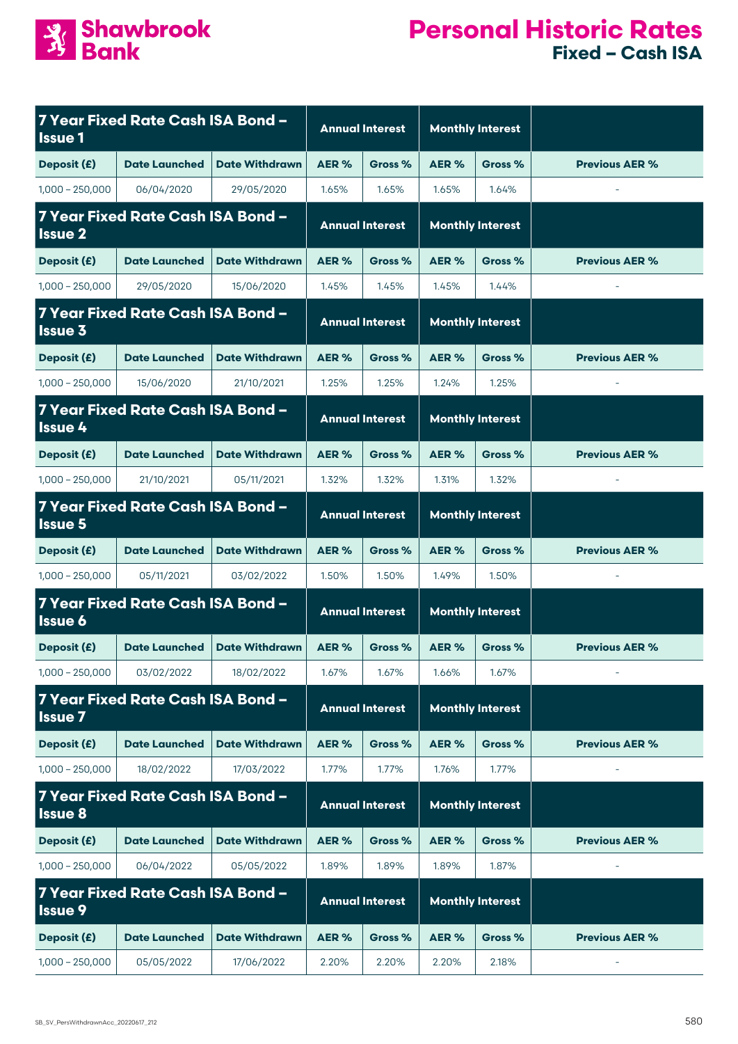# Shawbrook Bank

# Personal Historic Rates

## Fixed – Cash ISA

| 7 Year Fixed Rate Cash ISA Bond – Issue 1 | | | Annual Interest | | Monthly Interest | | |
|---|---|---|---|---|---|---|---|
| Deposit (£) | Date Launched | Date Withdrawn | AER % | Gross % | AER % | Gross % | Previous AER % |
| 1,000 – 250,000 | 06/04/2020 | 29/05/2020 | 1.65% | 1.65% | 1.65% | 1.64% | - |

| 7 Year Fixed Rate Cash ISA Bond – Issue 2 | | | Annual Interest | | Monthly Interest | | |
|---|---|---|---|---|---|---|---|
| Deposit (£) | Date Launched | Date Withdrawn | AER % | Gross % | AER % | Gross % | Previous AER % |
| 1,000 – 250,000 | 29/05/2020 | 15/06/2020 | 1.45% | 1.45% | 1.45% | 1.44% | - |

| 7 Year Fixed Rate Cash ISA Bond – Issue 3 | | | Annual Interest | | Monthly Interest | | |
|---|---|---|---|---|---|---|---|
| Deposit (£) | Date Launched | Date Withdrawn | AER % | Gross % | AER % | Gross % | Previous AER % |
| 1,000 – 250,000 | 15/06/2020 | 21/10/2021 | 1.25% | 1.25% | 1.24% | 1.25% | - |

| 7 Year Fixed Rate Cash ISA Bond – Issue 4 | | | Annual Interest | | Monthly Interest | | |
|---|---|---|---|---|---|---|---|
| Deposit (£) | Date Launched | Date Withdrawn | AER % | Gross % | AER % | Gross % | Previous AER % |
| 1,000 – 250,000 | 21/10/2021 | 05/11/2021 | 1.32% | 1.32% | 1.31% | 1.32% | - |

| 7 Year Fixed Rate Cash ISA Bond – Issue 5 | | | Annual Interest | | Monthly Interest | | |
|---|---|---|---|---|---|---|---|
| Deposit (£) | Date Launched | Date Withdrawn | AER % | Gross % | AER % | Gross % | Previous AER % |
| 1,000 – 250,000 | 05/11/2021 | 03/02/2022 | 1.50% | 1.50% | 1.49% | 1.50% | - |

| 7 Year Fixed Rate Cash ISA Bond – Issue 6 | | | Annual Interest | | Monthly Interest | | |
|---|---|---|---|---|---|---|---|
| Deposit (£) | Date Launched | Date Withdrawn | AER % | Gross % | AER % | Gross % | Previous AER % |
| 1,000 – 250,000 | 03/02/2022 | 18/02/2022 | 1.67% | 1.67% | 1.66% | 1.67% | - |

| 7 Year Fixed Rate Cash ISA Bond – Issue 7 | | | Annual Interest | | Monthly Interest | | |
|---|---|---|---|---|---|---|---|
| Deposit (£) | Date Launched | Date Withdrawn | AER % | Gross % | AER % | Gross % | Previous AER % |
| 1,000 – 250,000 | 18/02/2022 | 17/03/2022 | 1.77% | 1.77% | 1.76% | 1.77% | - |

| 7 Year Fixed Rate Cash ISA Bond – Issue 8 | | | Annual Interest | | Monthly Interest | | |
|---|---|---|---|---|---|---|---|
| Deposit (£) | Date Launched | Date Withdrawn | AER % | Gross % | AER % | Gross % | Previous AER % |
| 1,000 – 250,000 | 06/04/2022 | 05/05/2022 | 1.89% | 1.89% | 1.89% | 1.87% | - |

| 7 Year Fixed Rate Cash ISA Bond – Issue 9 | | | Annual Interest | | Monthly Interest | | |
|---|---|---|---|---|---|---|---|
| Deposit (£) | Date Launched | Date Withdrawn | AER % | Gross % | AER % | Gross % | Previous AER % |
| 1,000 – 250,000 | 05/05/2022 | 17/06/2022 | 2.20% | 2.20% | 2.20% | 2.18% | - |

SB_SV_PersWithdrawnAcc_20220617_212